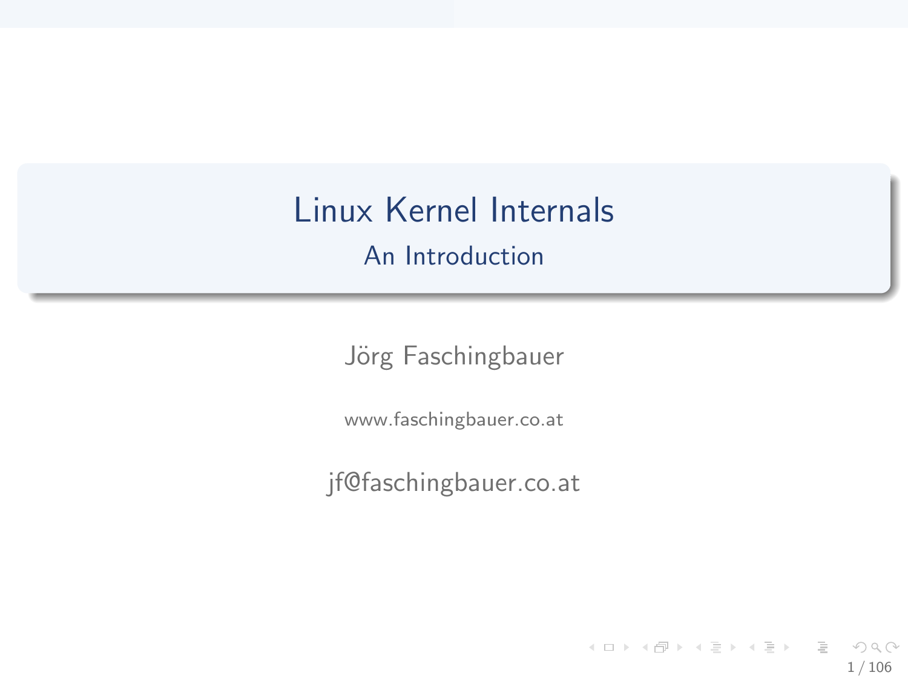# Linux Kernel Internals

## An Introduction

Jörg Faschingbauer

www.faschingbauer.co.at

jf@faschingbauer.co.at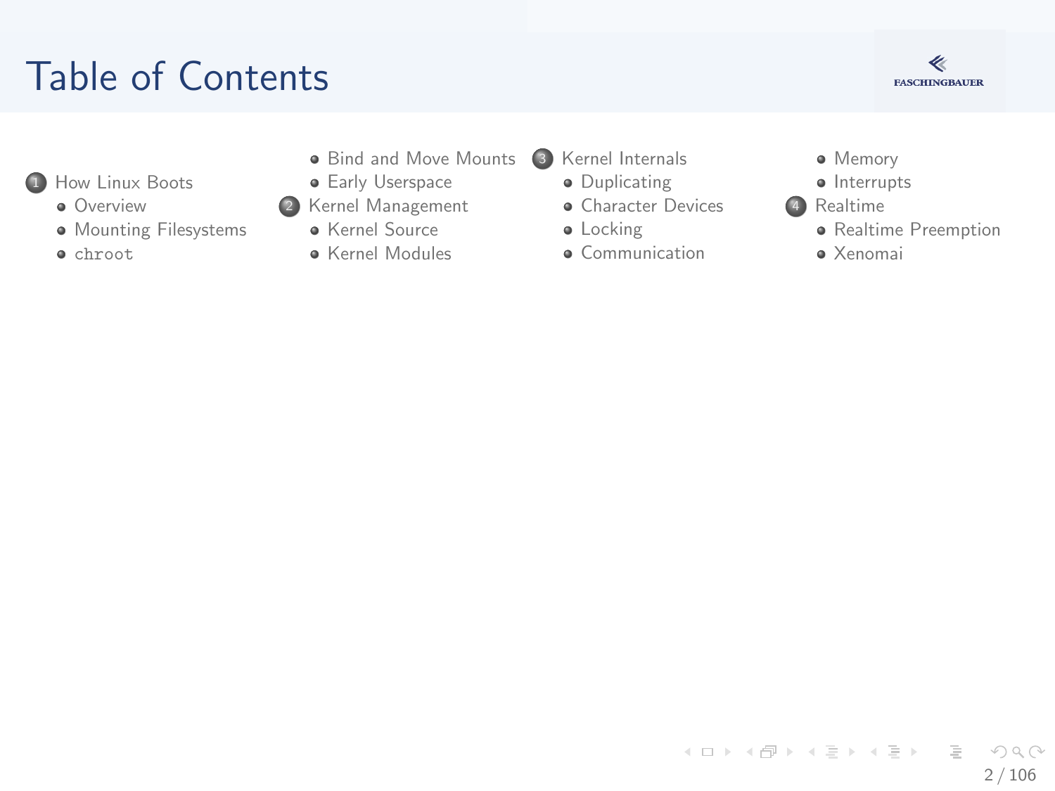# Table of Contents

1. How Linux Boots
   - Overview
   - Mounting Filesystems
   - `chroot`
   - Bind and Move Mounts
   - Early Userspace
2. Kernel Management
   - Kernel Source
   - Kernel Modules
3. Kernel Internals
   - Duplicating
   - Character Devices
   - Locking
   - Communication
   - Memory
   - Interrupts
4. Realtime
   - Realtime Preemption
   - Xenomai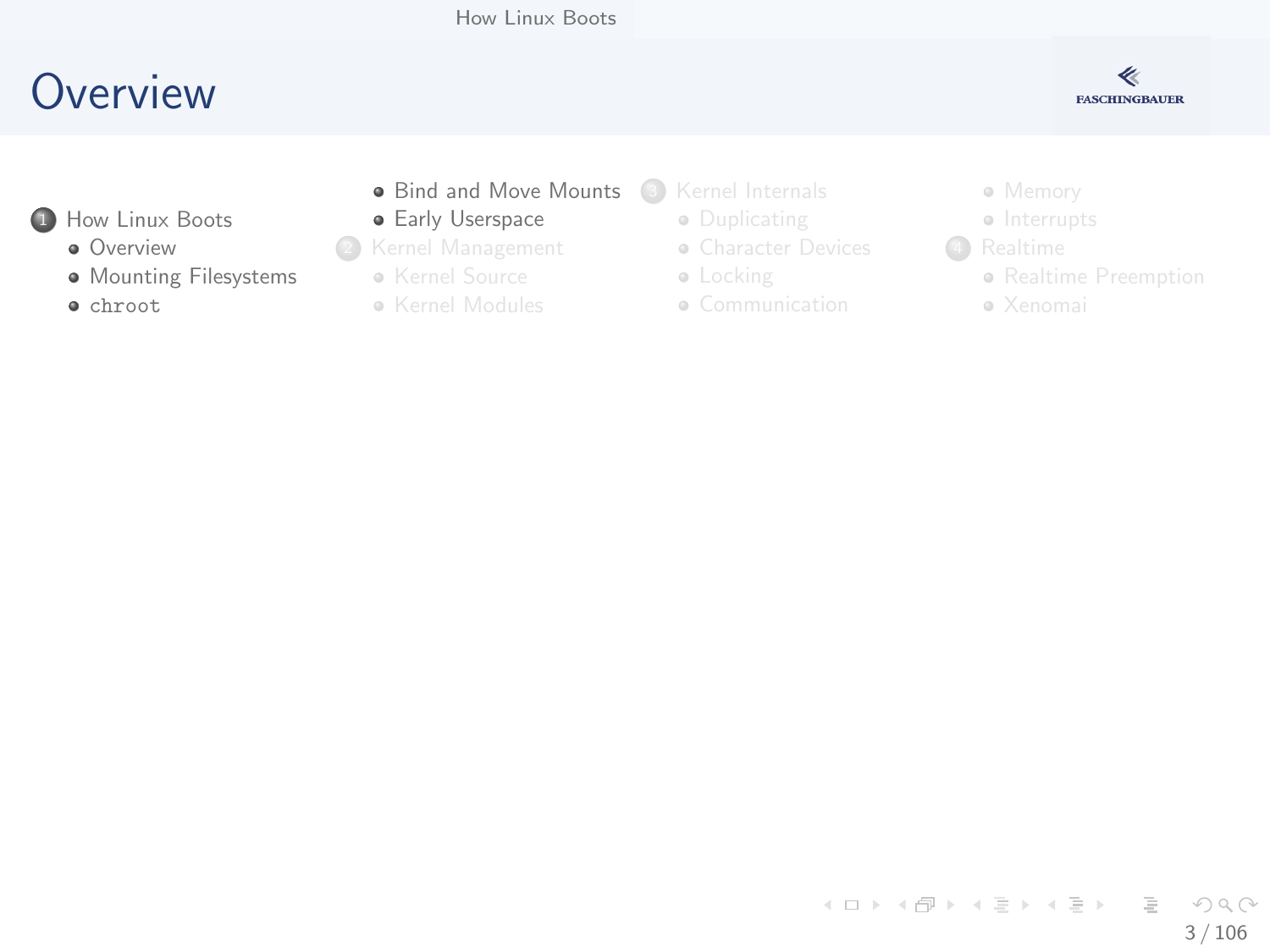# Overview

1. How Linux Boots
   - Overview
   - Mounting Filesystems
   - `chroot`
   - Bind and Move Mounts
   - Early Userspace
2. Kernel Management
   - Kernel Source
   - Kernel Modules
3. Kernel Internals
   - Duplicating
   - Character Devices
   - Locking
   - Communication
   - Memory
   - Interrupts
4. Realtime
   - Realtime Preemption
   - Xenomai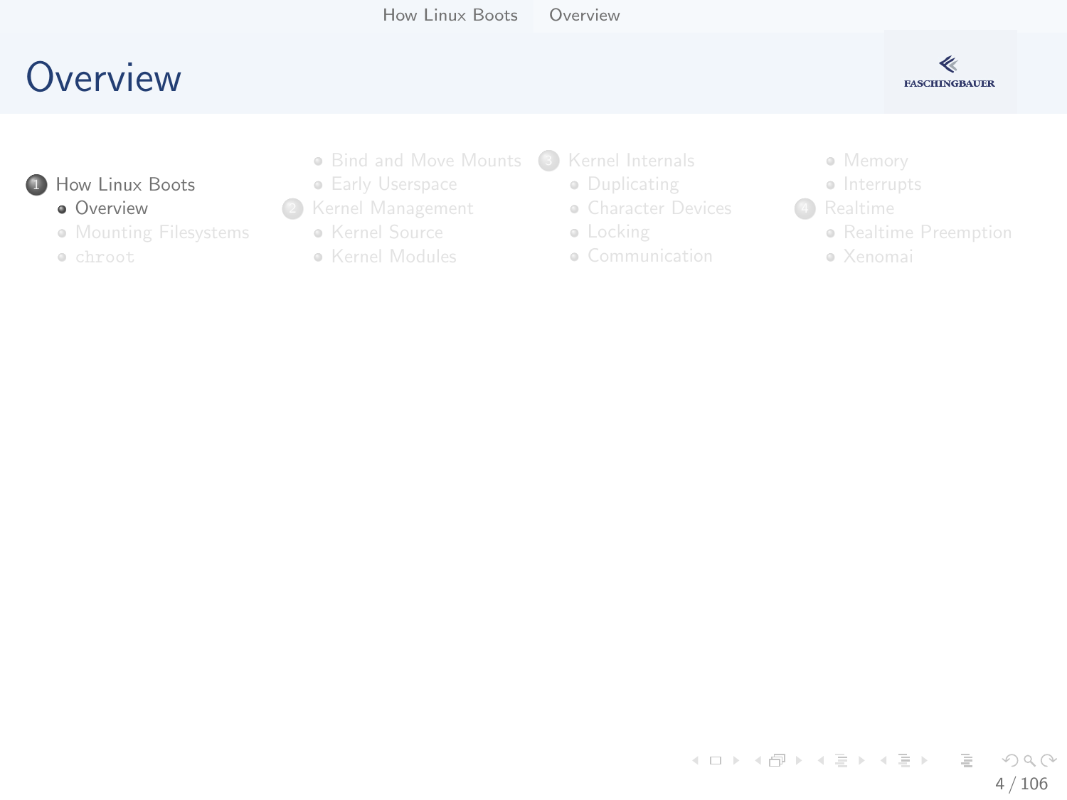# Overview

1. How Linux Boots
   - Overview
   - Mounting Filesystems
   - `chroot`
   - Bind and Move Mounts
   - Early Userspace
2. Kernel Management
   - Kernel Source
   - Kernel Modules
3. Kernel Internals
   - Duplicating
   - Character Devices
   - Locking
   - Communication
   - Memory
   - Interrupts
4. Realtime
   - Realtime Preemption
   - Xenomai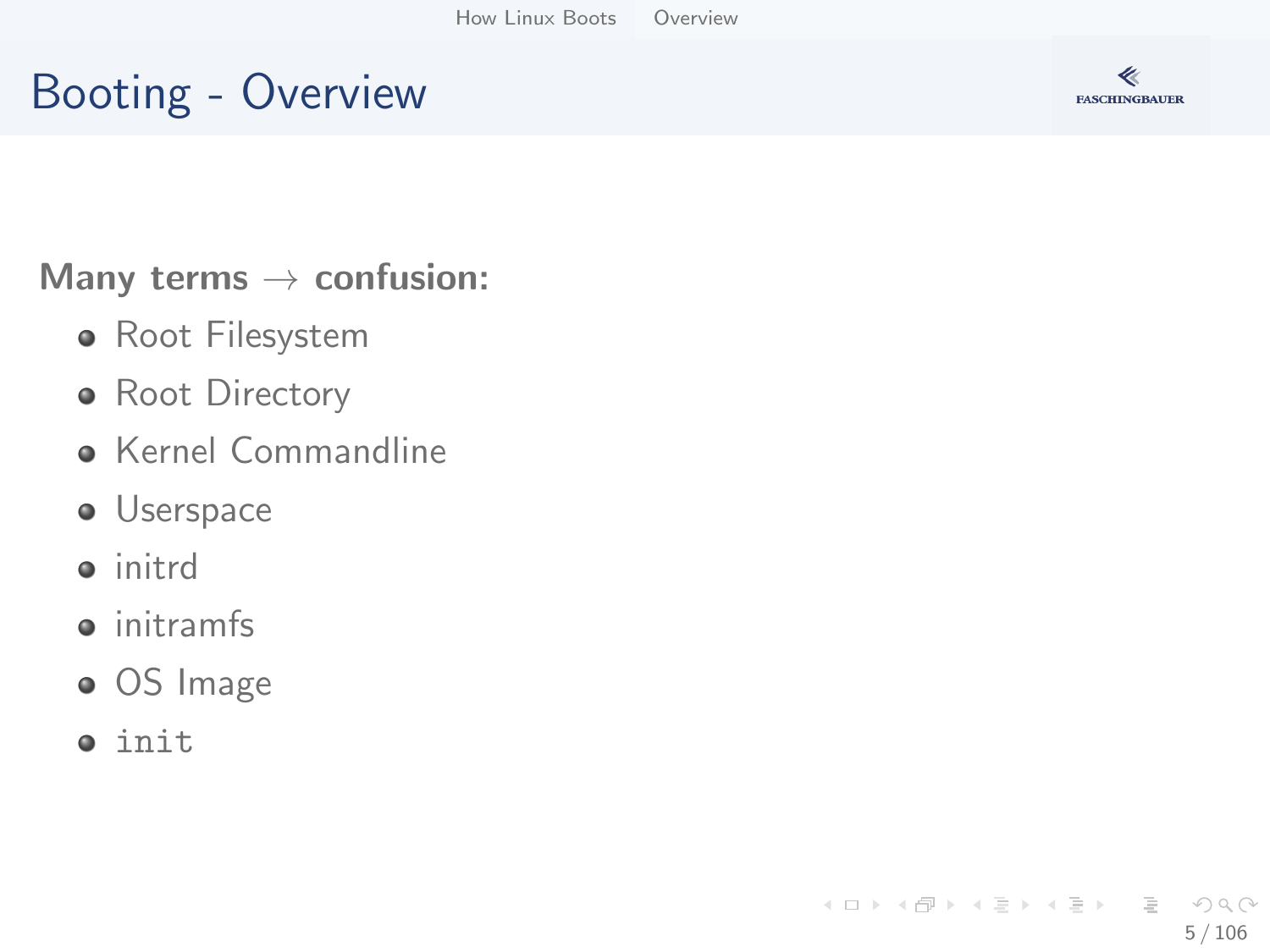# Booting - Overview

**Many terms → confusion:**

- Root Filesystem
- Root Directory
- Kernel Commandline
- Userspace
- initrd
- initramfs
- OS Image
- `init`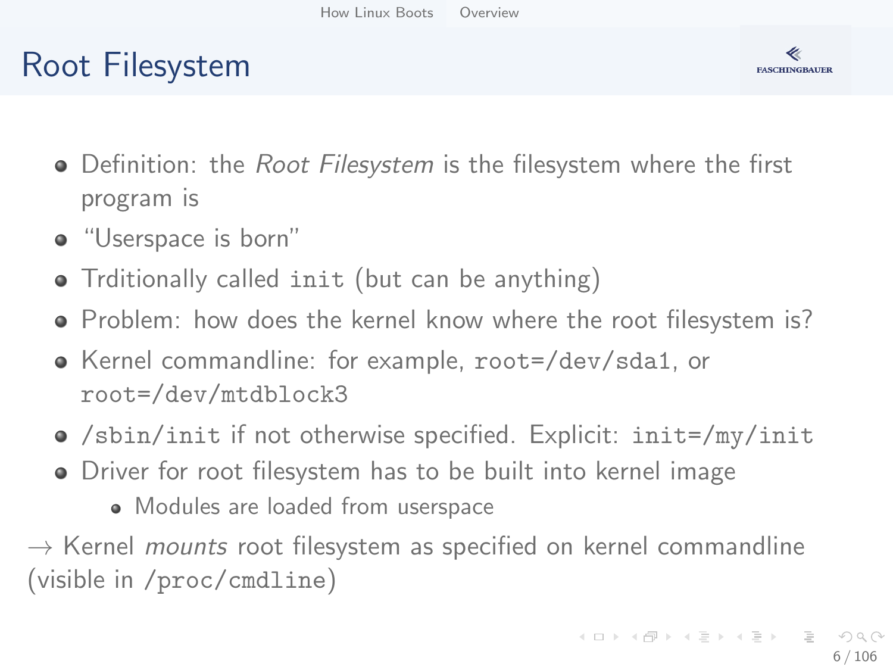# Root Filesystem

- Definition: the *Root Filesystem* is the filesystem where the first program is
- "Userspace is born"
- Trditionally called `init` (but can be anything)
- Problem: how does the kernel know where the root filesystem is?
- Kernel commandline: for example, `root=/dev/sda1`, or `root=/dev/mtdblock3`
- `/sbin/init` if not otherwise specified. Explicit: `init=/my/init`
- Driver for root filesystem has to be built into kernel image
  - Modules are loaded from userspace

→ Kernel *mounts* root filesystem as specified on kernel commandline (visible in `/proc/cmdline`)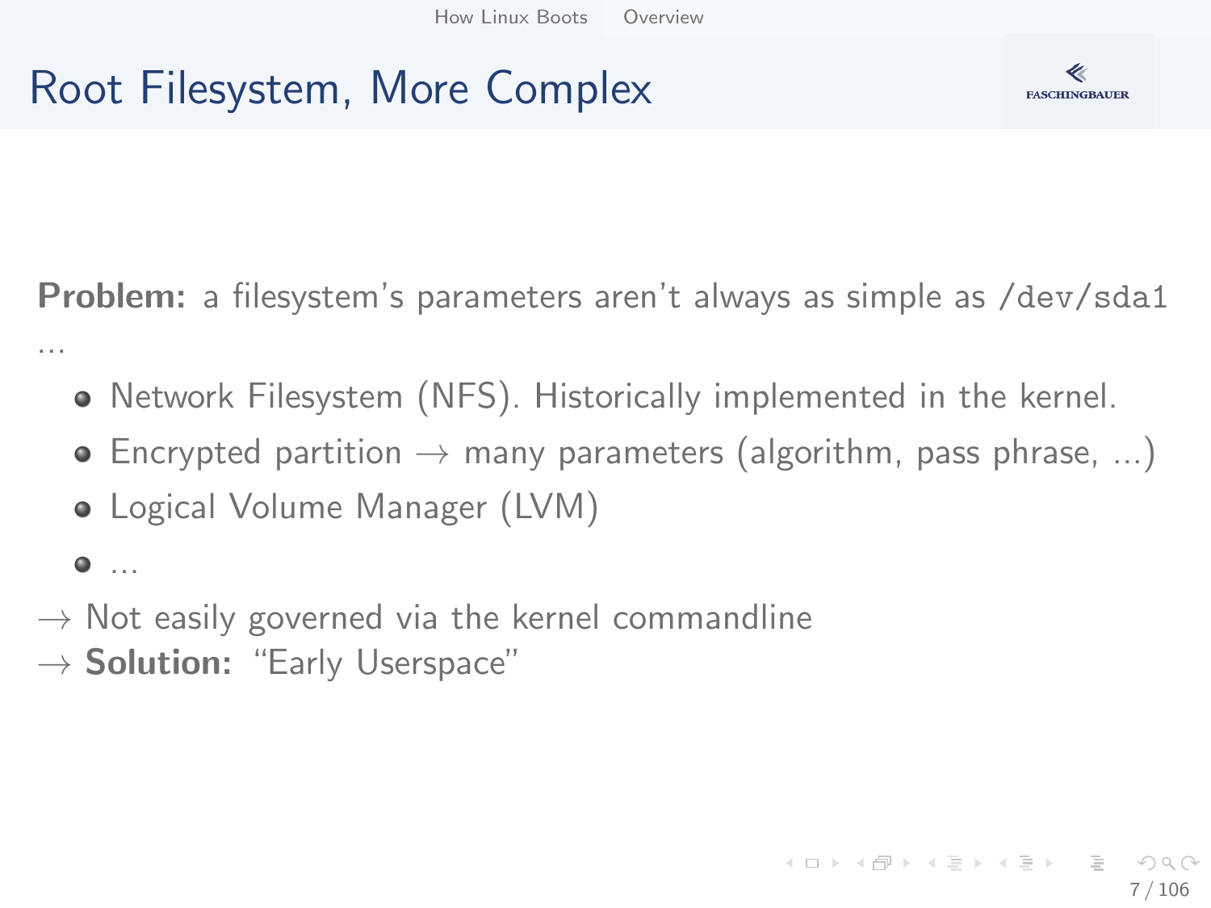# Root Filesystem, More Complex

**Problem:** a filesystem's parameters aren't always as simple as `/dev/sda1` ...

- Network Filesystem (NFS). Historically implemented in the kernel.
- Encrypted partition → many parameters (algorithm, pass phrase, ...)
- Logical Volume Manager (LVM)
- ...

→ Not easily governed via the kernel commandline
→ **Solution:** "Early Userspace"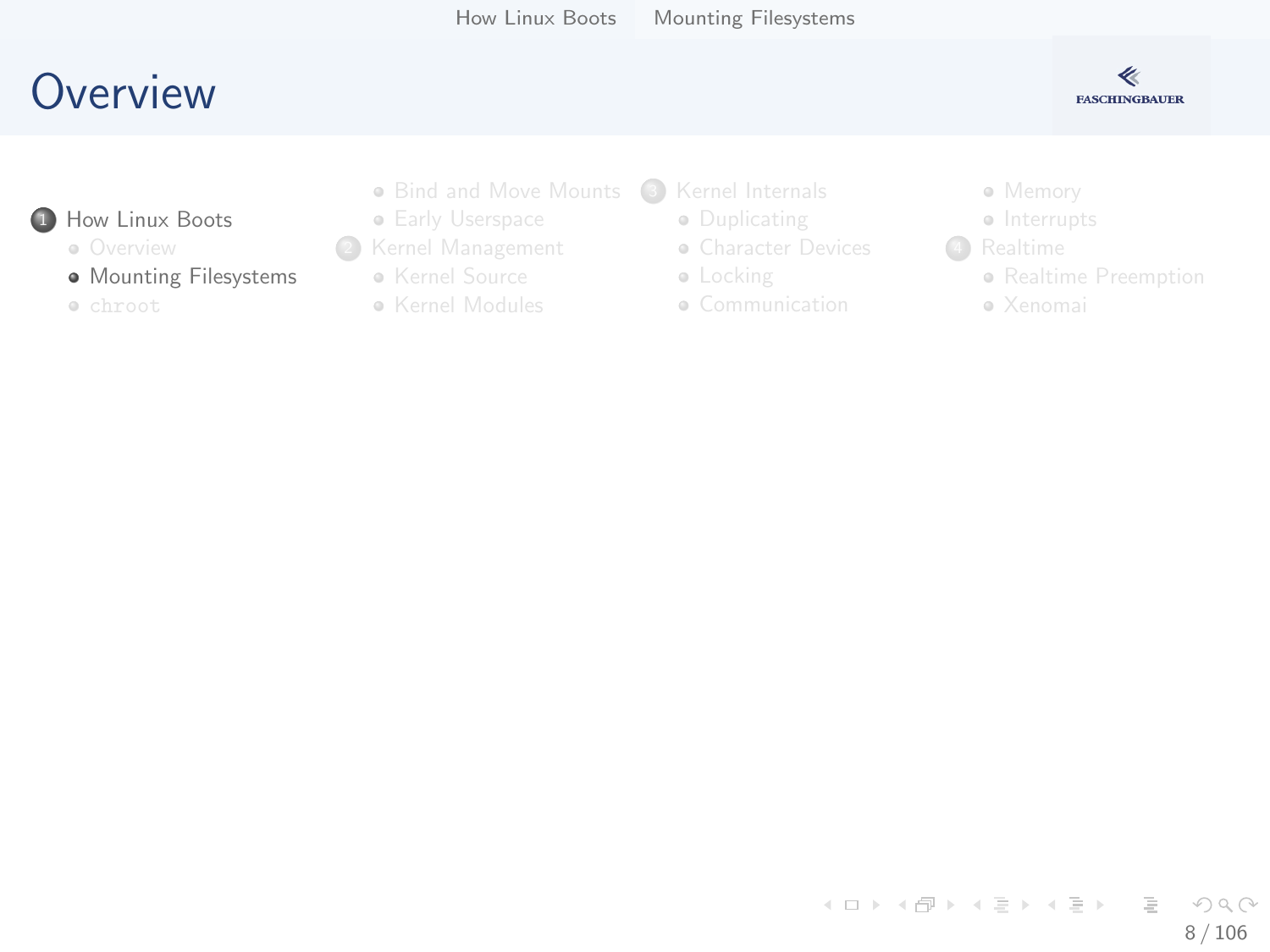# Overview

1. How Linux Boots
   - Overview
   - Mounting Filesystems
   - `chroot`
   - Bind and Move Mounts
   - Early Userspace
2. Kernel Management
   - Kernel Source
   - Kernel Modules
3. Kernel Internals
   - Duplicating
   - Character Devices
   - Locking
   - Communication
   - Memory
   - Interrupts
4. Realtime
   - Realtime Preemption
   - Xenomai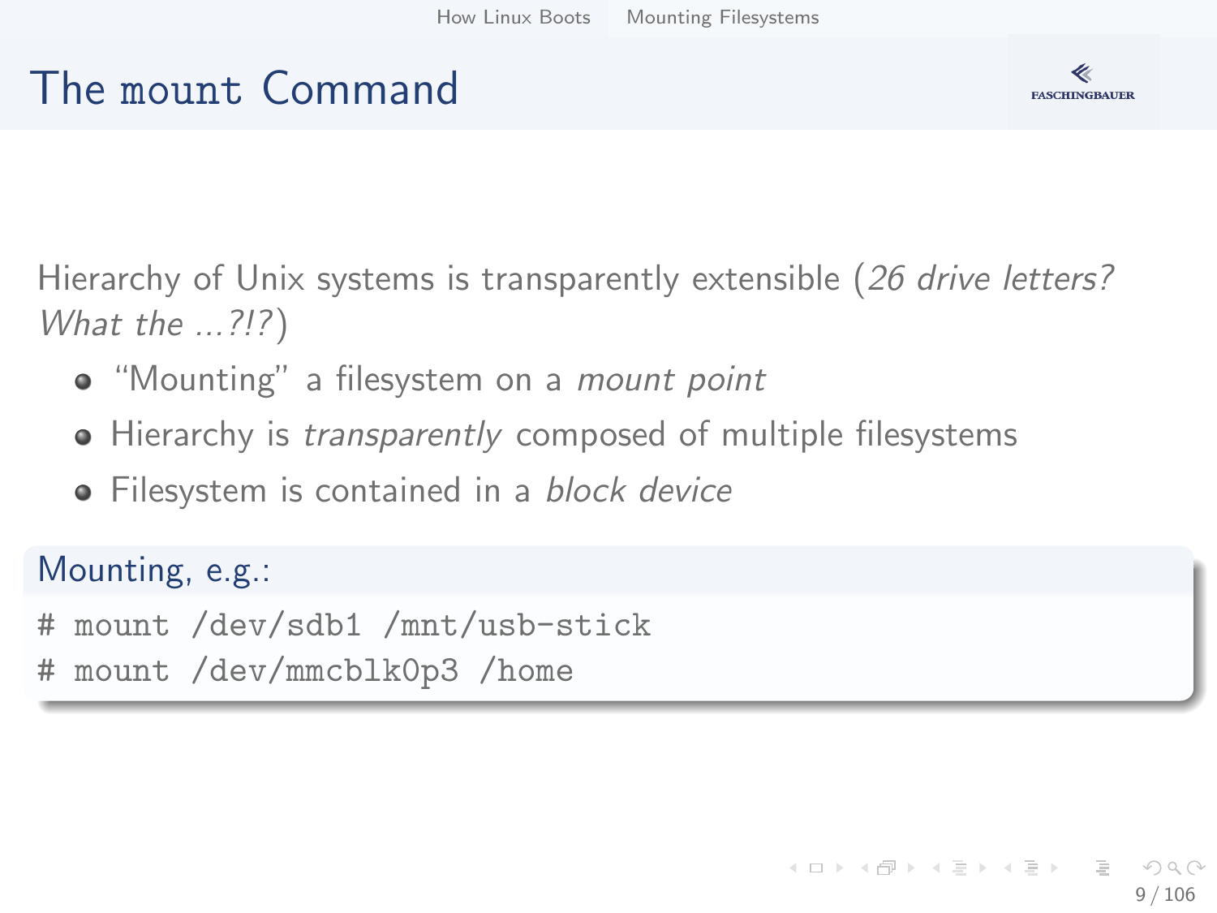# The `mount` Command

Hierarchy of Unix systems is transparently extensible (*26 drive letters? What the ...?!?*)

- "Mounting" a filesystem on a *mount point*
- Hierarchy is *transparently* composed of multiple filesystems
- Filesystem is contained in a *block device*

**Mounting, e.g.:**

```
# mount /dev/sdb1 /mnt/usb-stick
# mount /dev/mmcblk0p3 /home
```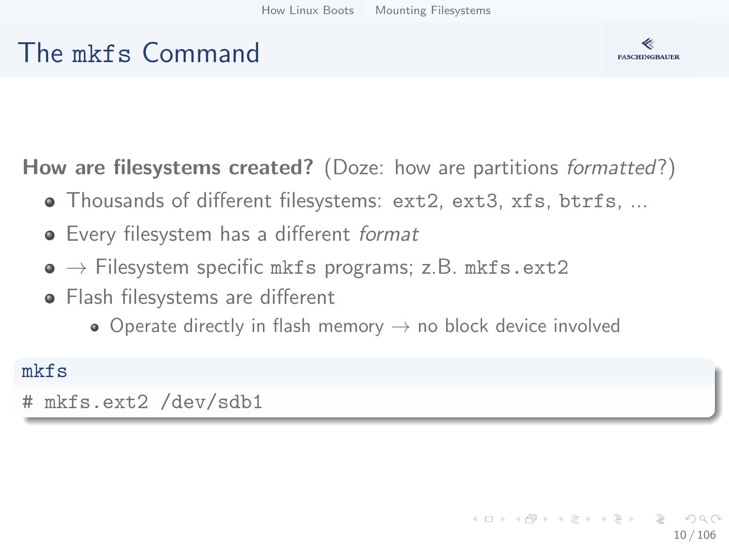# The `mkfs` Command

**How are filesystems created?** (Doze: how are partitions *formatted*?)

- Thousands of different filesystems: `ext2`, `ext3`, `xfs`, `btrfs`, ...
- Every filesystem has a different *format*
- → Filesystem specific `mkfs` programs; z.B. `mkfs.ext2`
- Flash filesystems are different
  - Operate directly in flash memory → no block device involved

**mkfs**

```
# mkfs.ext2 /dev/sdb1
```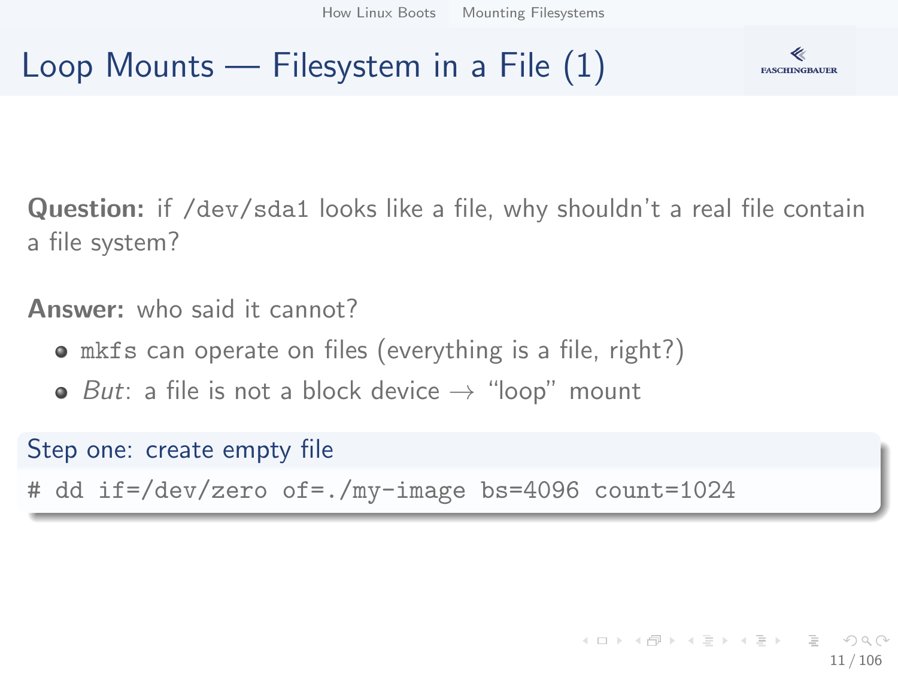# Loop Mounts — Filesystem in a File (1)

**Question:** if `/dev/sda1` looks like a file, why shouldn't a real file contain a file system?

**Answer:** who said it cannot?

- `mkfs` can operate on files (everything is a file, right?)
- *But*: a file is not a block device → "loop" mount

**Step one: create empty file**

```
# dd if=/dev/zero of=./my-image bs=4096 count=1024
```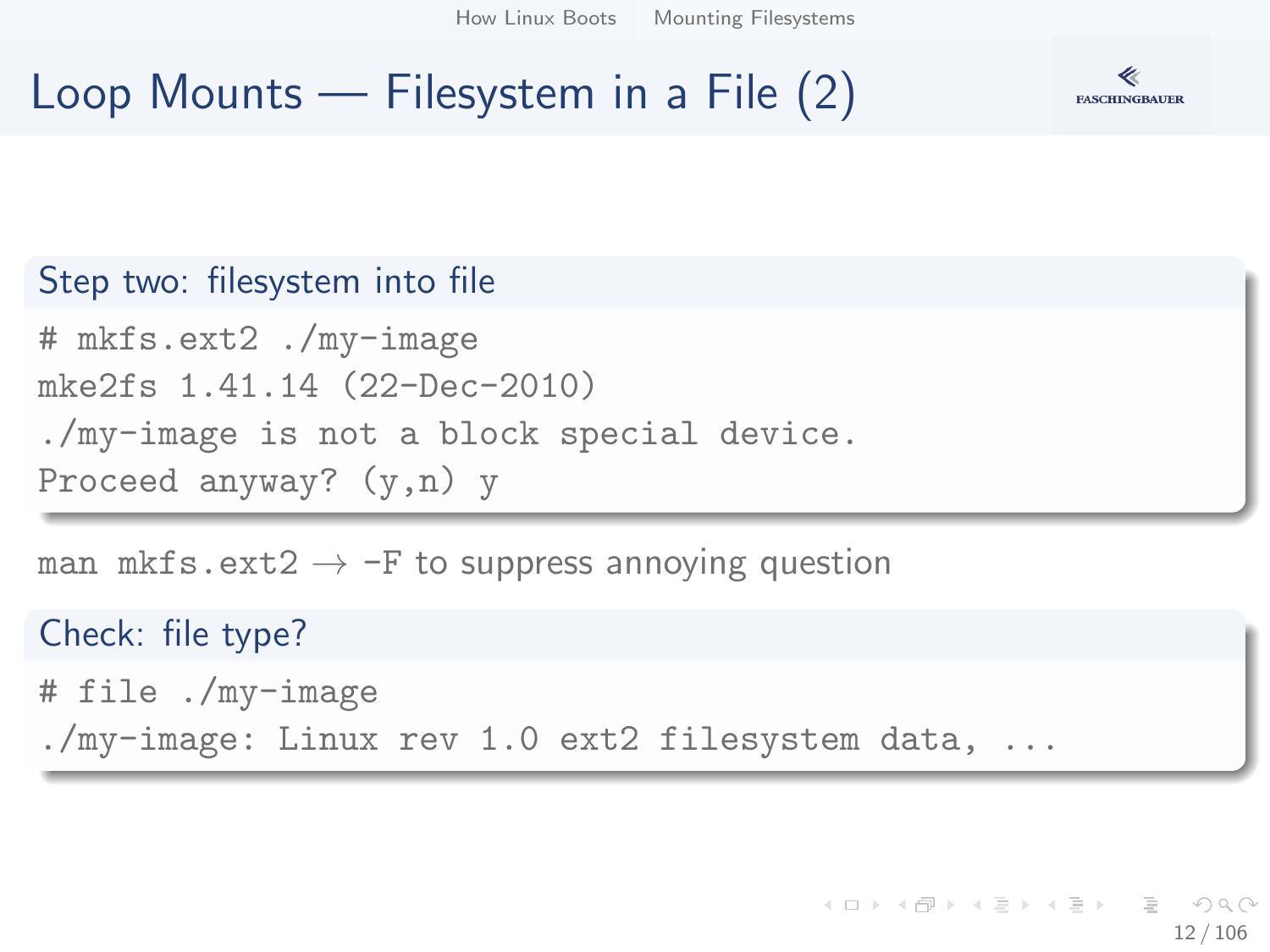# Loop Mounts — Filesystem in a File (2)

### Step two: filesystem into file

```
# mkfs.ext2 ./my-image
mke2fs 1.41.14 (22-Dec-2010)
./my-image is not a block special device.
Proceed anyway? (y,n) y
```

`man mkfs.ext2` → `-F` to suppress annoying question

### Check: file type?

```
# file ./my-image
./my-image: Linux rev 1.0 ext2 filesystem data, ...
```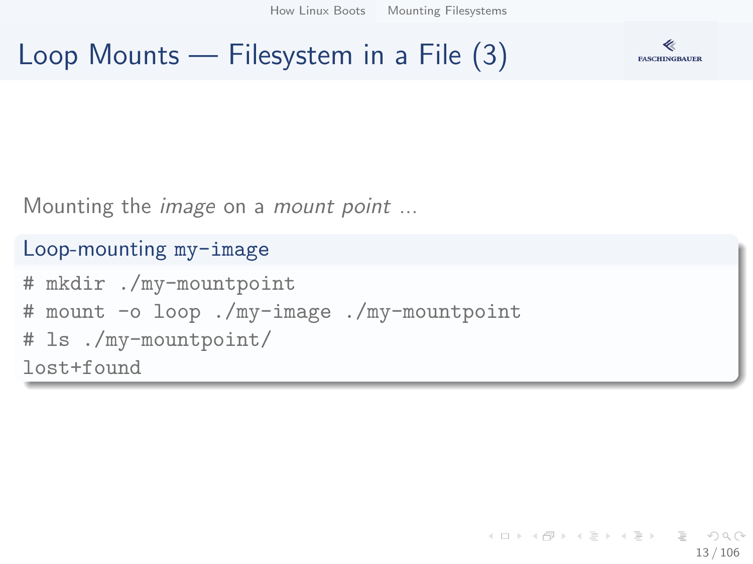# Loop Mounts — Filesystem in a File (3)

Mounting the *image* on a *mount point* ...

**Loop-mounting `my-image`**

```
# mkdir ./my-mountpoint
# mount -o loop ./my-image ./my-mountpoint
# ls ./my-mountpoint/
lost+found
```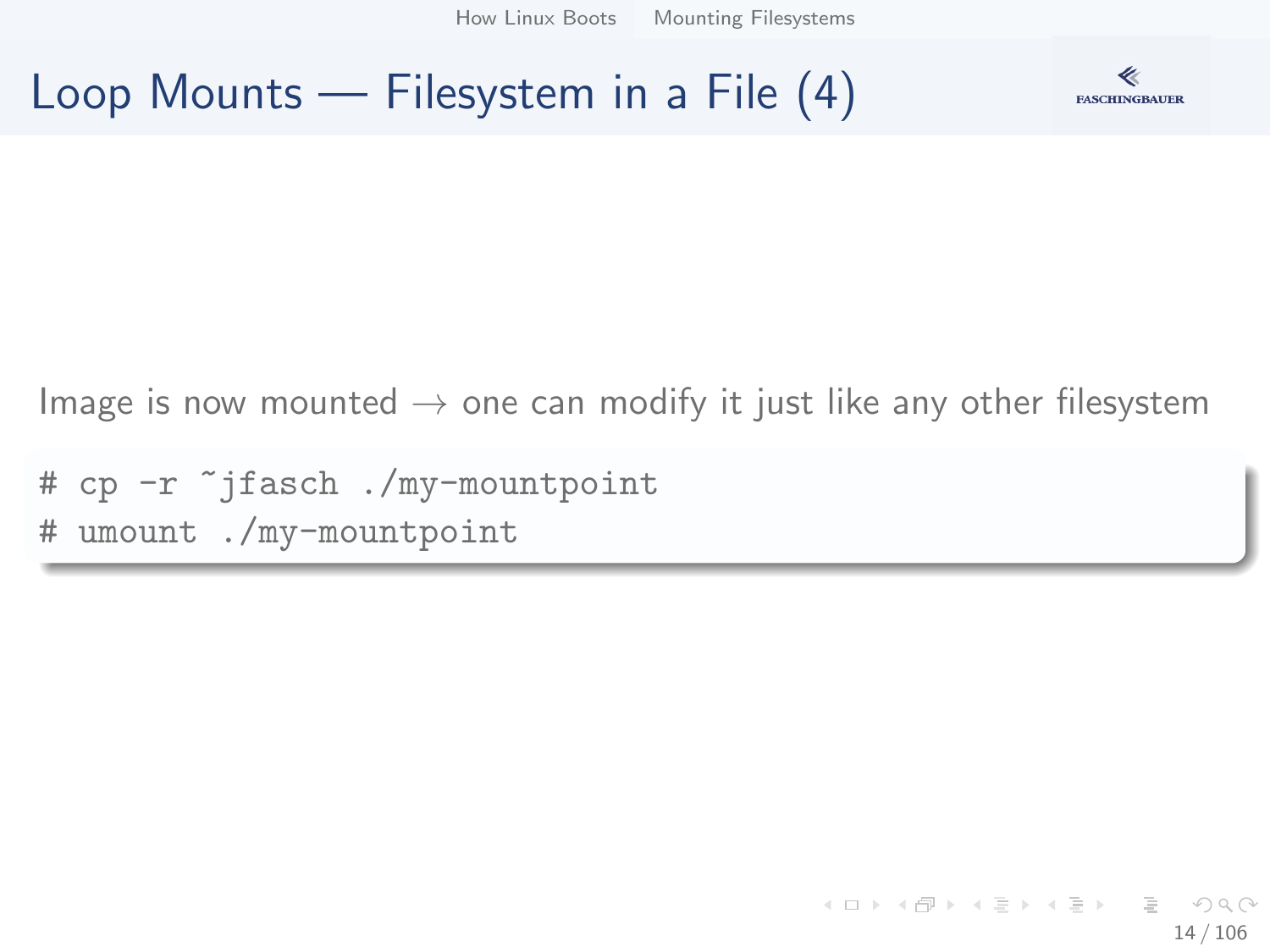# Loop Mounts — Filesystem in a File (4)

Image is now mounted → one can modify it just like any other filesystem

```
# cp -r ~jfasch ./my-mountpoint
# umount ./my-mountpoint
```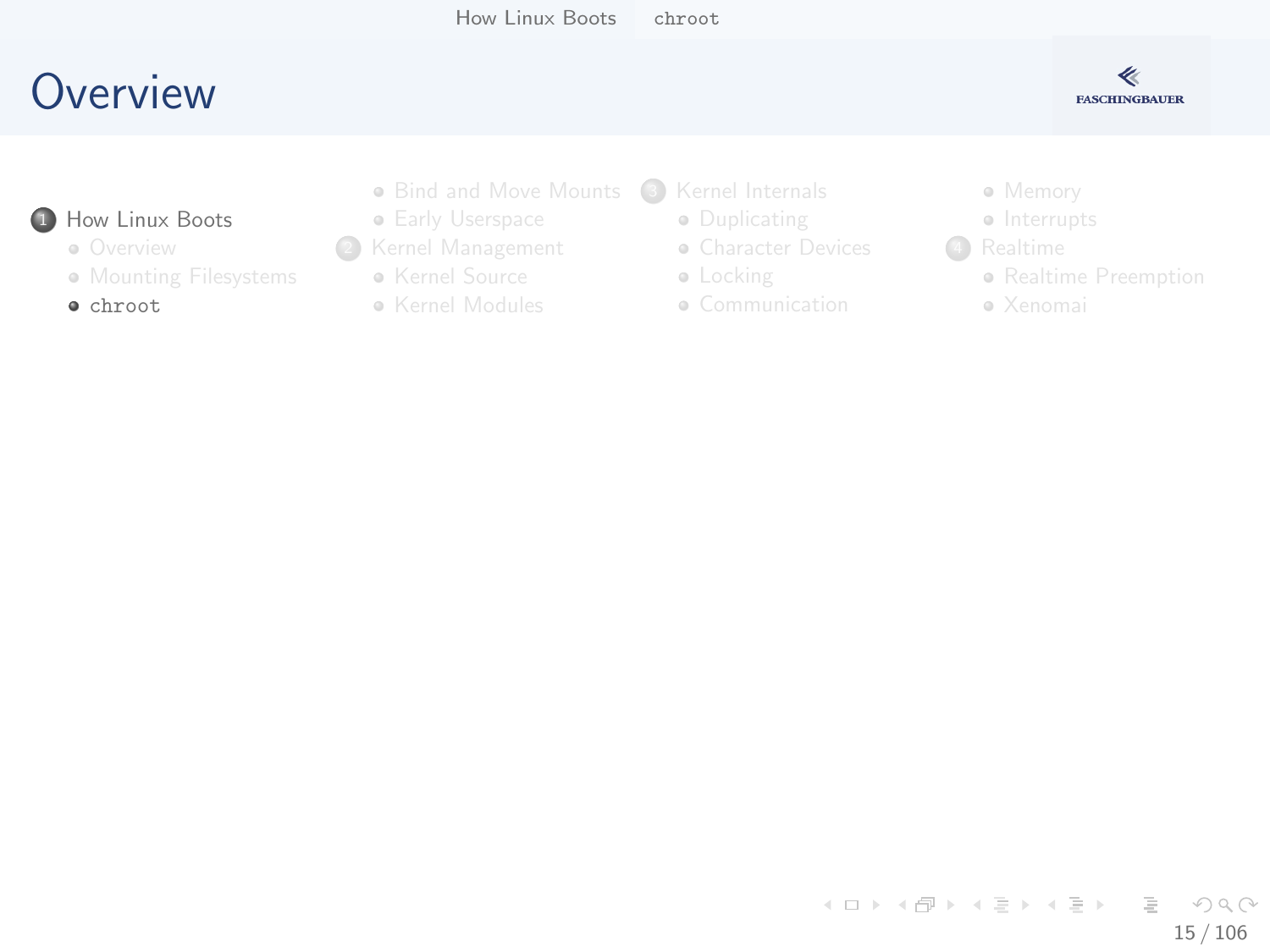# Overview

1. How Linux Boots
   - Overview
   - Mounting Filesystems
   - `chroot`
   - Bind and Move Mounts
   - Early Userspace
2. Kernel Management
   - Kernel Source
   - Kernel Modules
3. Kernel Internals
   - Duplicating
   - Character Devices
   - Locking
   - Communication
   - Memory
   - Interrupts
4. Realtime
   - Realtime Preemption
   - Xenomai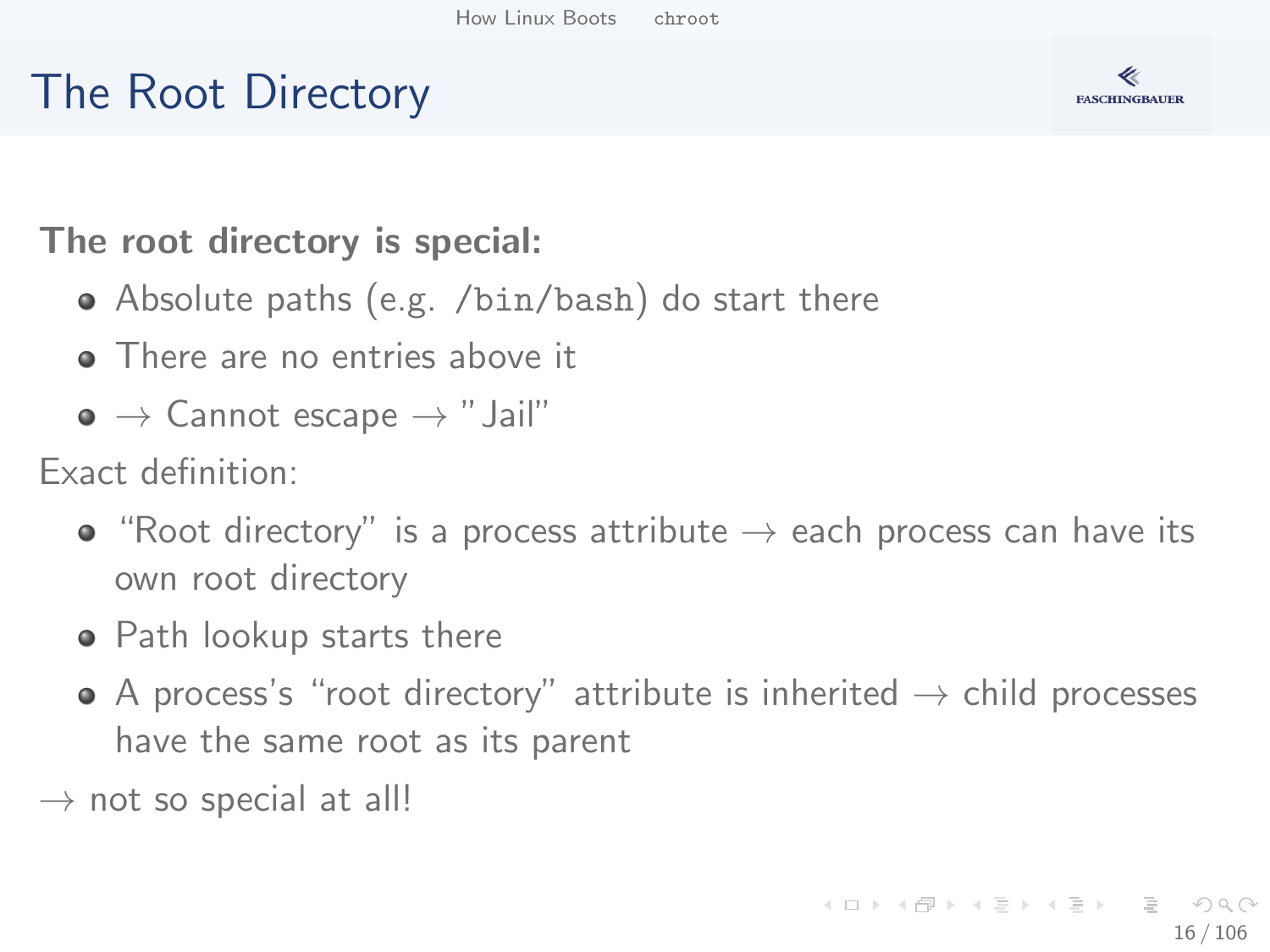# The Root Directory

**The root directory is special:**

- Absolute paths (e.g. `/bin/bash`) do start there
- There are no entries above it
- $\rightarrow$ Cannot escape $\rightarrow$ "Jail"

Exact definition:

- "Root directory" is a process attribute $\rightarrow$ each process can have its own root directory
- Path lookup starts there
- A process's "root directory" attribute is inherited $\rightarrow$ child processes have the same root as its parent

$\rightarrow$ not so special at all!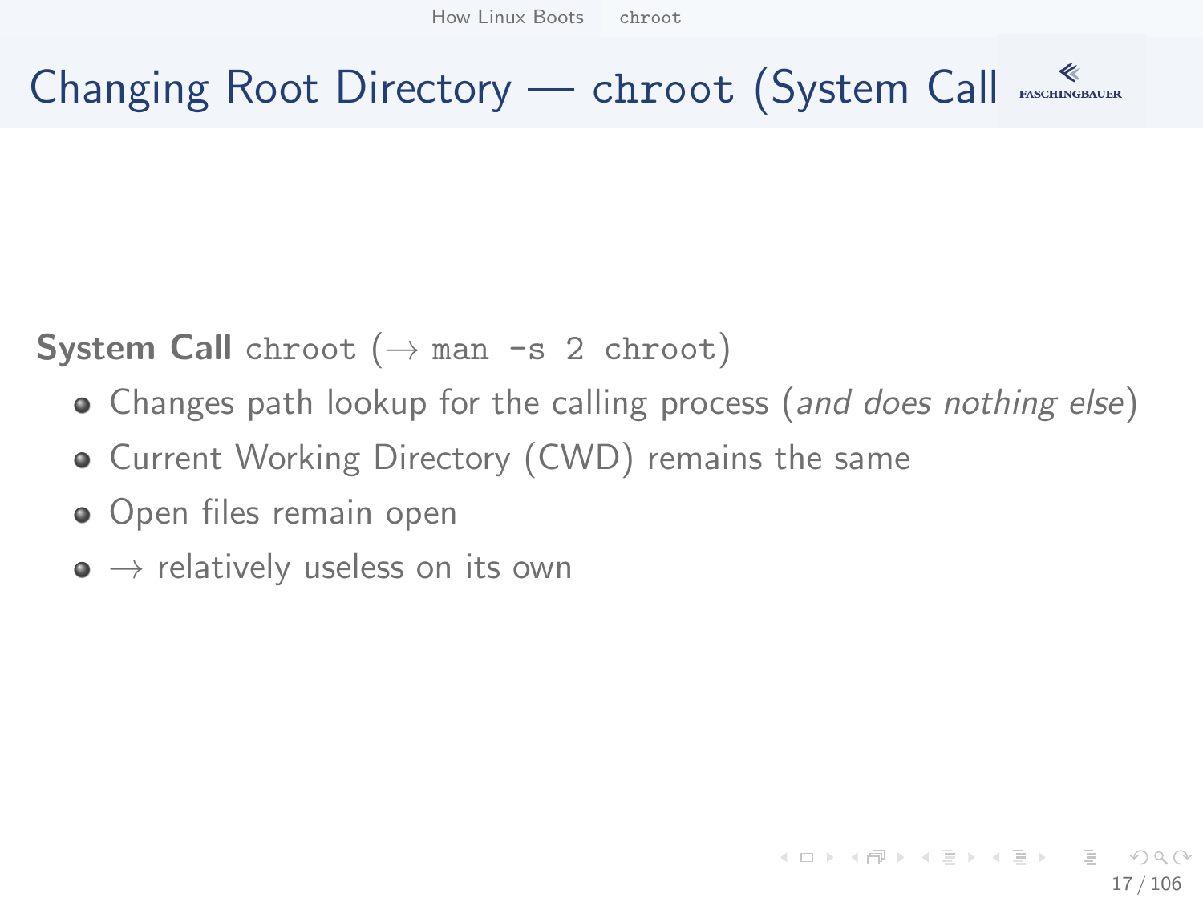# Changing Root Directory — `chroot` (System Call

**System Call** `chroot` (→ `man -s 2 chroot`)

- Changes path lookup for the calling process (*and does nothing else*)
- Current Working Directory (CWD) remains the same
- Open files remain open
- → relatively useless on its own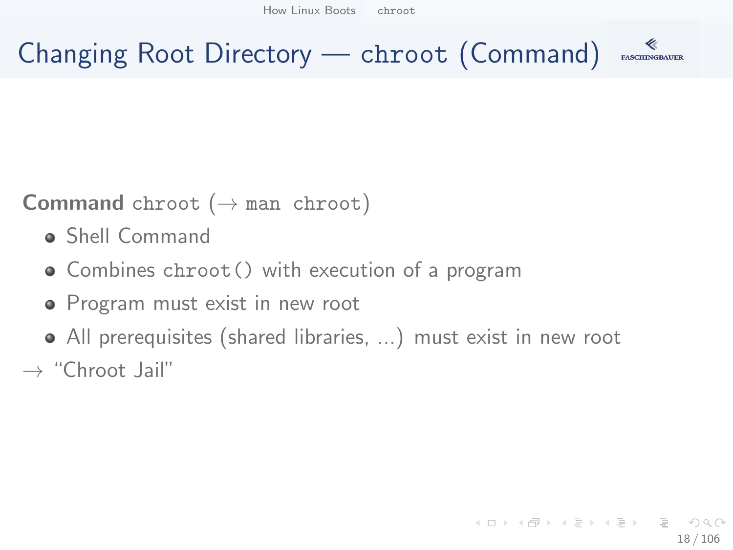# Changing Root Directory — chroot (Command)

**Command** `chroot` (→ `man chroot`)

- Shell Command
- Combines `chroot()` with execution of a program
- Program must exist in new root
- All prerequisites (shared libraries, ...) must exist in new root

→ “Chroot Jail”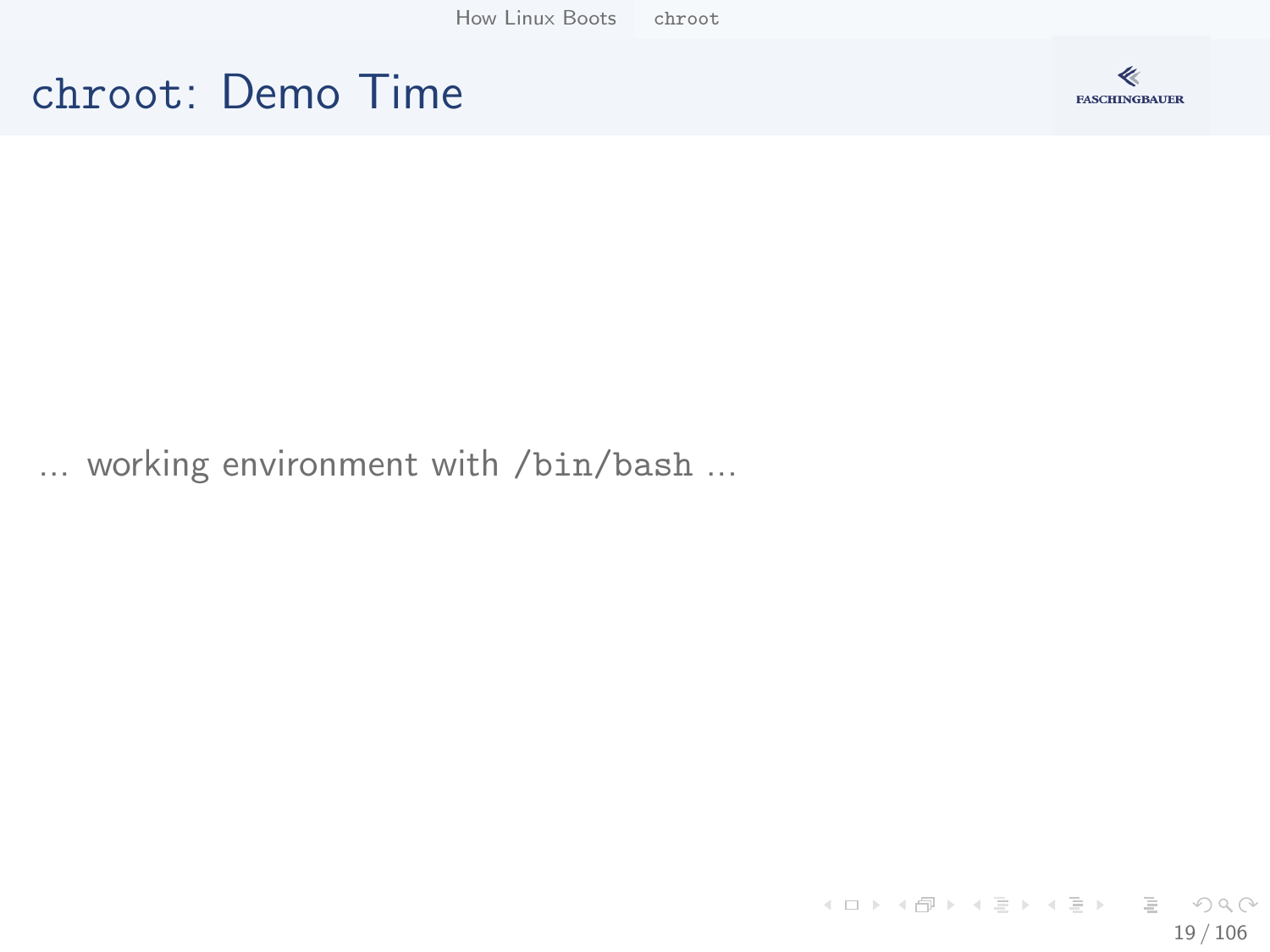# chroot: Demo Time

… working environment with `/bin/bash` …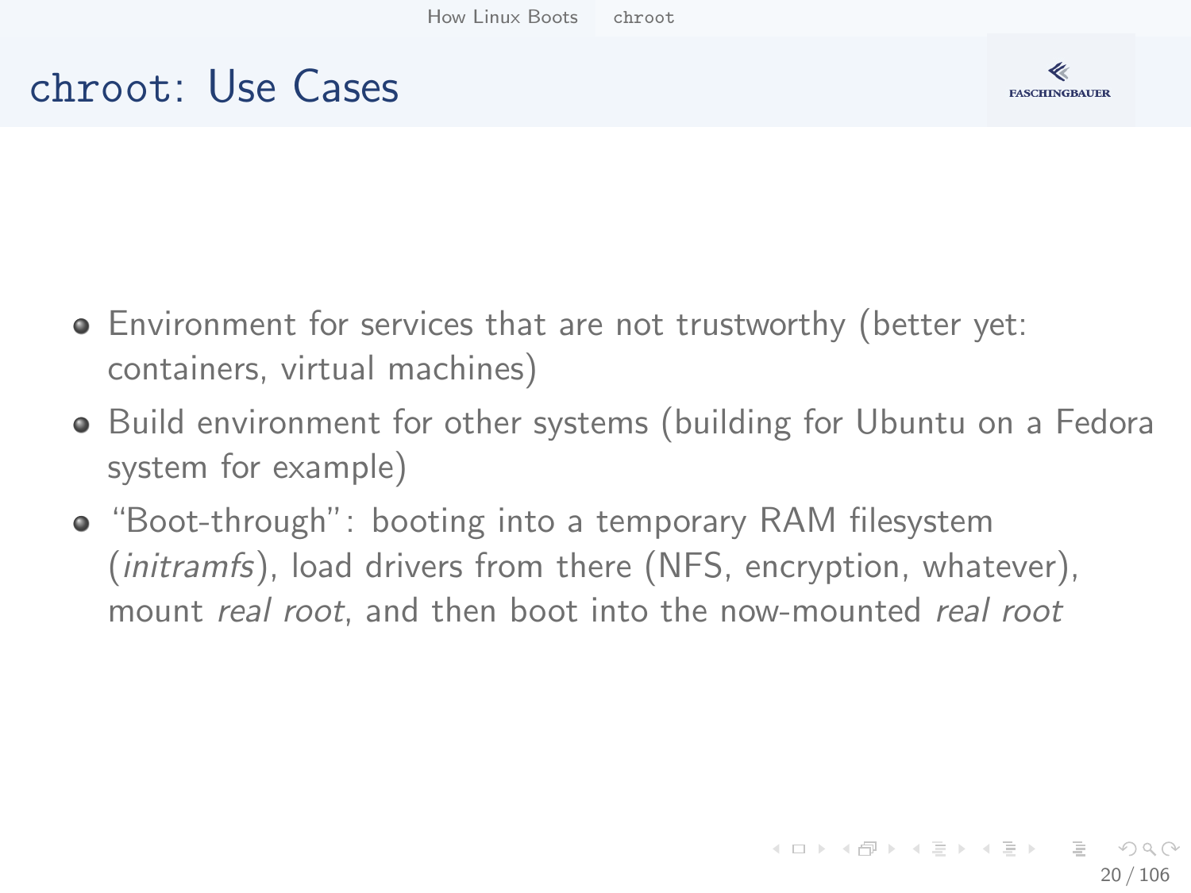# `chroot`: Use Cases

- Environment for services that are not trustworthy (better yet: containers, virtual machines)
- Build environment for other systems (building for Ubuntu on a Fedora system for example)
- "Boot-through": booting into a temporary RAM filesystem (*initramfs*), load drivers from there (NFS, encryption, whatever), mount *real root*, and then boot into the now-mounted *real root*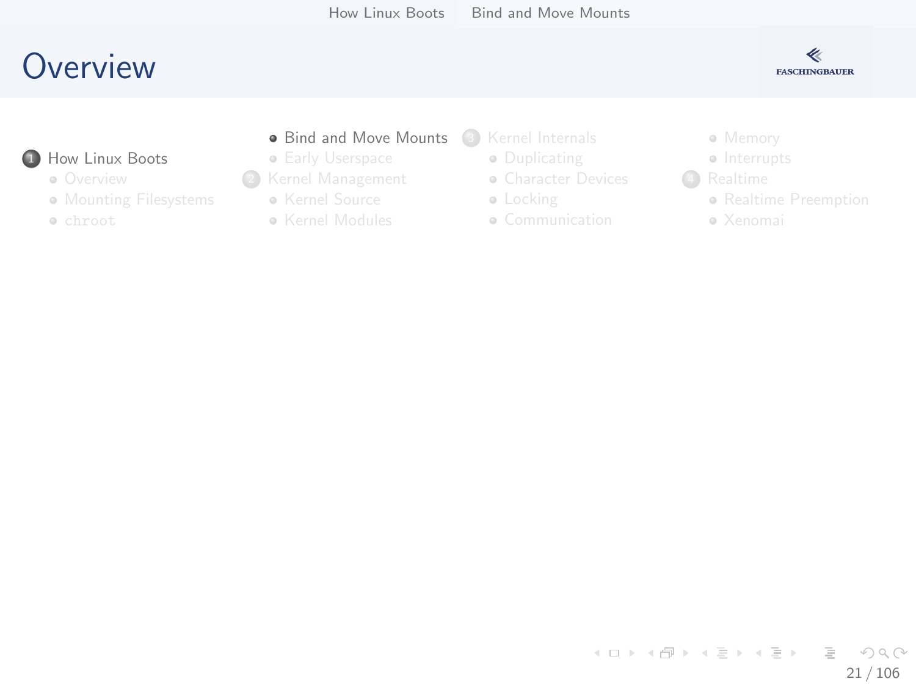# Overview

1. How Linux Boots
   - Overview
   - Mounting Filesystems
   - chroot
   - Bind and Move Mounts
   - Early Userspace
2. Kernel Management
   - Kernel Source
   - Kernel Modules
3. Kernel Internals
   - Duplicating
   - Character Devices
   - Locking
   - Communication
   - Memory
   - Interrupts
4. Realtime
   - Realtime Preemption
   - Xenomai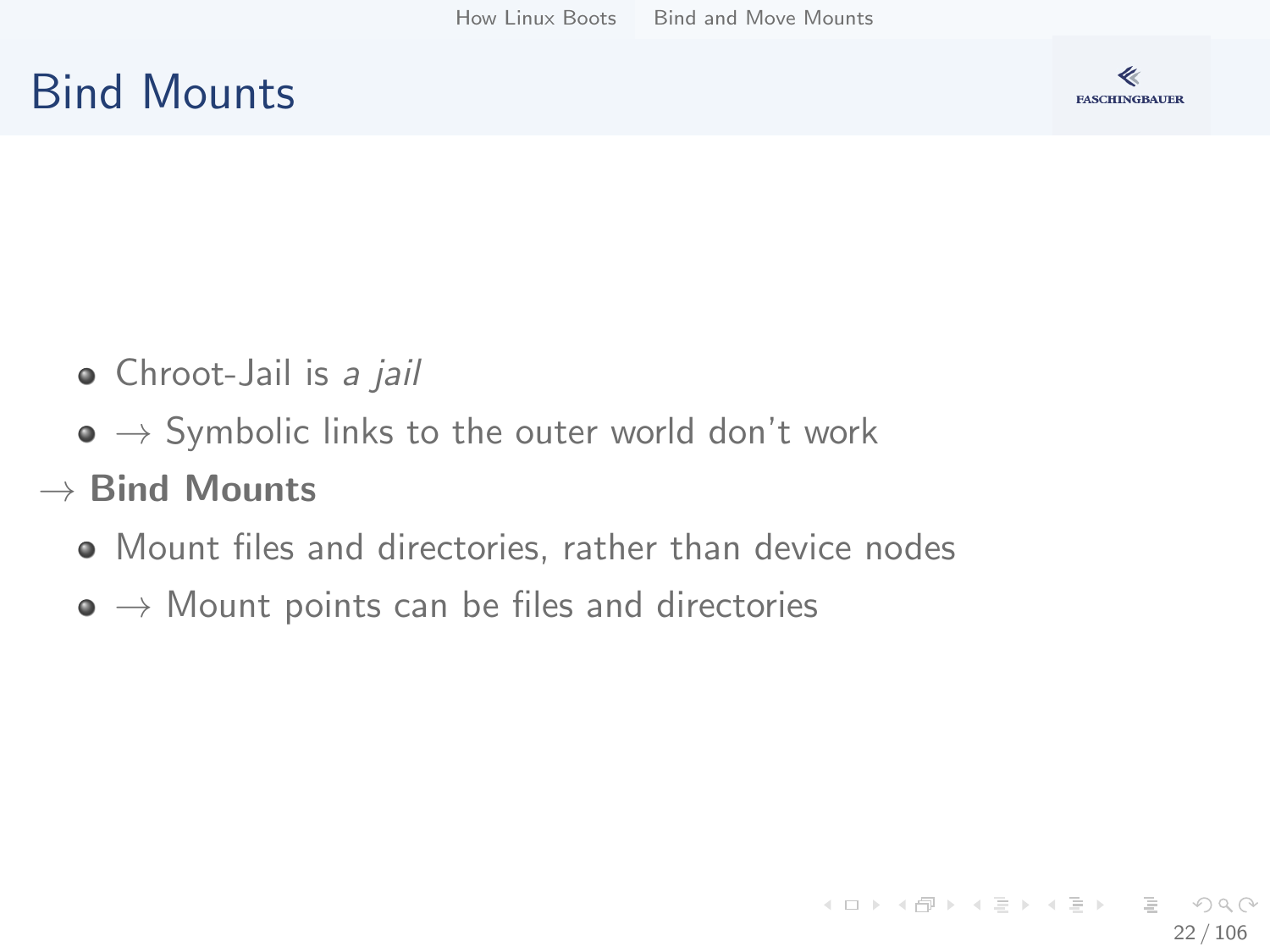# Bind Mounts

- Chroot-Jail is *a jail*
- $\rightarrow$ Symbolic links to the outer world don't work

$\rightarrow$ **Bind Mounts**

- Mount files and directories, rather than device nodes
- $\rightarrow$ Mount points can be files and directories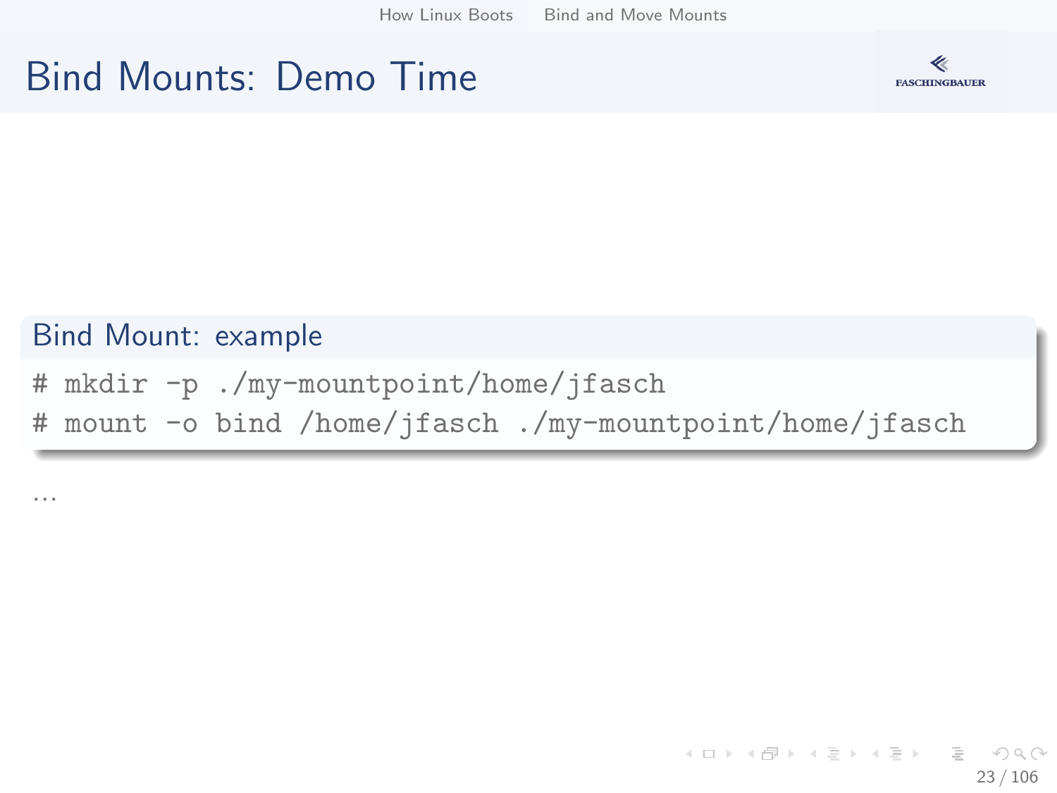# Bind Mounts: Demo Time

**Bind Mount: example**

```
# mkdir -p ./my-mountpoint/home/jfasch
# mount -o bind /home/jfasch ./my-mountpoint/home/jfasch
```

...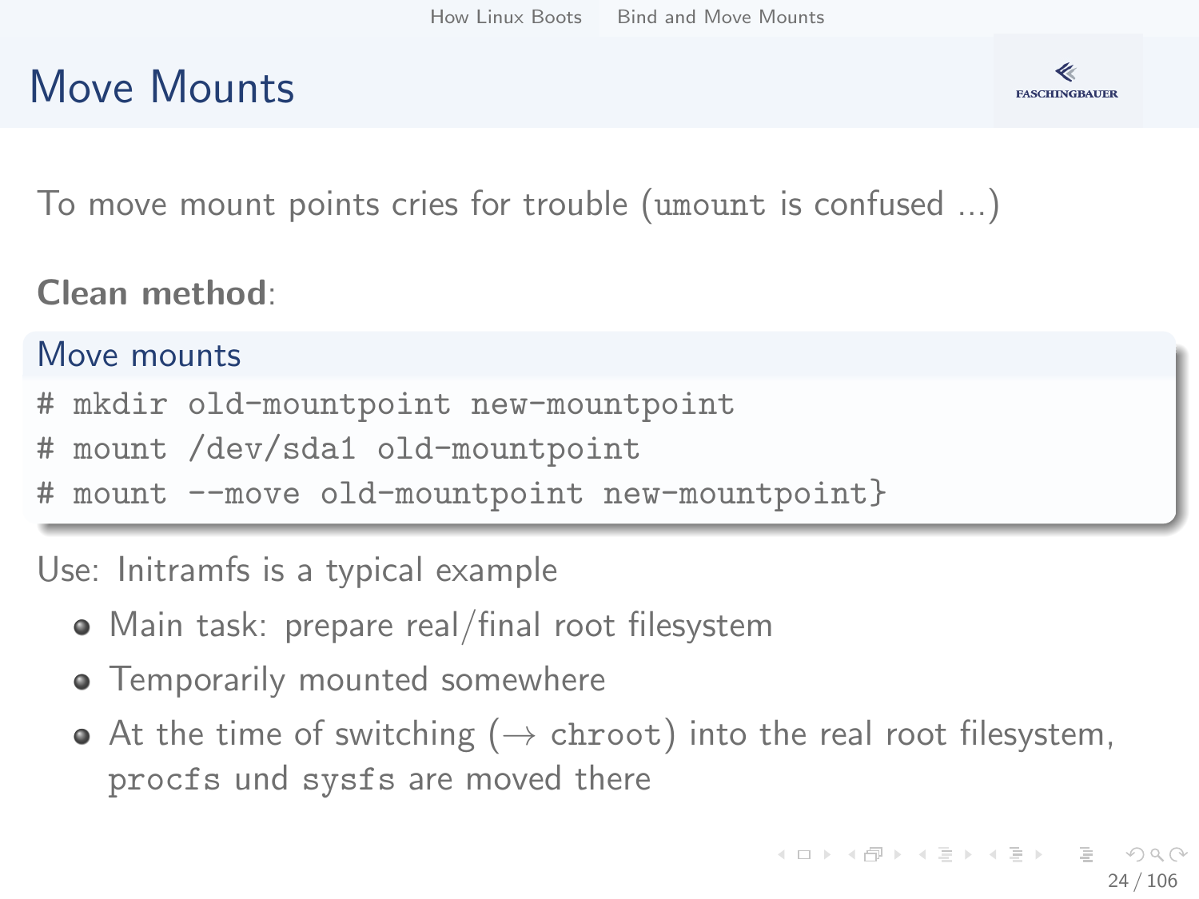# Move Mounts

To move mount points cries for trouble (`umount` is confused ...)

**Clean method**:

**Move mounts**

```
# mkdir old-mountpoint new-mountpoint
# mount /dev/sda1 old-mountpoint
# mount --move old-mountpoint new-mountpoint}
```

Use: Initramfs is a typical example

- Main task: prepare real/final root filesystem
- Temporarily mounted somewhere
- At the time of switching (→ `chroot`) into the real root filesystem, `procfs` und `sysfs` are moved there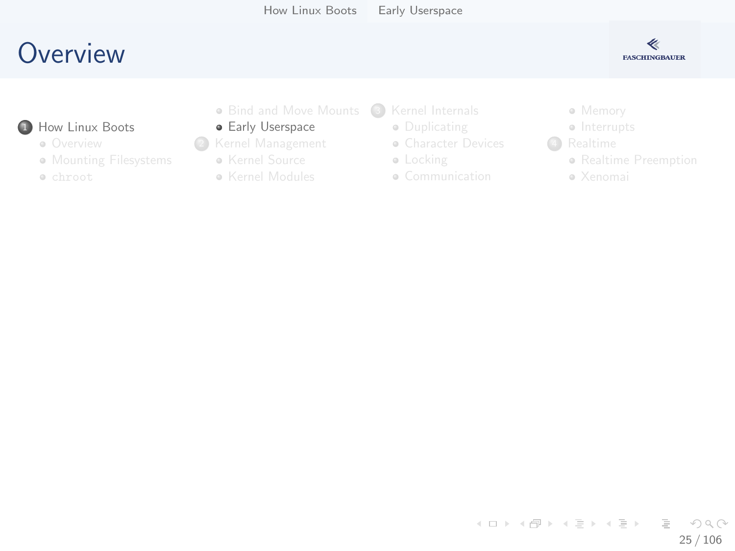# Overview

1. How Linux Boots
   - Overview
   - Mounting Filesystems
   - `chroot`
   - Bind and Move Mounts
   - Early Userspace
2. Kernel Management
   - Kernel Source
   - Kernel Modules
3. Kernel Internals
   - Duplicating
   - Character Devices
   - Locking
   - Communication
   - Memory
   - Interrupts
4. Realtime
   - Realtime Preemption
   - Xenomai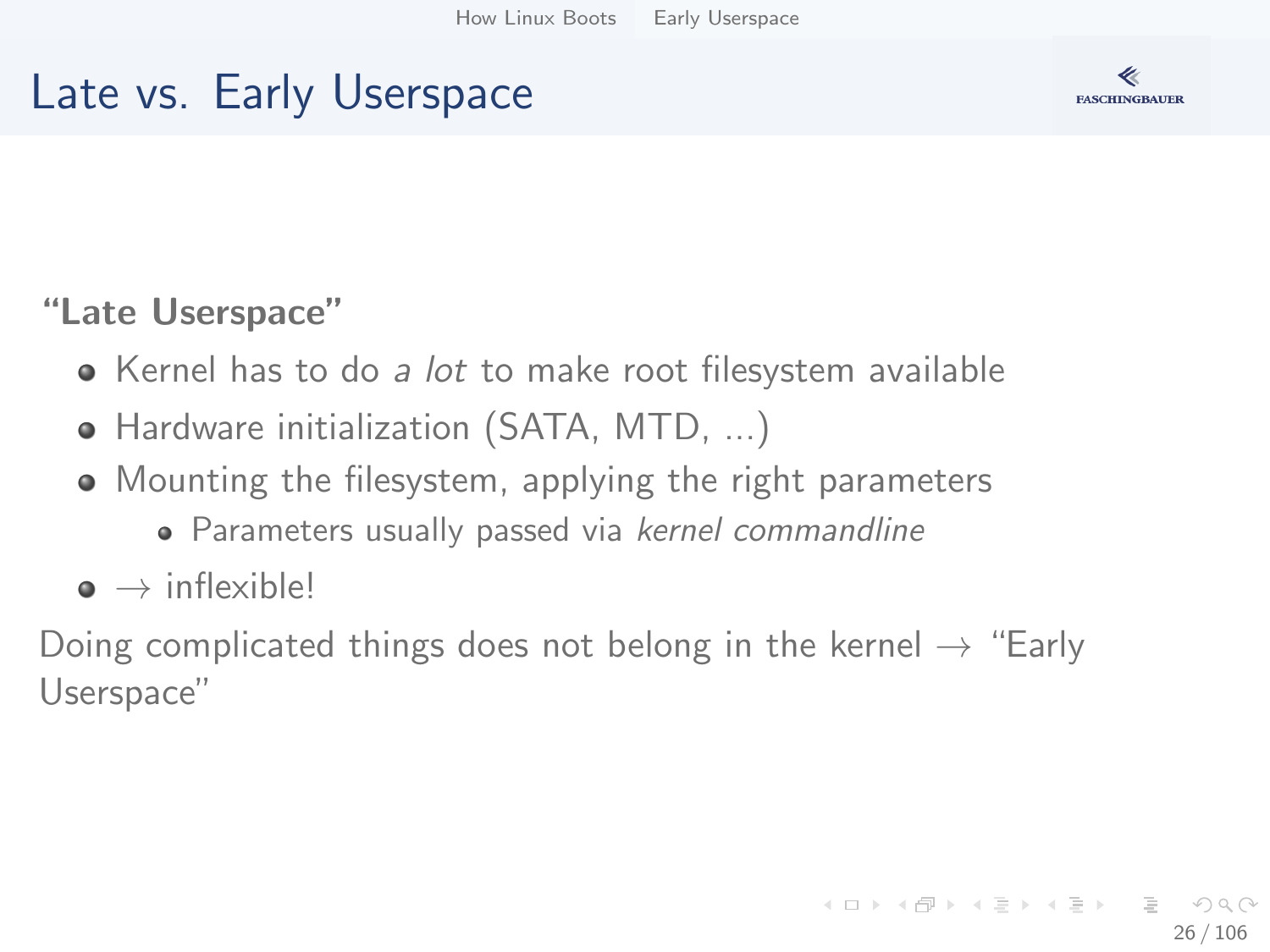# Late vs. Early Userspace

**"Late Userspace"**

- Kernel has to do *a lot* to make root filesystem available
- Hardware initialization (SATA, MTD, ...)
- Mounting the filesystem, applying the right parameters
  - Parameters usually passed via *kernel commandline*
- $\rightarrow$ inflexible!

Doing complicated things does not belong in the kernel $\rightarrow$ "Early Userspace"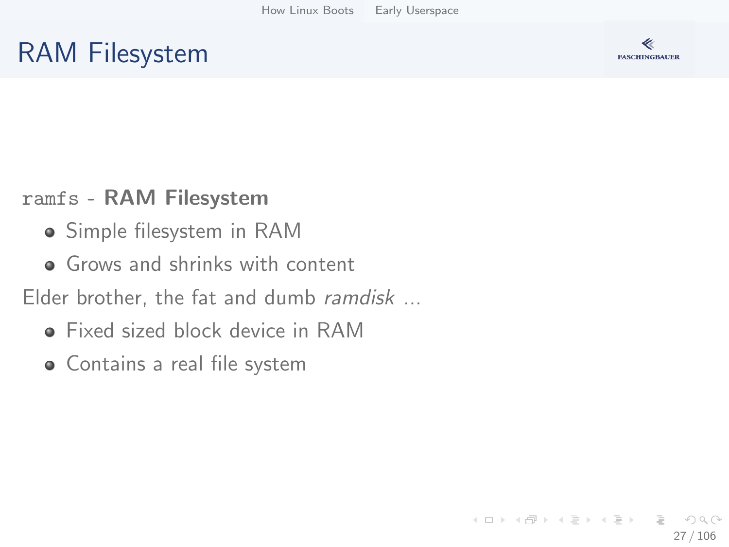# RAM Filesystem

`ramfs` - **RAM Filesystem**

- Simple filesystem in RAM
- Grows and shrinks with content

Elder brother, the fat and dumb *ramdisk* ...

- Fixed sized block device in RAM
- Contains a real file system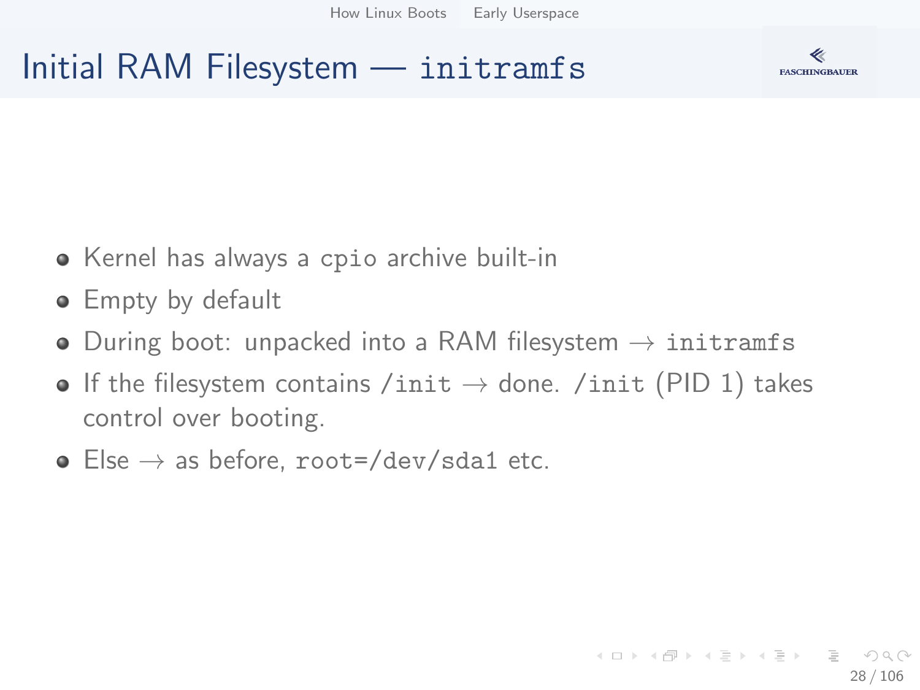# Initial RAM Filesystem — `initramfs`

- Kernel has always a `cpio` archive built-in
- Empty by default
- During boot: unpacked into a RAM filesystem → `initramfs`
- If the filesystem contains `/init` → done. `/init` (PID 1) takes control over booting.
- Else → as before, `root=/dev/sda1` etc.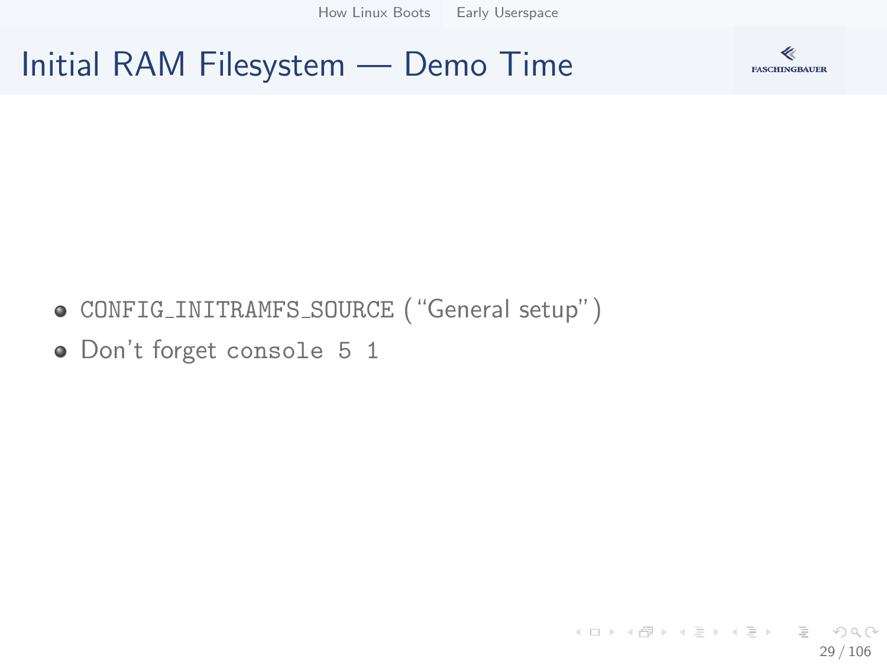# Initial RAM Filesystem — Demo Time

- `CONFIG_INITRAMFS_SOURCE` ("General setup")
- Don't forget `console 5 1`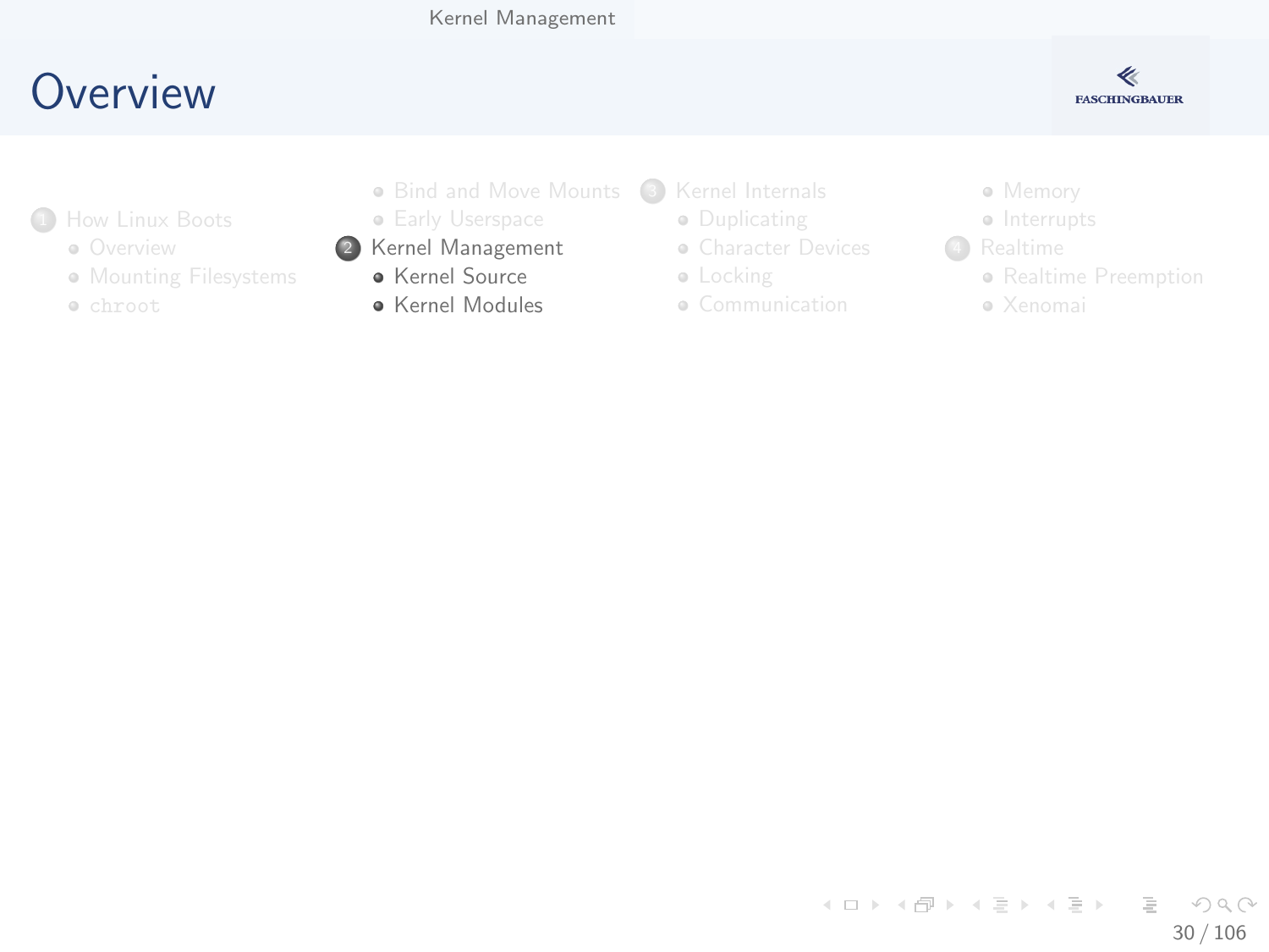# Overview

1. How Linux Boots
   - Overview
   - Mounting Filesystems
   - chroot
   - Bind and Move Mounts
   - Early Userspace
2. Kernel Management
   - Kernel Source
   - Kernel Modules
3. Kernel Internals
   - Duplicating
   - Character Devices
   - Locking
   - Communication
   - Memory
   - Interrupts
4. Realtime
   - Realtime Preemption
   - Xenomai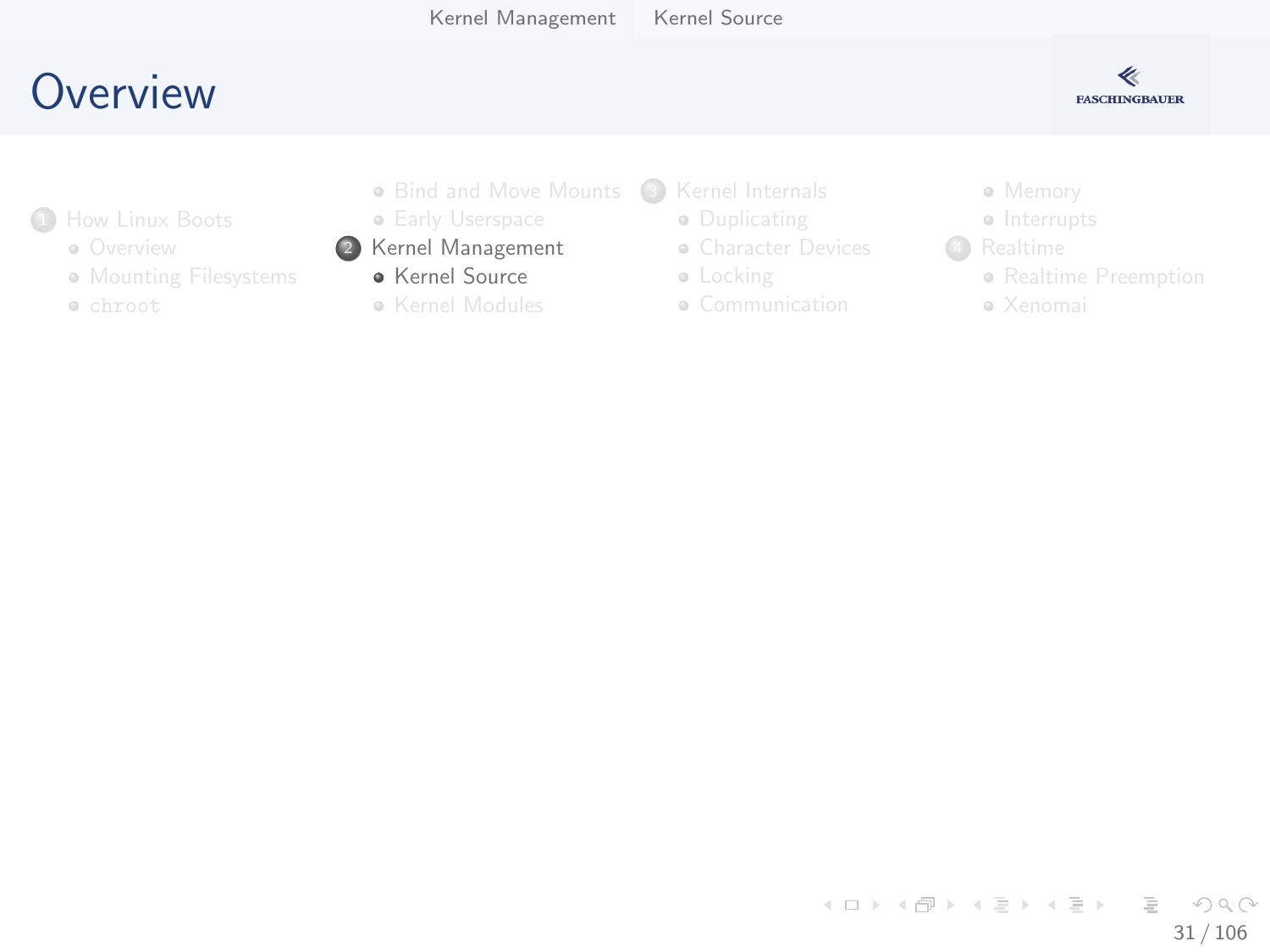# Overview

1. How Linux Boots
   - Overview
   - Mounting Filesystems
   - `chroot`
   - Bind and Move Mounts
   - Early Userspace
2. Kernel Management
   - Kernel Source
   - Kernel Modules
3. Kernel Internals
   - Duplicating
   - Character Devices
   - Locking
   - Communication
   - Memory
   - Interrupts
4. Realtime
   - Realtime Preemption
   - Xenomai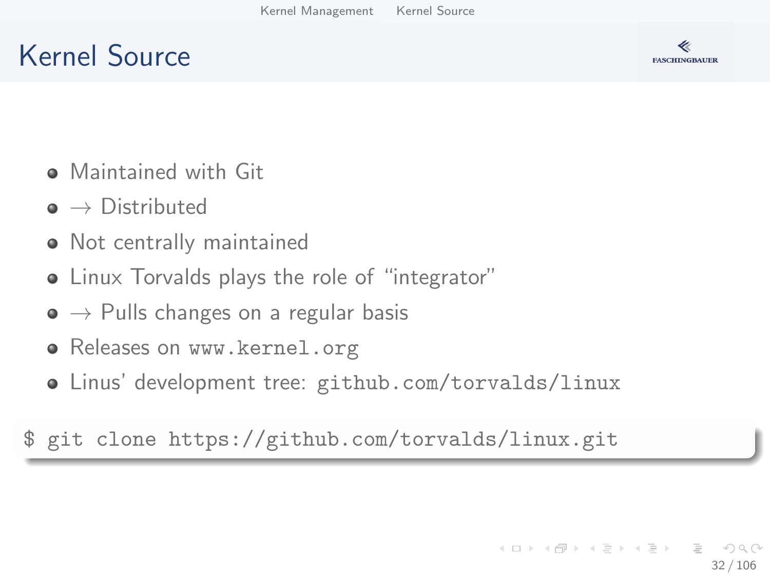# Kernel Source

- Maintained with Git
- → Distributed
- Not centrally maintained
- Linux Torvalds plays the role of "integrator"
- → Pulls changes on a regular basis
- Releases on `www.kernel.org`
- Linus' development tree: `github.com/torvalds/linux`

```
$ git clone https://github.com/torvalds/linux.git
```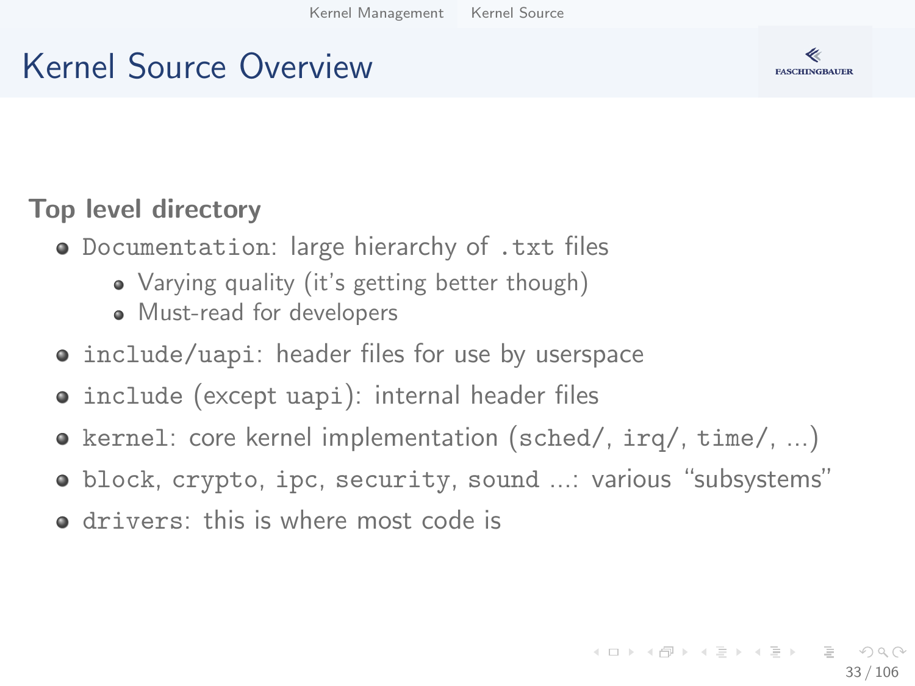# Kernel Source Overview

**Top level directory**

- `Documentation`: large hierarchy of `.txt` files
  - Varying quality (it's getting better though)
  - Must-read for developers
- `include/uapi`: header files for use by userspace
- `include` (except `uapi`): internal header files
- `kernel`: core kernel implementation (`sched/`, `irq/`, `time/`, ...)
- `block`, `crypto`, `ipc`, `security`, `sound` ...: various "subsystems"
- `drivers`: this is where most code is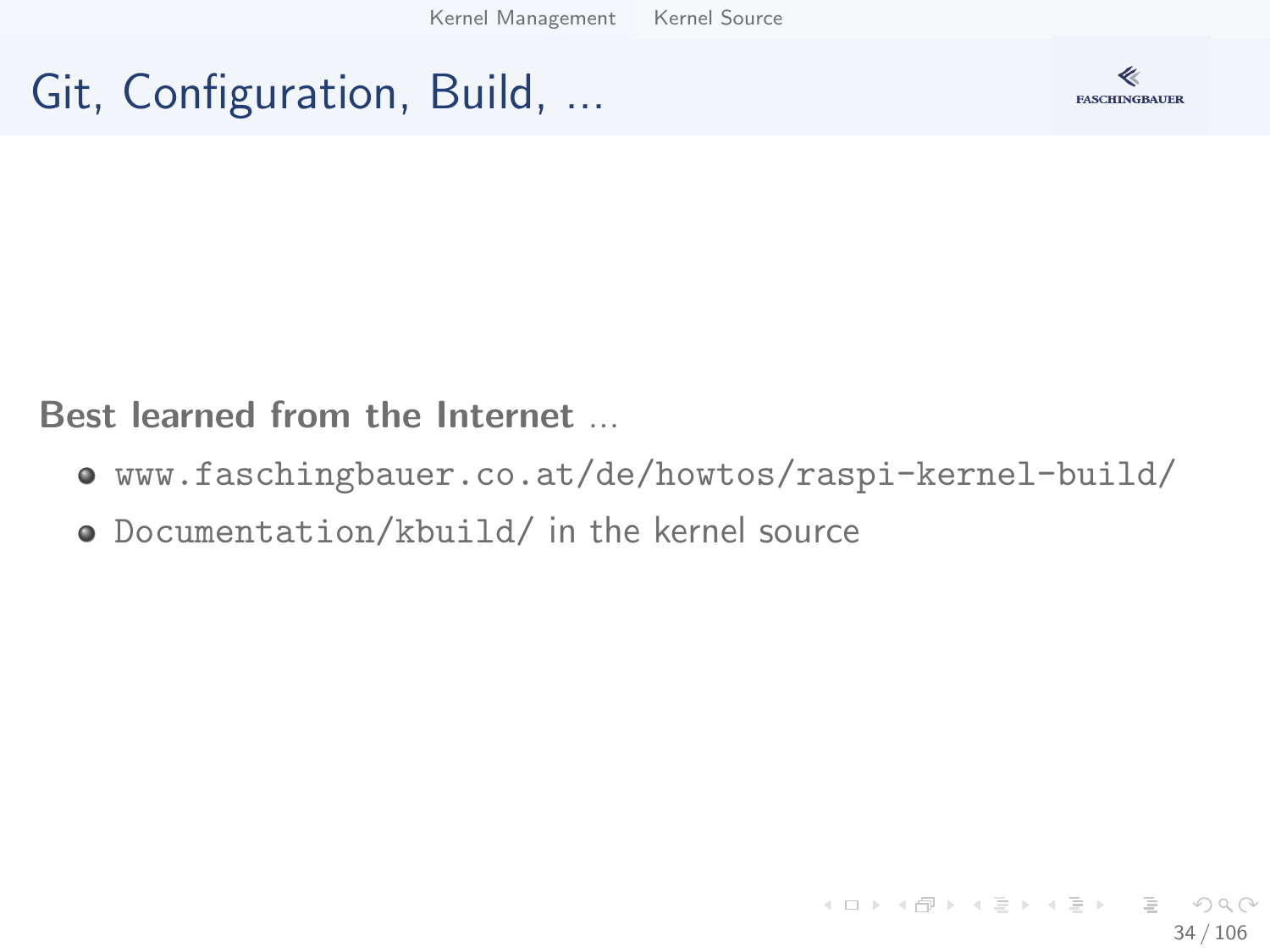# Git, Configuration, Build, ...

**Best learned from the Internet** ...

- `www.faschingbauer.co.at/de/howtos/raspi-kernel-build/`
- `Documentation/kbuild/` in the kernel source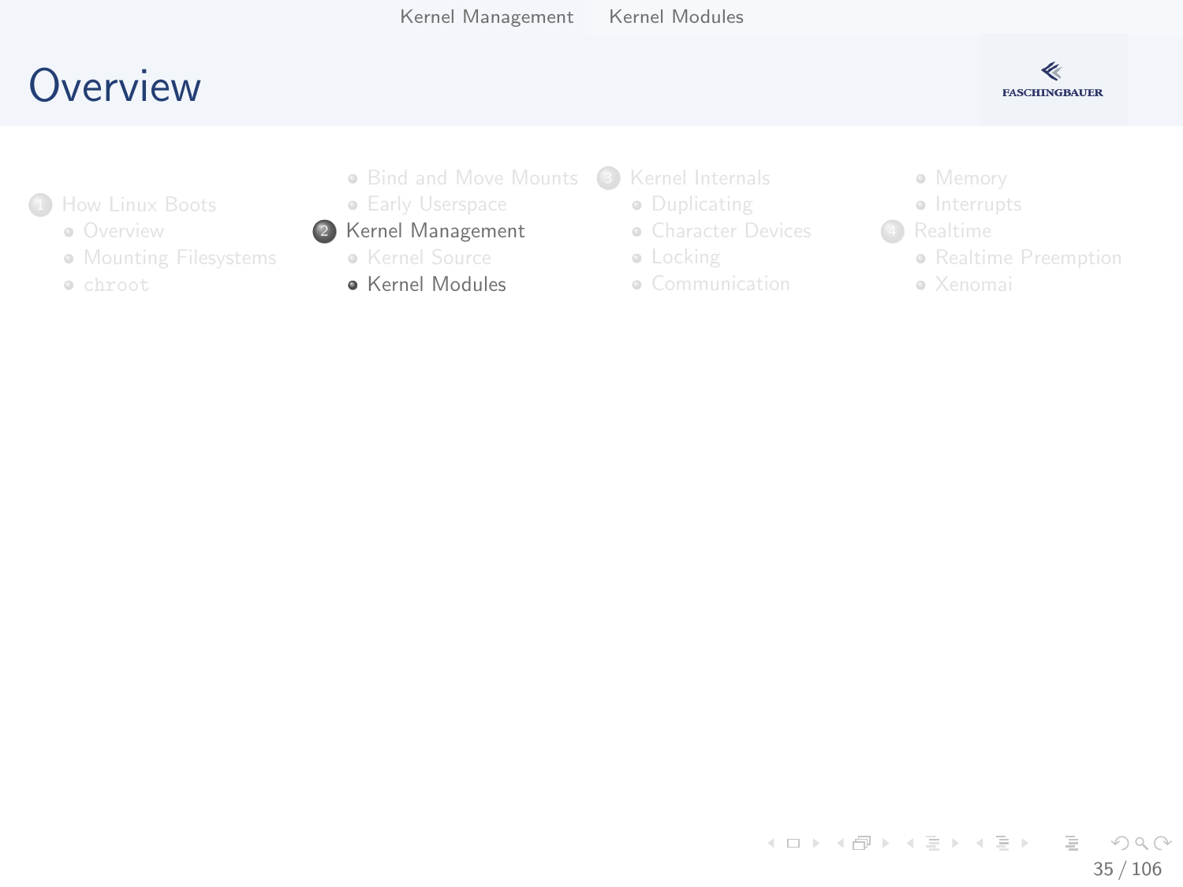# Overview

1. How Linux Boots
   - Overview
   - Mounting Filesystems
   - `chroot`
   - Bind and Move Mounts
   - Early Userspace
2. Kernel Management
   - Kernel Source
   - Kernel Modules
3. Kernel Internals
   - Duplicating
   - Character Devices
   - Locking
   - Communication
   - Memory
   - Interrupts
4. Realtime
   - Realtime Preemption
   - Xenomai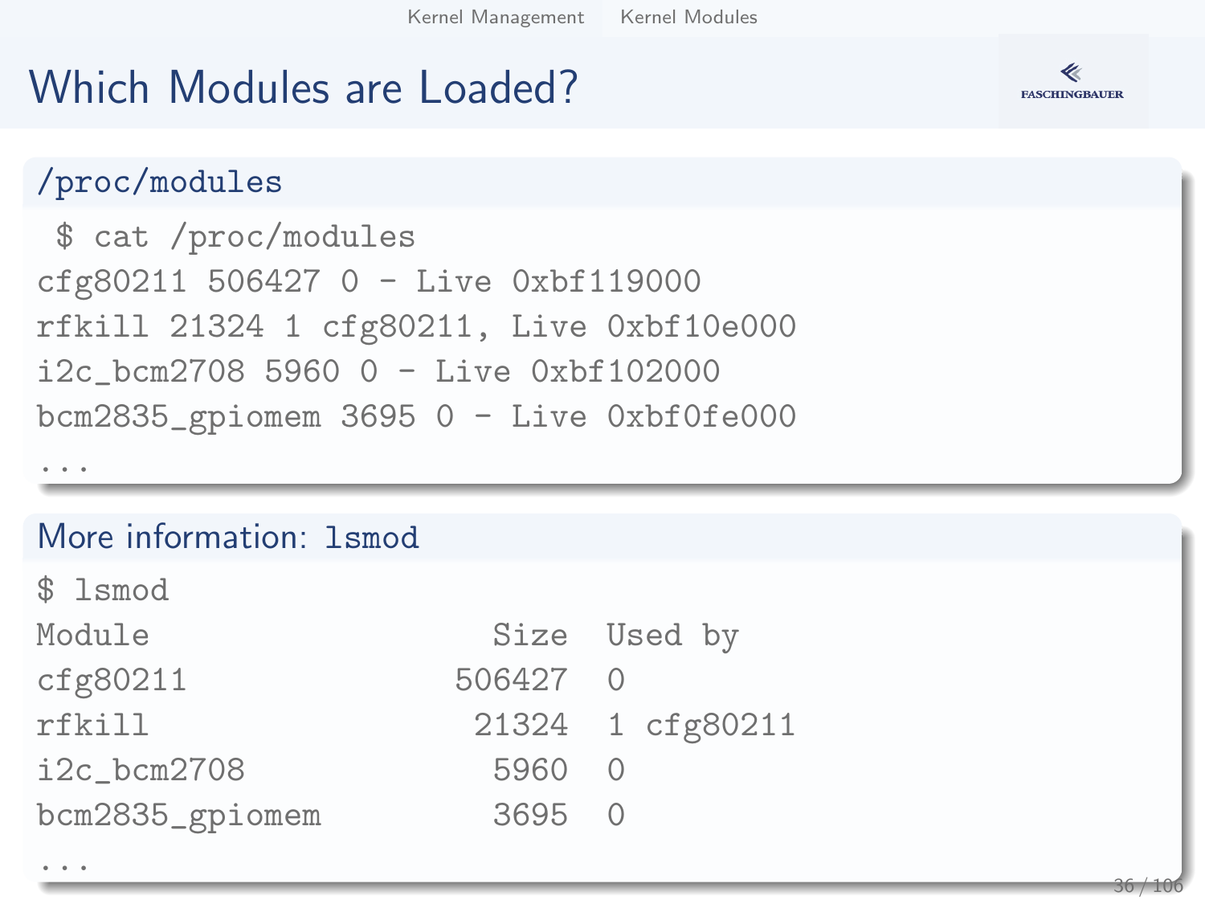# Which Modules are Loaded?

## /proc/modules

```
 $ cat /proc/modules
cfg80211 506427 0 - Live 0xbf119000
rfkill 21324 1 cfg80211, Live 0xbf10e000
i2c_bcm2708 5960 0 - Live 0xbf102000
bcm2835_gpiomem 3695 0 - Live 0xbf0fe000
...
```

## More information: lsmod

```
$ lsmod
Module                  Size  Used by
cfg80211              506427  0
rfkill                 21324  1 cfg80211
i2c_bcm2708             5960  0
bcm2835_gpiomem         3695  0
...
```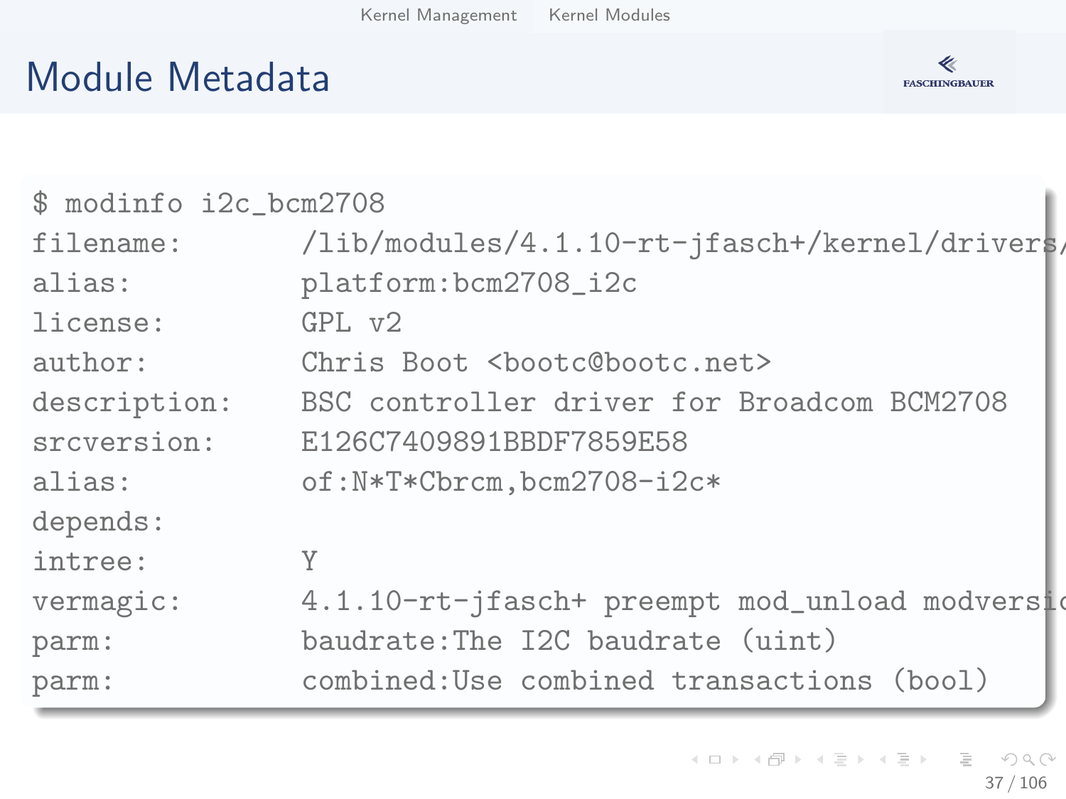# Module Metadata

```
$ modinfo i2c_bcm2708
filename:       /lib/modules/4.1.10-rt-jfasch+/kernel/drivers/
alias:          platform:bcm2708_i2c
license:        GPL v2
author:         Chris Boot <bootc@bootc.net>
description:    BSC controller driver for Broadcom BCM2708
srcversion:     E126C7409891BBDF7859E58
alias:          of:N*T*Cbrcm,bcm2708-i2c*
depends:
intree:         Y
vermagic:       4.1.10-rt-jfasch+ preempt mod_unload modversio
parm:           baudrate:The I2C baudrate (uint)
parm:           combined:Use combined transactions (bool)
```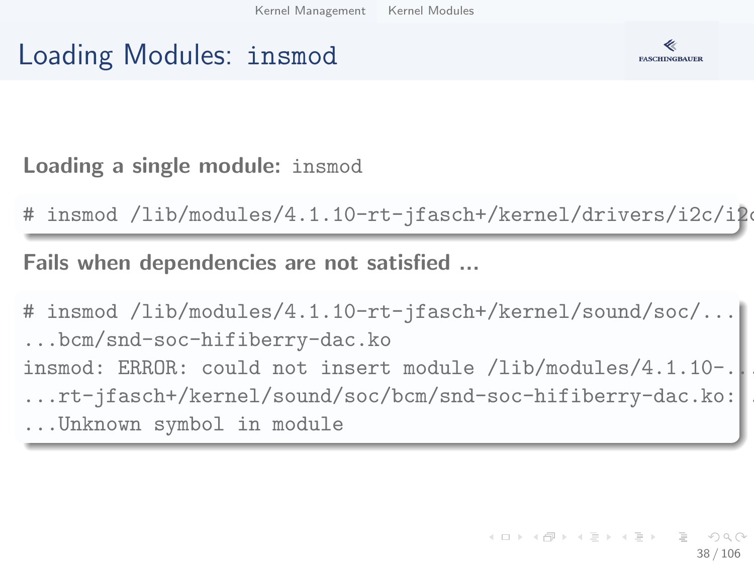# Loading Modules: insmod

**Loading a single module:** insmod

```
# insmod /lib/modules/4.1.10-rt-jfasch+/kernel/drivers/i2c/i2c
```

**Fails when dependencies are not satisfied ...**

```
# insmod /lib/modules/4.1.10-rt-jfasch+/kernel/sound/soc/...
...bcm/snd-soc-hifiberry-dac.ko
insmod: ERROR: could not insert module /lib/modules/4.1.10-..
...rt-jfasch+/kernel/sound/soc/bcm/snd-soc-hifiberry-dac.ko: .
...Unknown symbol in module
```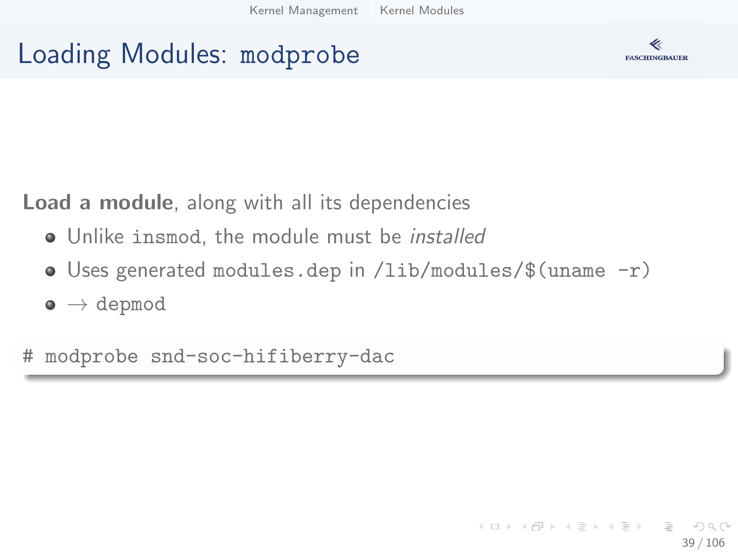# Loading Modules: `modprobe`

**Load a module**, along with all its dependencies

- Unlike `insmod`, the module must be *installed*
- Uses generated `modules.dep` in `/lib/modules/$(uname -r)`
- → `depmod`

```
# modprobe snd-soc-hifiberry-dac
```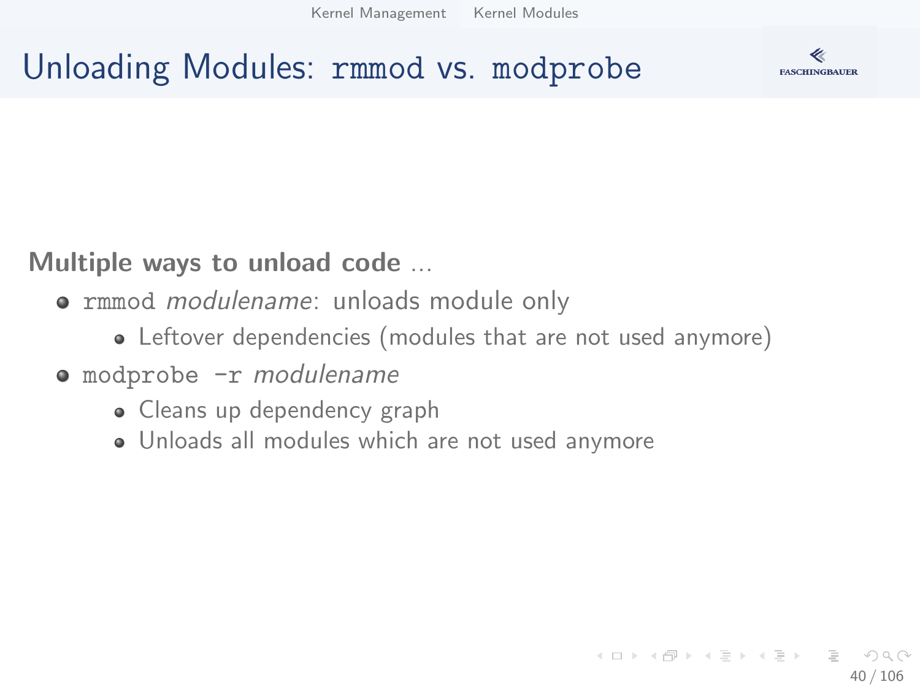# Unloading Modules: `rmmod` vs. `modprobe`

**Multiple ways to unload code ...**

- `rmmod` *modulename*: unloads module only
  - Leftover dependencies (modules that are not used anymore)
- `modprobe -r` *modulename*
  - Cleans up dependency graph
  - Unloads all modules which are not used anymore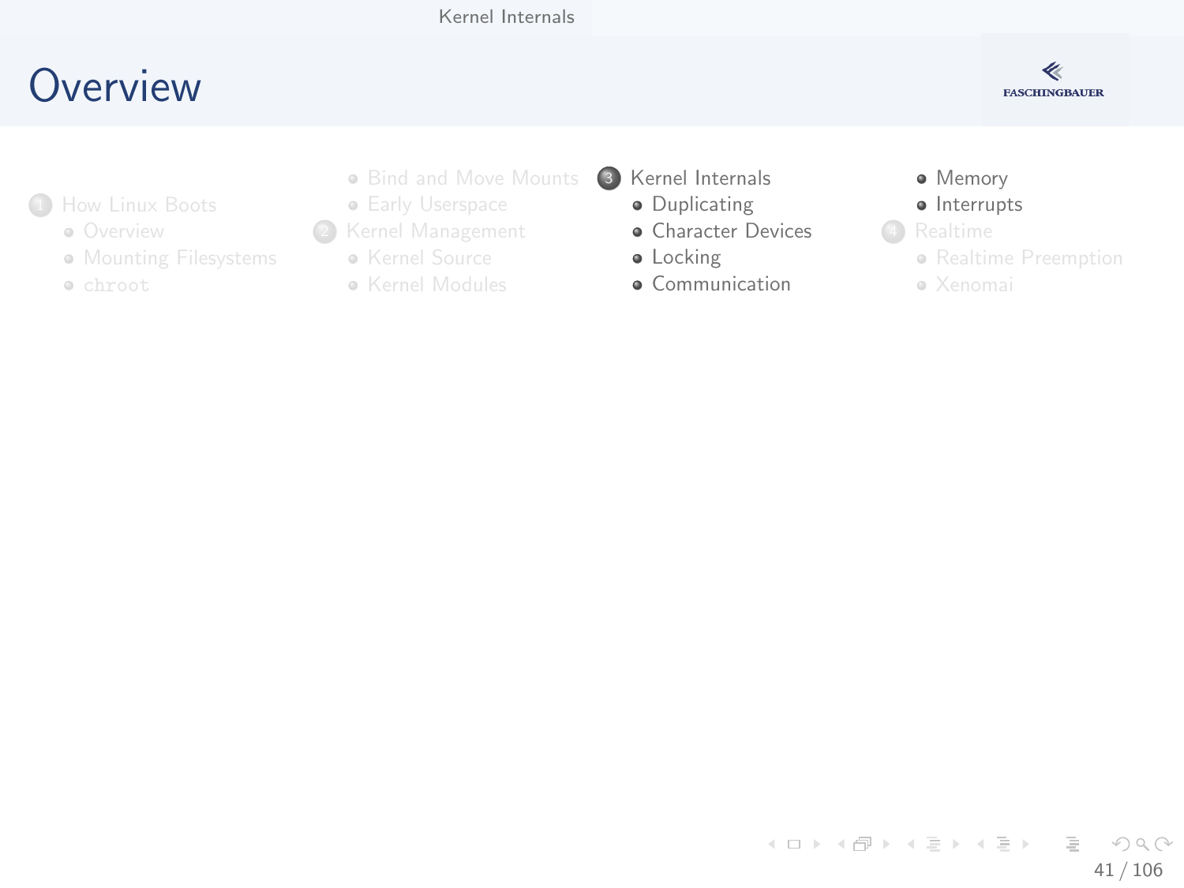# Overview

1. How Linux Boots
   - Overview
   - Mounting Filesystems
   - chroot
   - Bind and Move Mounts
   - Early Userspace
2. Kernel Management
   - Kernel Source
   - Kernel Modules
3. Kernel Internals
   - Duplicating
   - Character Devices
   - Locking
   - Communication
   - Memory
   - Interrupts
4. Realtime
   - Realtime Preemption
   - Xenomai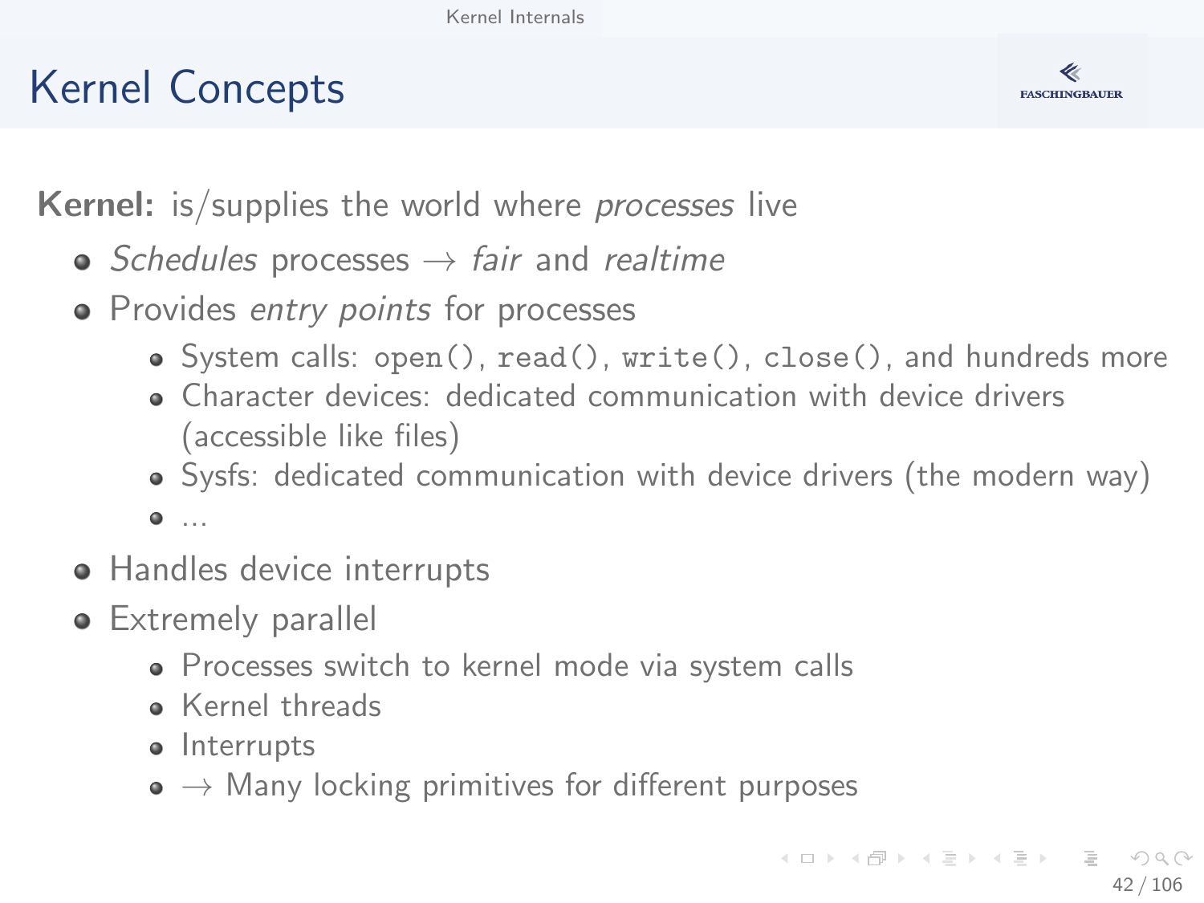# Kernel Concepts

**Kernel:** is/supplies the world where *processes* live

- *Schedules* processes → *fair* and *realtime*
- Provides *entry points* for processes
  - System calls: `open()`, `read()`, `write()`, `close()`, and hundreds more
  - Character devices: dedicated communication with device drivers (accessible like files)
  - Sysfs: dedicated communication with device drivers (the modern way)
  - ...
- Handles device interrupts
- Extremely parallel
  - Processes switch to kernel mode via system calls
  - Kernel threads
  - Interrupts
  - → Many locking primitives for different purposes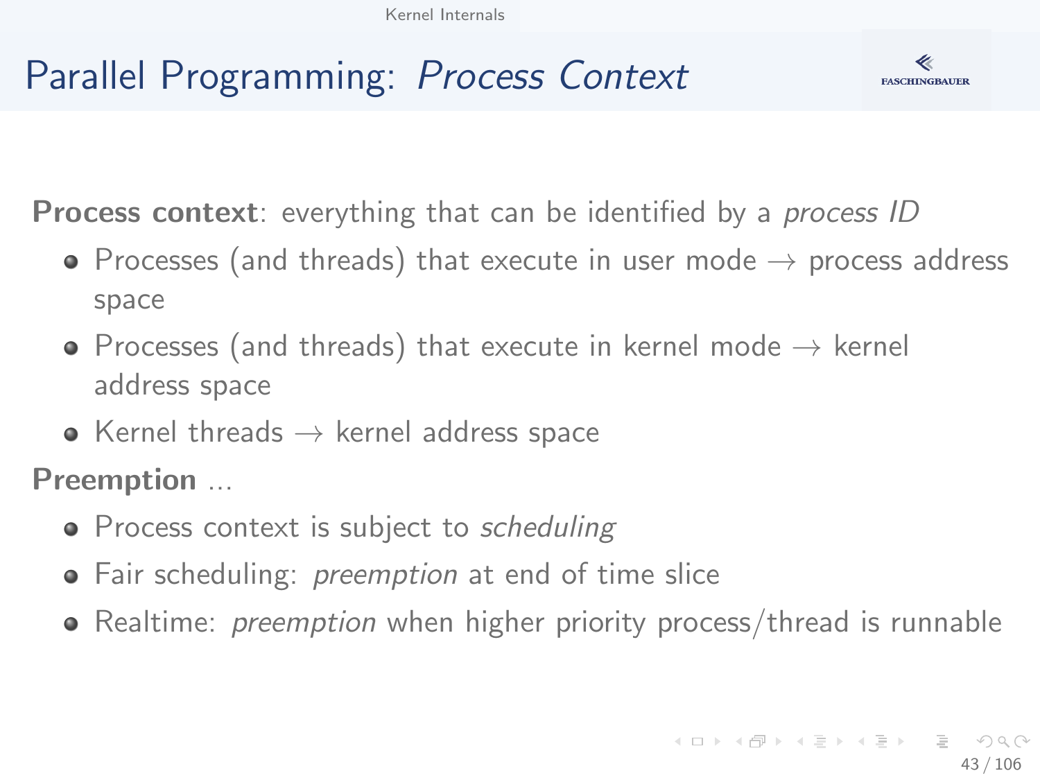# Parallel Programming: *Process Context*

**Process context**: everything that can be identified by a *process ID*

- Processes (and threads) that execute in user mode → process address space
- Processes (and threads) that execute in kernel mode → kernel address space
- Kernel threads → kernel address space

**Preemption** ...

- Process context is subject to *scheduling*
- Fair scheduling: *preemption* at end of time slice
- Realtime: *preemption* when higher priority process/thread is runnable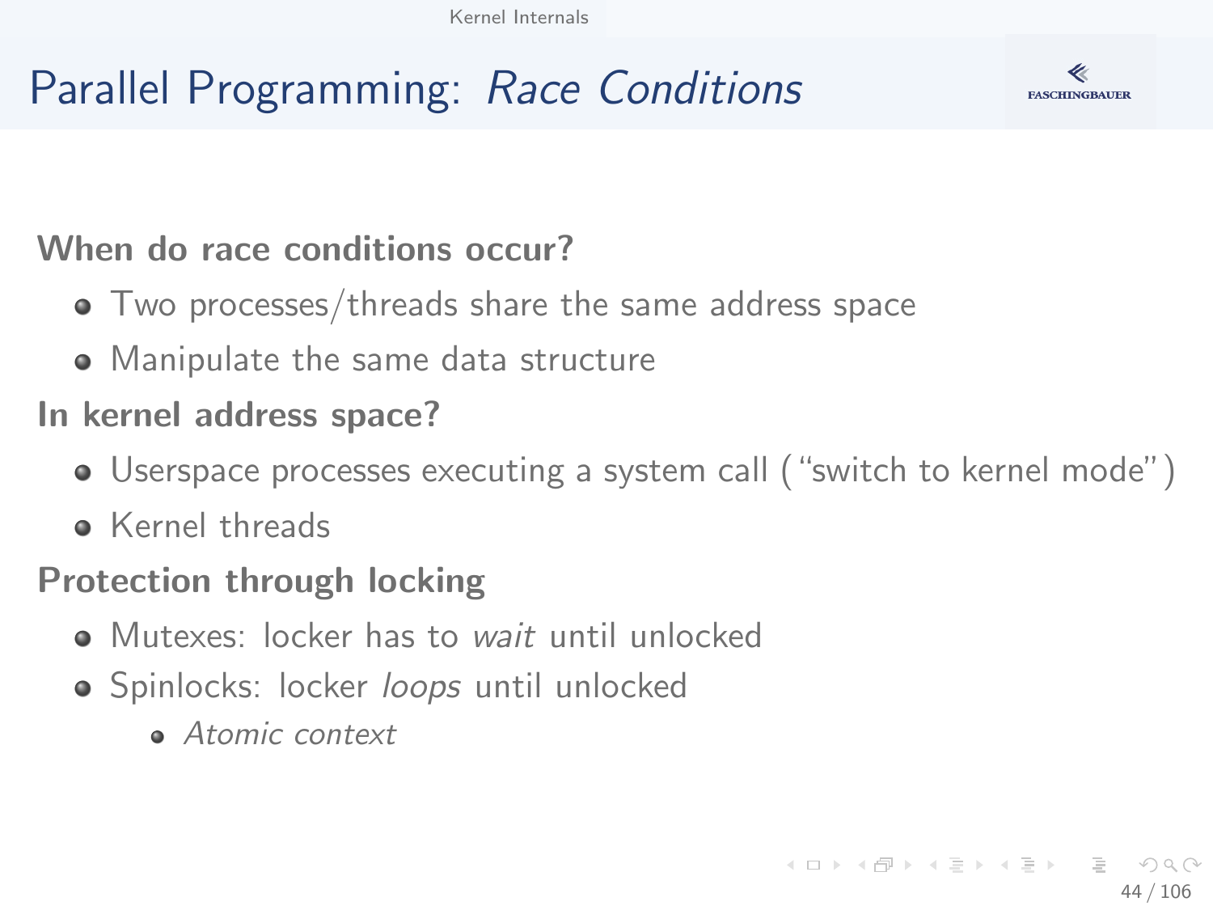# Parallel Programming: *Race Conditions*

**When do race conditions occur?**

- Two processes/threads share the same address space
- Manipulate the same data structure

**In kernel address space?**

- Userspace processes executing a system call ("switch to kernel mode")
- Kernel threads

**Protection through locking**

- Mutexes: locker has to *wait* until unlocked
- Spinlocks: locker *loops* until unlocked
  - *Atomic context*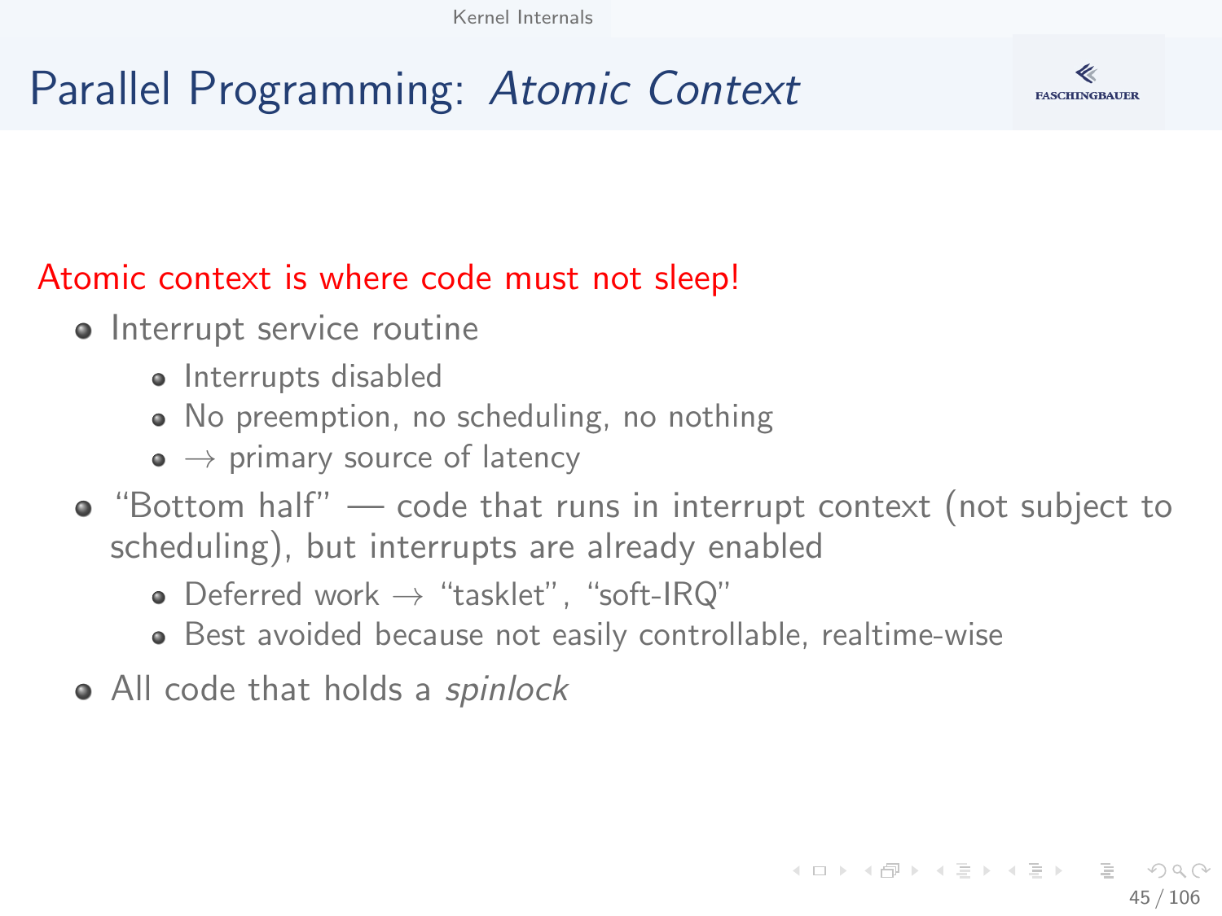# Parallel Programming: *Atomic Context*

Atomic context is where code must not sleep!

- Interrupt service routine
  - Interrupts disabled
  - No preemption, no scheduling, no nothing
  - $\rightarrow$ primary source of latency
- "Bottom half" — code that runs in interrupt context (not subject to scheduling), but interrupts are already enabled
  - Deferred work $\rightarrow$ "tasklet", "soft-IRQ"
  - Best avoided because not easily controllable, realtime-wise
- All code that holds a *spinlock*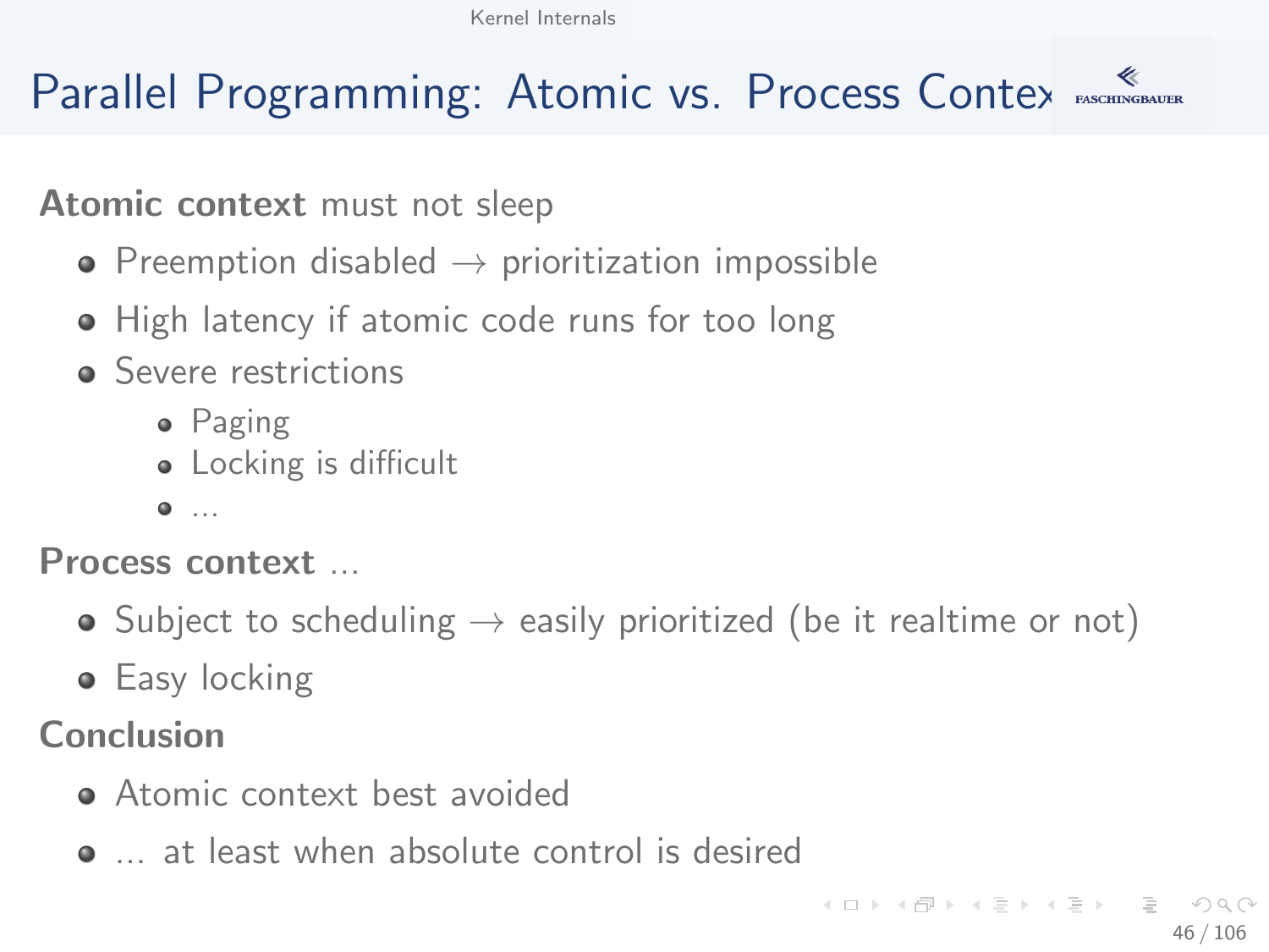# Parallel Programming: Atomic vs. Process Context

**Atomic context** must not sleep

- Preemption disabled → prioritization impossible
- High latency if atomic code runs for too long
- Severe restrictions
  - Paging
  - Locking is difficult
  - ...

**Process context** ...

- Subject to scheduling → easily prioritized (be it realtime or not)
- Easy locking

**Conclusion**

- Atomic context best avoided
- ... at least when absolute control is desired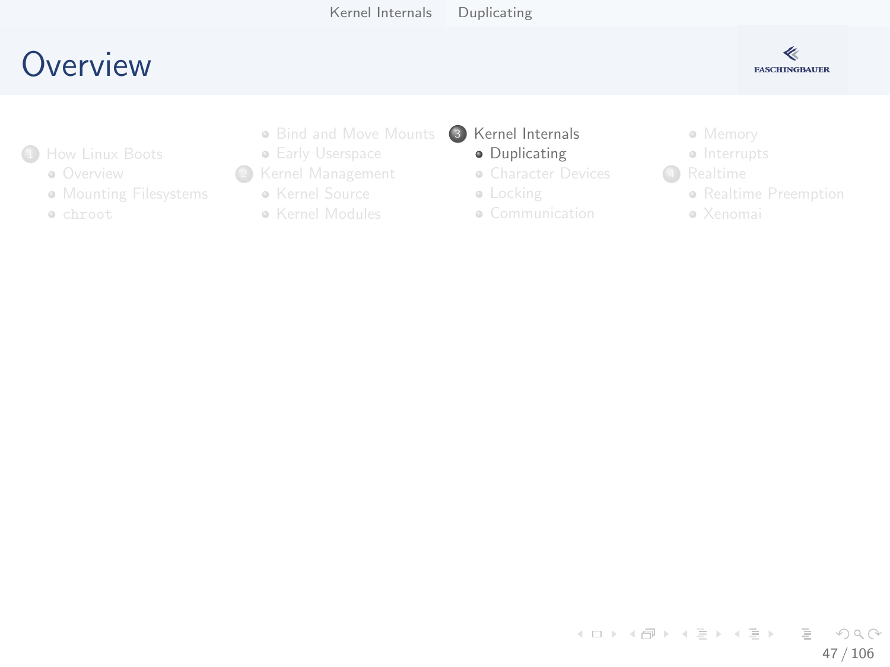# Overview

1. How Linux Boots
   - Overview
   - Mounting Filesystems
   - `chroot`
   - Bind and Move Mounts
   - Early Userspace
2. Kernel Management
   - Kernel Source
   - Kernel Modules
3. Kernel Internals
   - Duplicating
   - Character Devices
   - Locking
   - Communication
   - Memory
   - Interrupts
4. Realtime
   - Realtime Preemption
   - Xenomai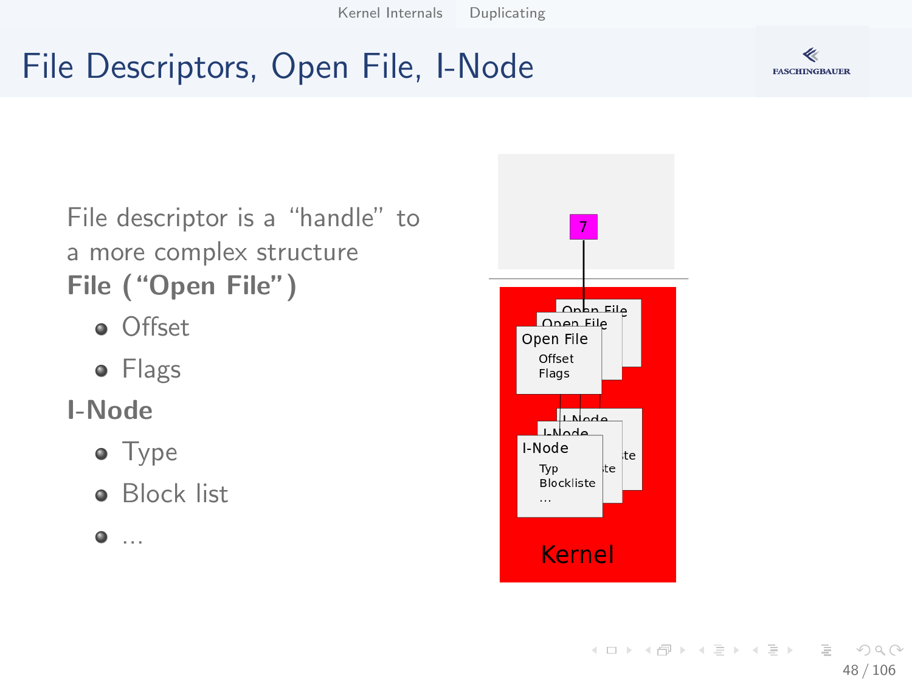# File Descriptors, Open File, I-Node

File descriptor is a “handle” to a more complex structure

**File (“Open File”)**

- Offset
- Flags

**I-Node**

- Type
- Block list
- ...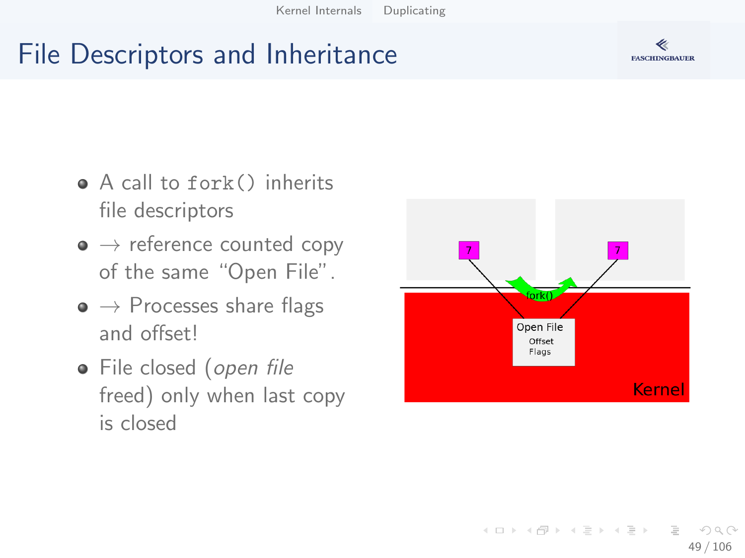# File Descriptors and Inheritance

- A call to `fork()` inherits file descriptors
- $\rightarrow$ reference counted copy of the same “Open File”.
- $\rightarrow$ Processes share flags and offset!
- File closed (*open file* freed) only when last copy is closed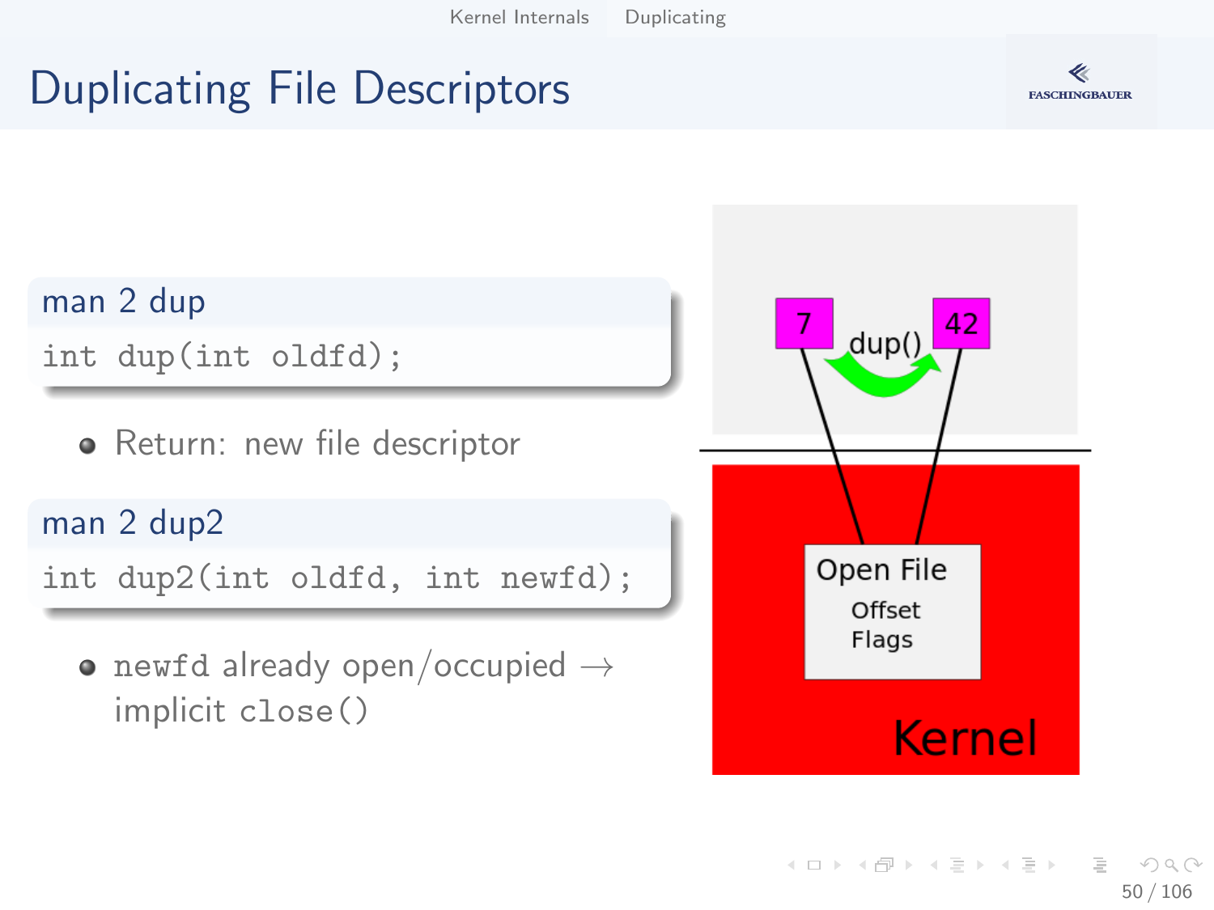# Duplicating File Descriptors

**man 2 dup**

```
int dup(int oldfd);
```

- Return: new file descriptor

**man 2 dup2**

```
int dup2(int oldfd, int newfd);
```

- `newfd` already open/occupied → implicit `close()`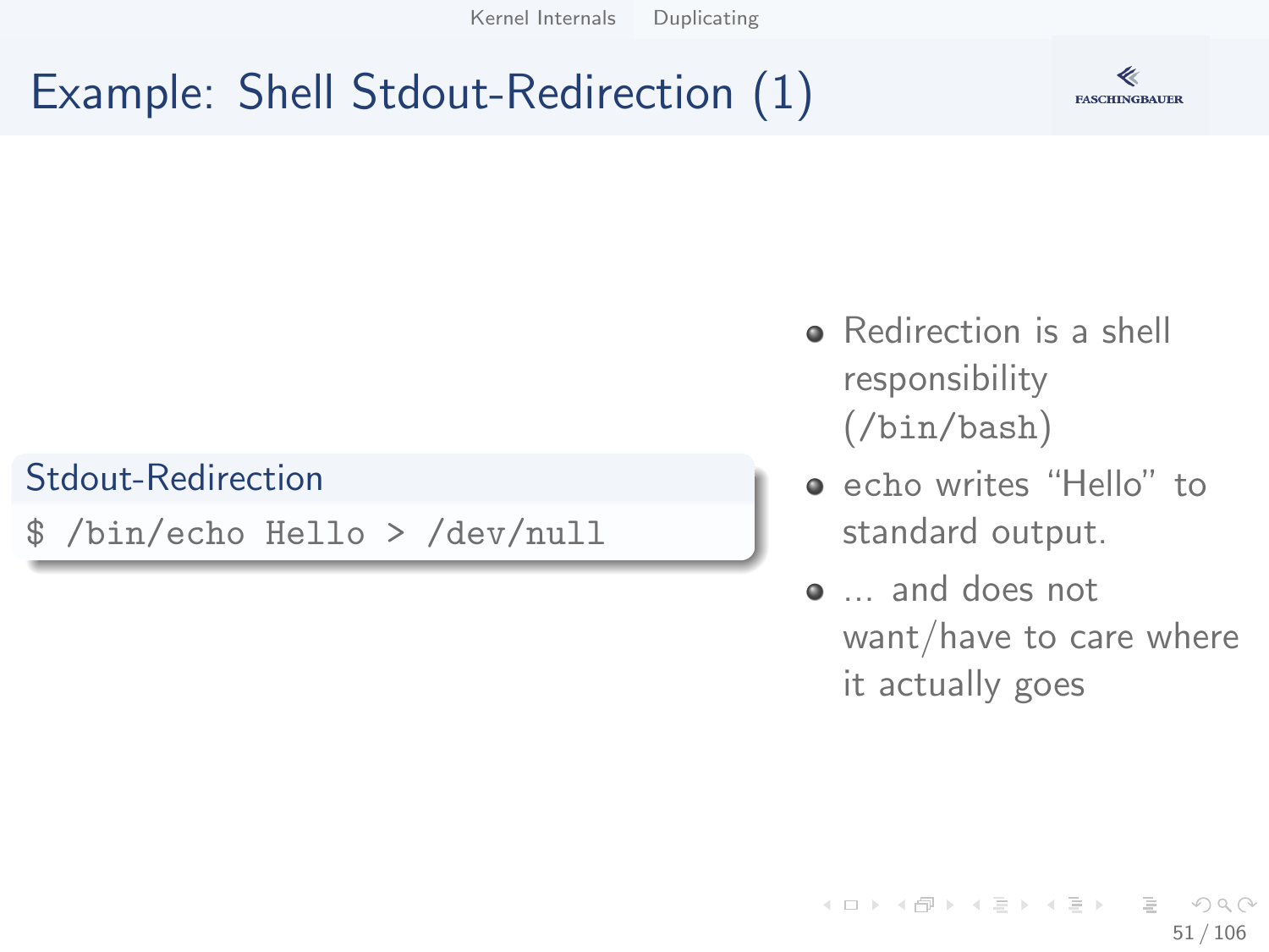# Example: Shell Stdout-Redirection (1)

**Stdout-Redirection**

```
$ /bin/echo Hello > /dev/null
```

- Redirection is a shell responsibility (`/bin/bash`)
- `echo` writes "Hello" to standard output.
- … and does not want/have to care where it actually goes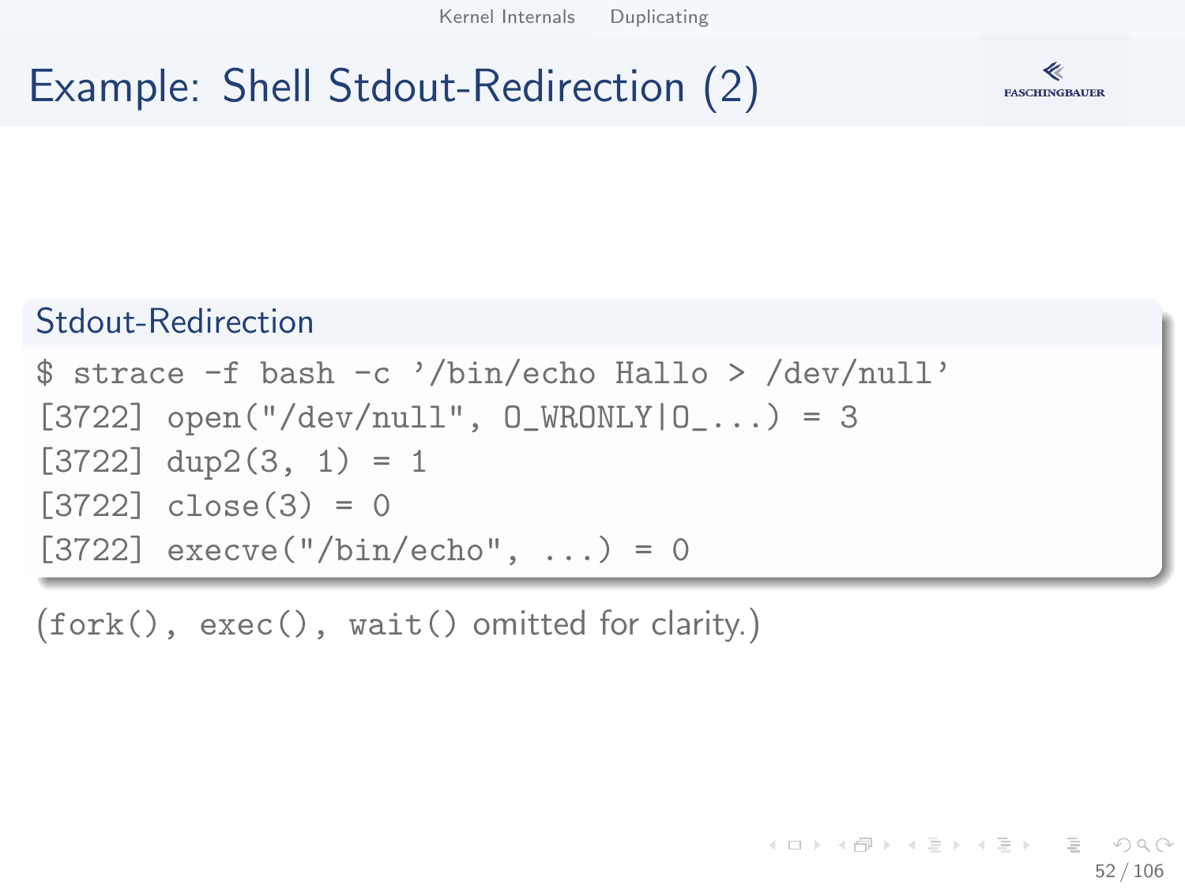# Example: Shell Stdout-Redirection (2)

### Stdout-Redirection

```
$ strace -f bash -c '/bin/echo Hallo > /dev/null'
[3722] open("/dev/null", O_WRONLY|O_...) = 3
[3722] dup2(3, 1) = 1
[3722] close(3) = 0
[3722] execve("/bin/echo", ...) = 0
```

(`fork()`, `exec()`, `wait()` omitted for clarity.)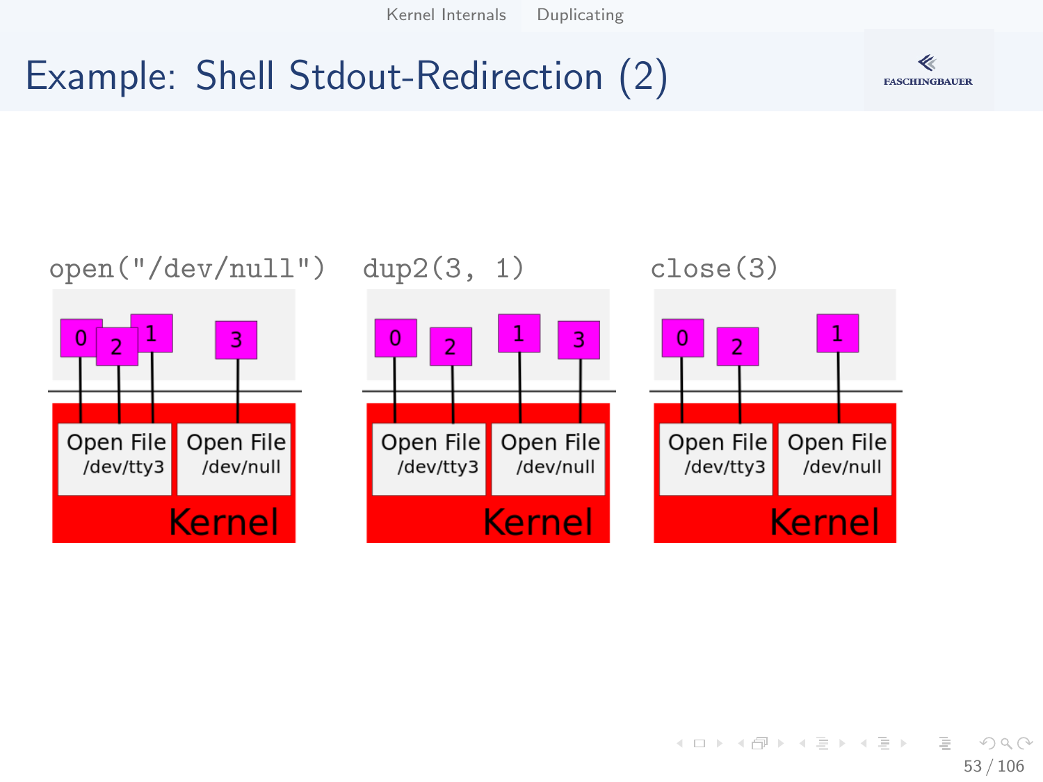# Example: Shell Stdout-Redirection (2)

`open("/dev/null")` `dup2(3, 1)` `close(3)`

0 2 1 3 — Open File /dev/tty3, Open File /dev/null — Kernel

0 2 1 3 — Open File /dev/tty3, Open File /dev/null — Kernel

0 2 1 — Open File /dev/tty3, Open File /dev/null — Kernel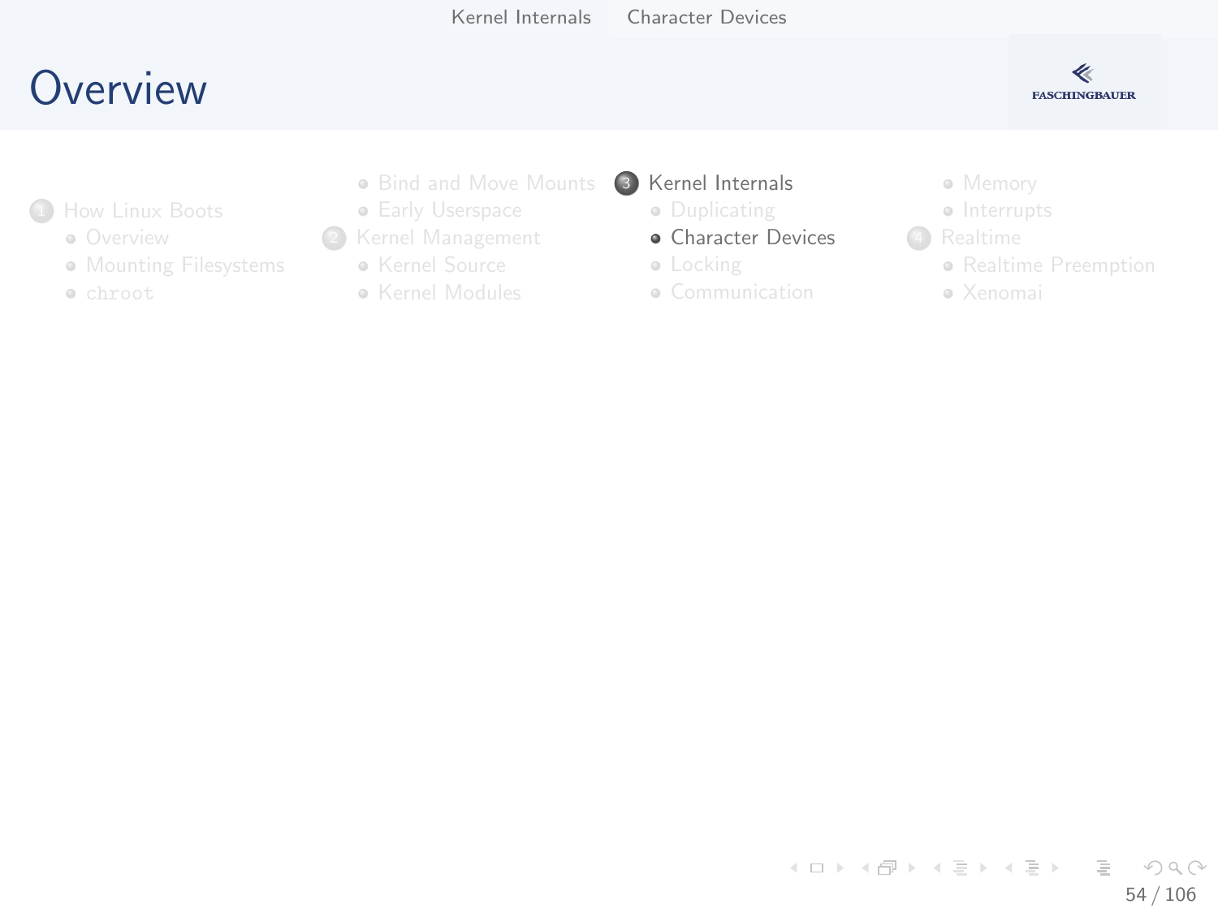# Overview

1. How Linux Boots
   - Overview
   - Mounting Filesystems
   - chroot
   - Bind and Move Mounts
   - Early Userspace
2. Kernel Management
   - Kernel Source
   - Kernel Modules
3. Kernel Internals
   - Duplicating
   - Character Devices
   - Locking
   - Communication
   - Memory
   - Interrupts
4. Realtime
   - Realtime Preemption
   - Xenomai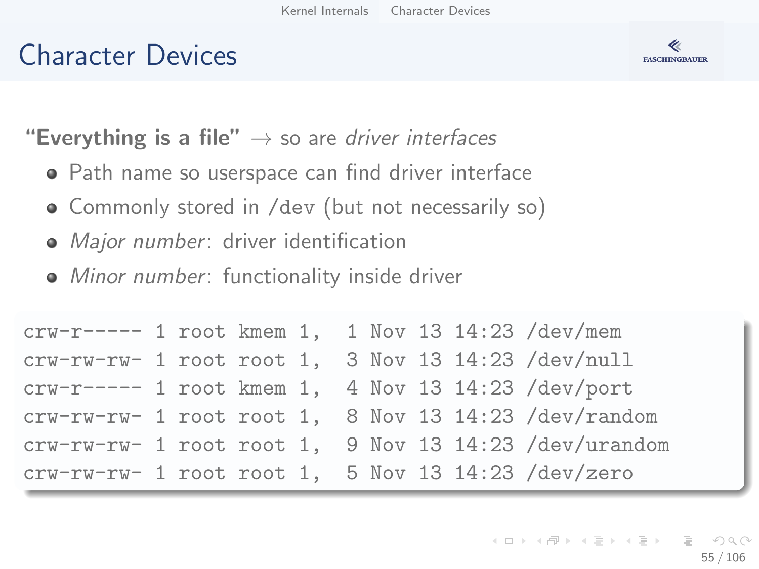# Character Devices

**"Everything is a file"** → so are *driver interfaces*

- Path name so userspace can find driver interface
- Commonly stored in `/dev` (but not necessarily so)
- *Major number*: driver identification
- *Minor number*: functionality inside driver

```
crw-r----- 1 root kmem 1,  1 Nov 13 14:23 /dev/mem
crw-rw-rw- 1 root root 1,  3 Nov 13 14:23 /dev/null
crw-r----- 1 root kmem 1,  4 Nov 13 14:23 /dev/port
crw-rw-rw- 1 root root 1,  8 Nov 13 14:23 /dev/random
crw-rw-rw- 1 root root 1,  9 Nov 13 14:23 /dev/urandom
crw-rw-rw- 1 root root 1,  5 Nov 13 14:23 /dev/zero
```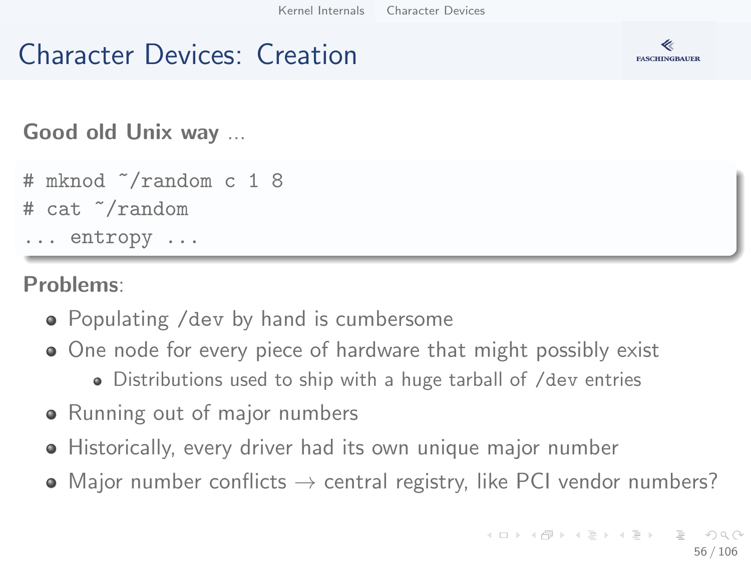# Character Devices: Creation

**Good old Unix way** ...

```
# mknod ~/random c 1 8
# cat ~/random
... entropy ...
```

**Problems**:

- Populating /dev by hand is cumbersome
- One node for every piece of hardware that might possibly exist
  - Distributions used to ship with a huge tarball of /dev entries
- Running out of major numbers
- Historically, every driver had its own unique major number
- Major number conflicts → central registry, like PCI vendor numbers?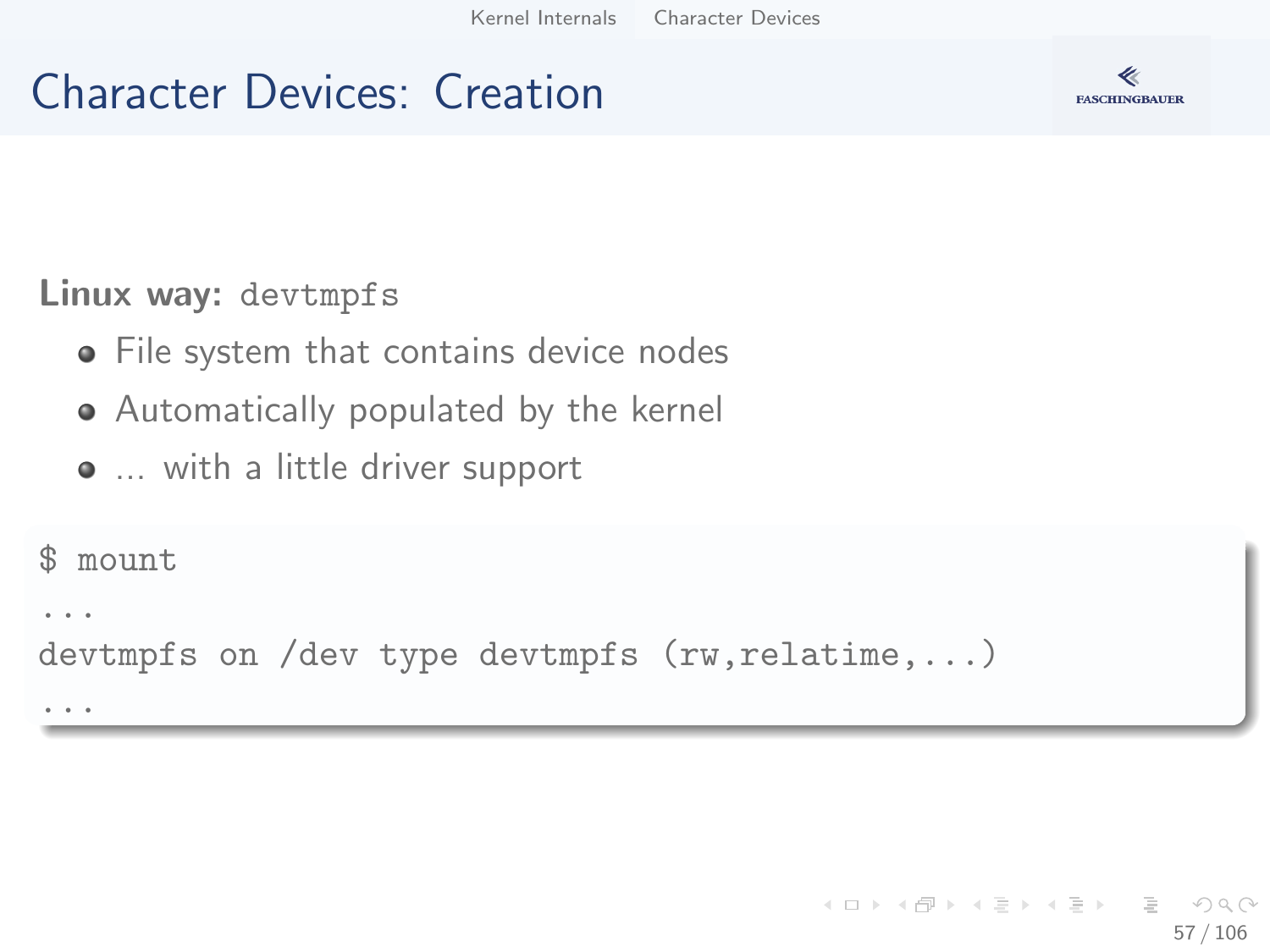# Character Devices: Creation

**Linux way:** `devtmpfs`

- File system that contains device nodes
- Automatically populated by the kernel
- ... with a little driver support

```
$ mount
...
devtmpfs on /dev type devtmpfs (rw,relatime,...)
...
```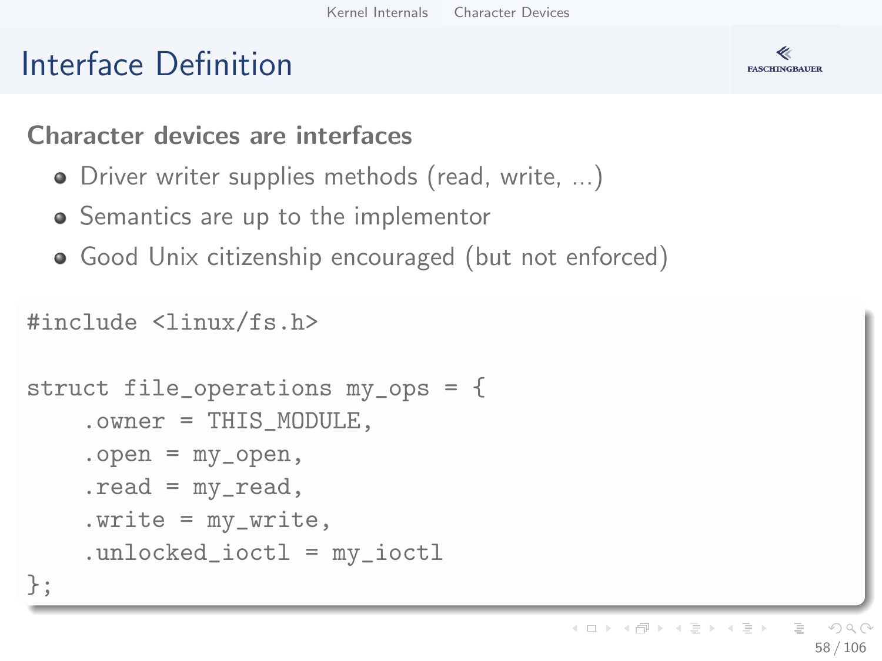# Interface Definition

**Character devices are interfaces**

- Driver writer supplies methods (read, write, ...)
- Semantics are up to the implementor
- Good Unix citizenship encouraged (but not enforced)

```
#include <linux/fs.h>

struct file_operations my_ops = {
    .owner = THIS_MODULE,
    .open = my_open,
    .read = my_read,
    .write = my_write,
    .unlocked_ioctl = my_ioctl
};
```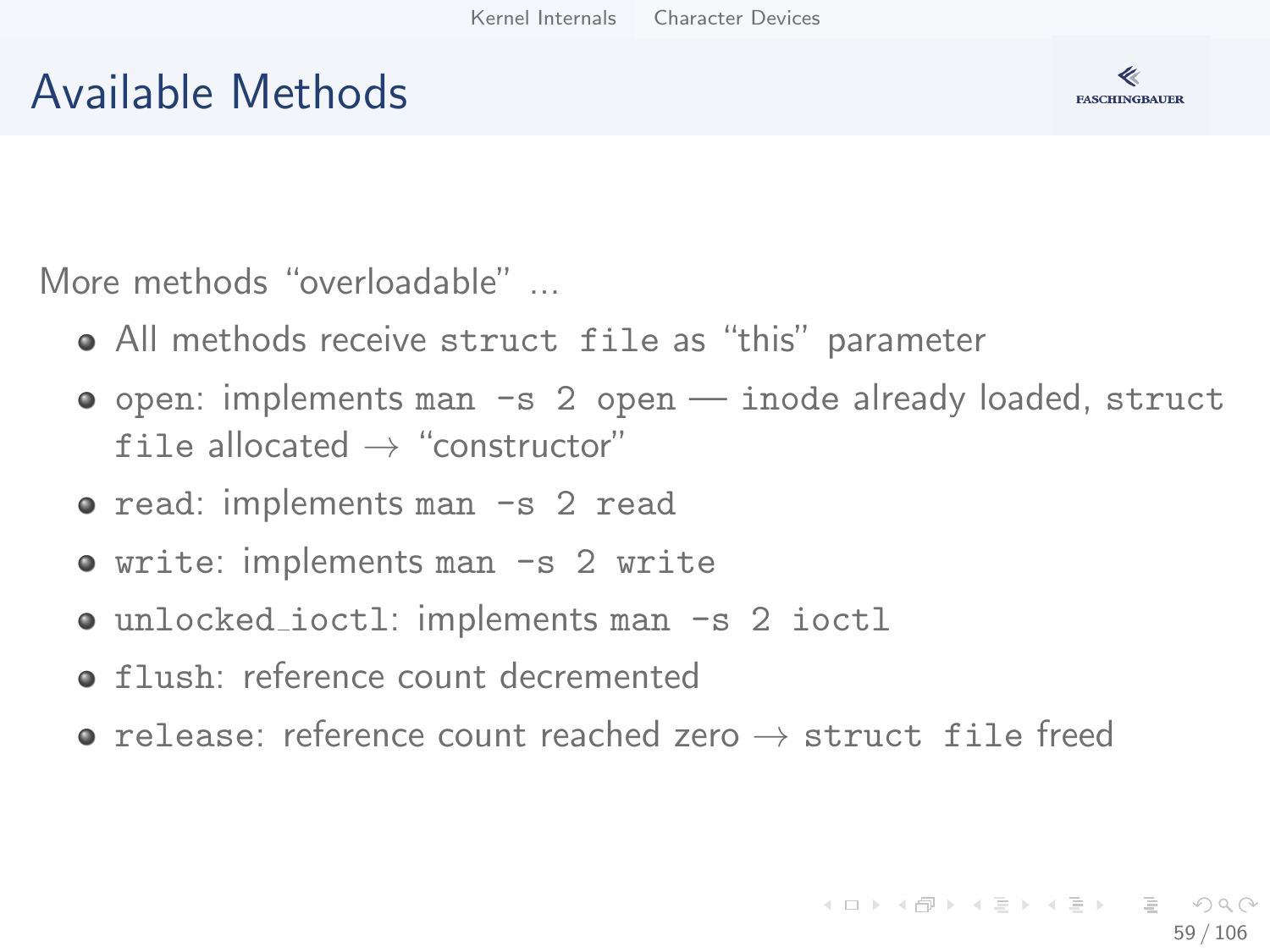# Available Methods

More methods "overloadable" ...

- All methods receive `struct file` as "this" parameter
- `open`: implements `man -s 2 open` — `inode` already loaded, `struct file` allocated → "constructor"
- `read`: implements `man -s 2 read`
- `write`: implements `man -s 2 write`
- `unlocked_ioctl`: implements `man -s 2 ioctl`
- `flush`: reference count decremented
- `release`: reference count reached zero → `struct file` freed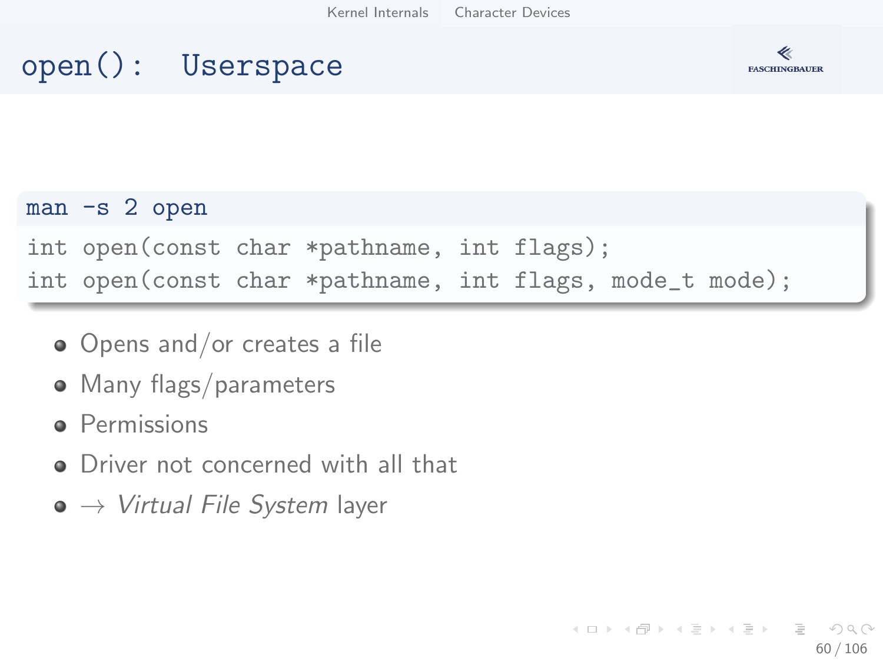# open(): Userspace

**man -s 2 open**

```
int open(const char *pathname, int flags);
int open(const char *pathname, int flags, mode_t mode);
```

- Opens and/or creates a file
- Many flags/parameters
- Permissions
- Driver not concerned with all that
- → *Virtual File System* layer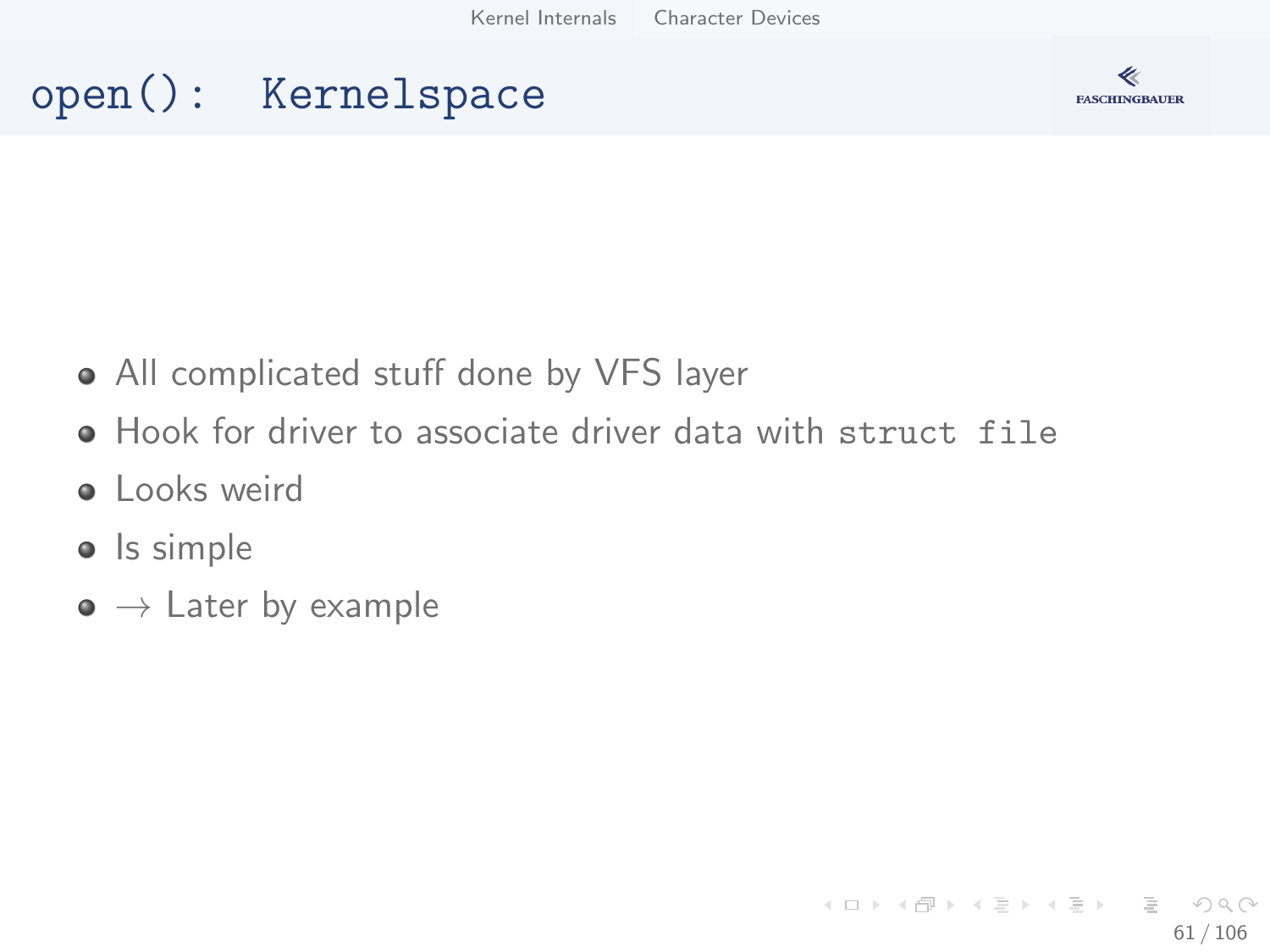# `open()`: Kernelspace

- All complicated stuff done by VFS layer
- Hook for driver to associate driver data with `struct file`
- Looks weird
- Is simple
- $\rightarrow$ Later by example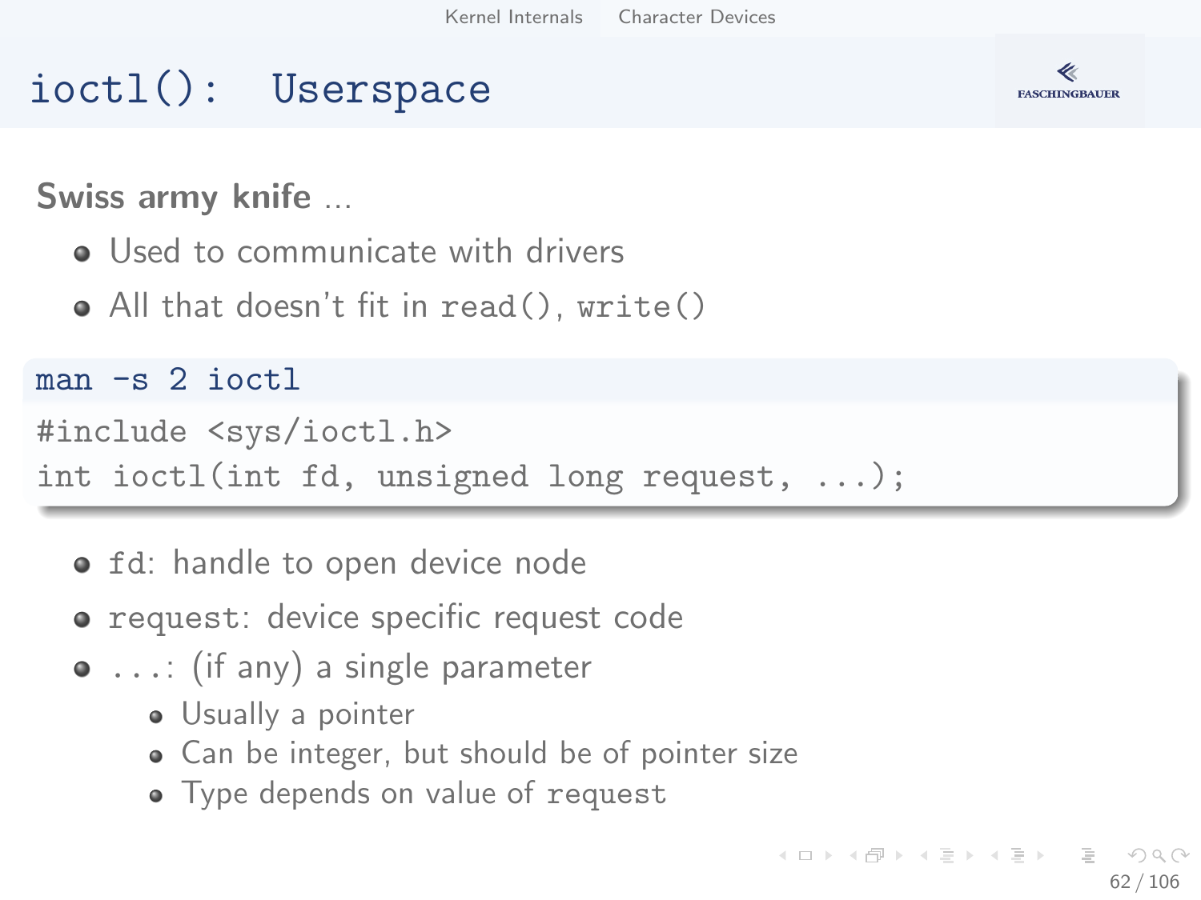# ioctl(): Userspace

**Swiss army knife** ...

- Used to communicate with drivers
- All that doesn't fit in `read()`, `write()`

**man -s 2 ioctl**

```
#include <sys/ioctl.h>
int ioctl(int fd, unsigned long request, ...);
```

- `fd`: handle to open device node
- `request`: device specific request code
- `...`: (if any) a single parameter
  - Usually a pointer
  - Can be integer, but should be of pointer size
  - Type depends on value of `request`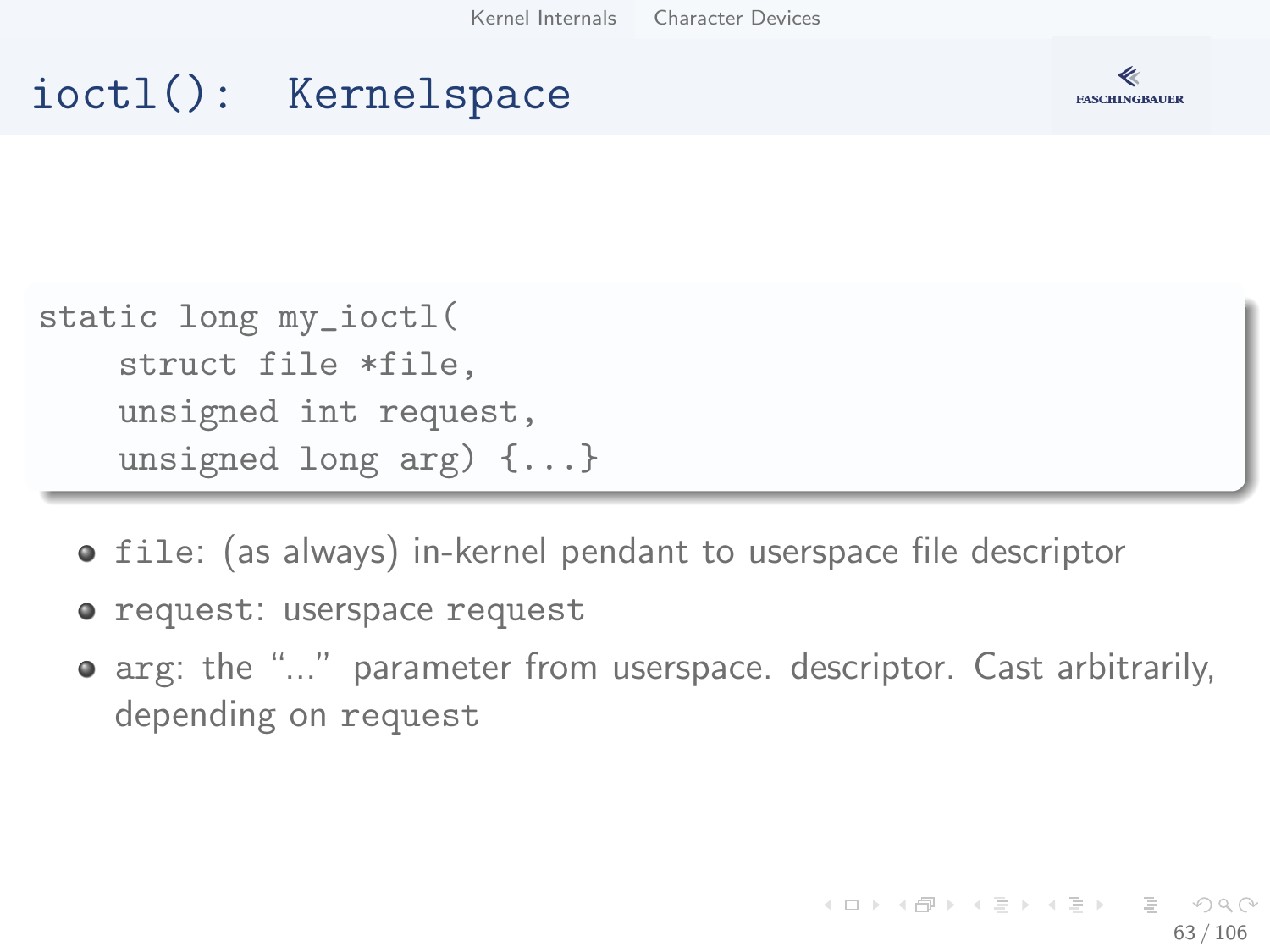# ioctl(): Kernelspace

```
static long my_ioctl(
    struct file *file,
    unsigned int request,
    unsigned long arg) {...}
```

- `file`: (as always) in-kernel pendant to userspace file descriptor
- `request`: userspace `request`
- `arg`: the "..." parameter from userspace. descriptor. Cast arbitrarily, depending on `request`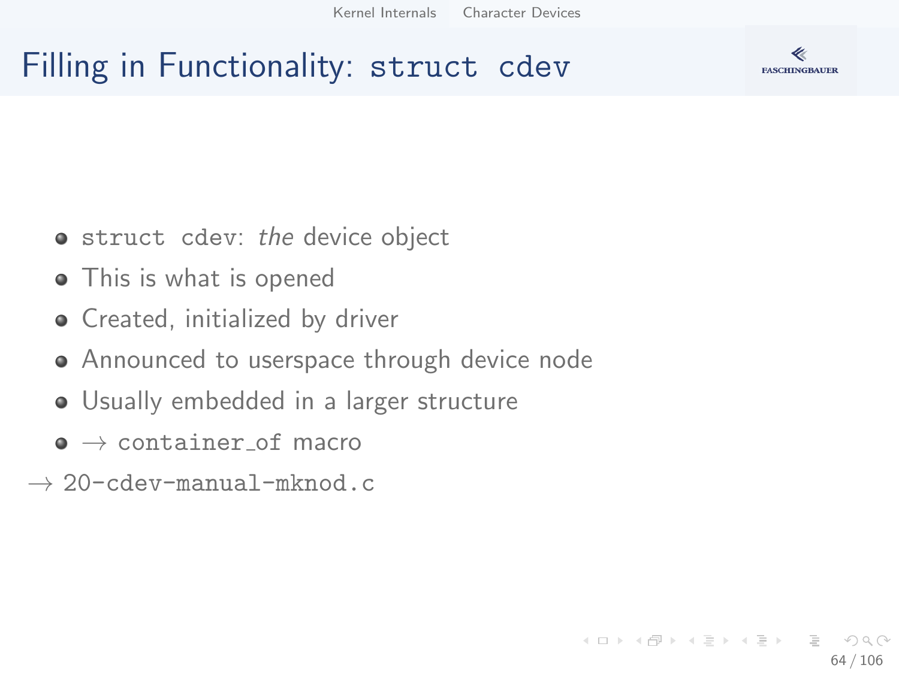# Filling in Functionality: `struct cdev`

- `struct cdev`: *the* device object
- This is what is opened
- Created, initialized by driver
- Announced to userspace through device node
- Usually embedded in a larger structure
- → `container_of` macro

→ `20-cdev-manual-mknod.c`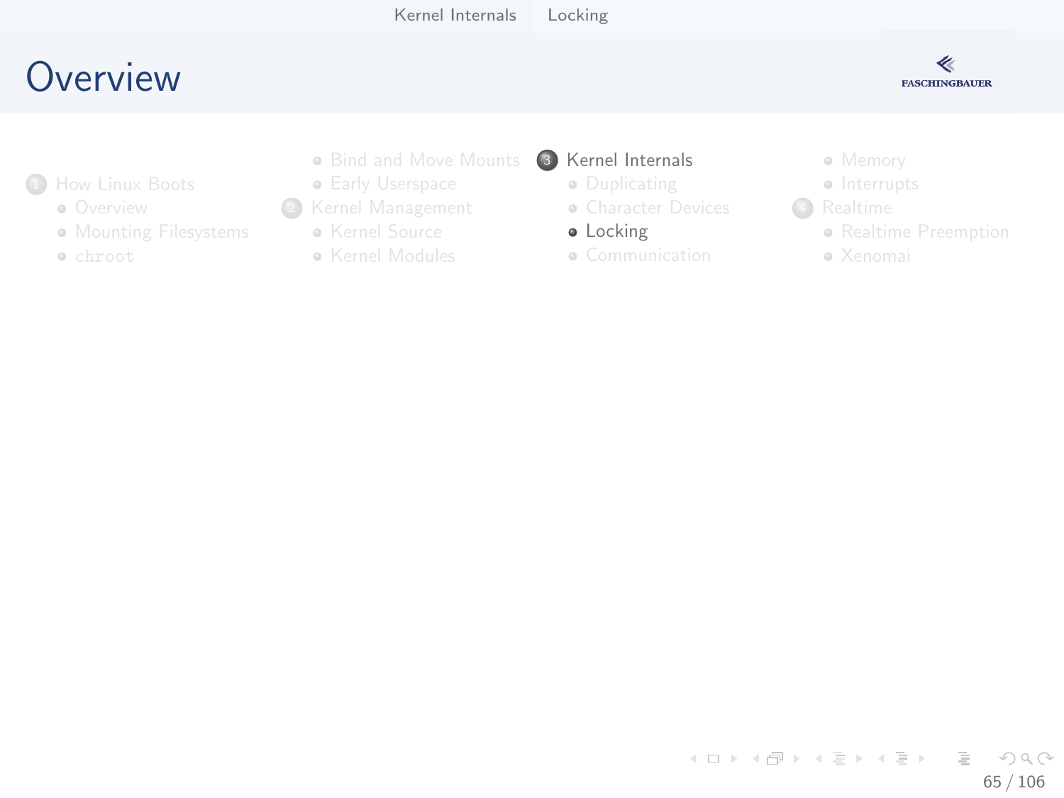# Overview

1. How Linux Boots
   - Overview
   - Mounting Filesystems
   - `chroot`
   - Bind and Move Mounts
   - Early Userspace
2. Kernel Management
   - Kernel Source
   - Kernel Modules
3. Kernel Internals
   - Duplicating
   - Character Devices
   - Locking
   - Communication
   - Memory
   - Interrupts
4. Realtime
   - Realtime Preemption
   - Xenomai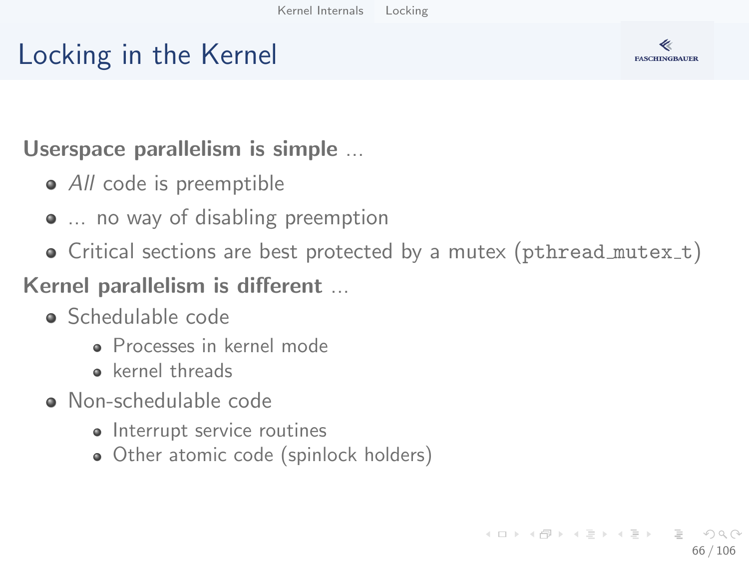# Locking in the Kernel

**Userspace parallelism is simple** ...

- *All* code is preemptible
- ... no way of disabling preemption
- Critical sections are best protected by a mutex (`pthread_mutex_t`)

**Kernel parallelism is different** ...

- Schedulable code
  - Processes in kernel mode
  - kernel threads
- Non-schedulable code
  - Interrupt service routines
  - Other atomic code (spinlock holders)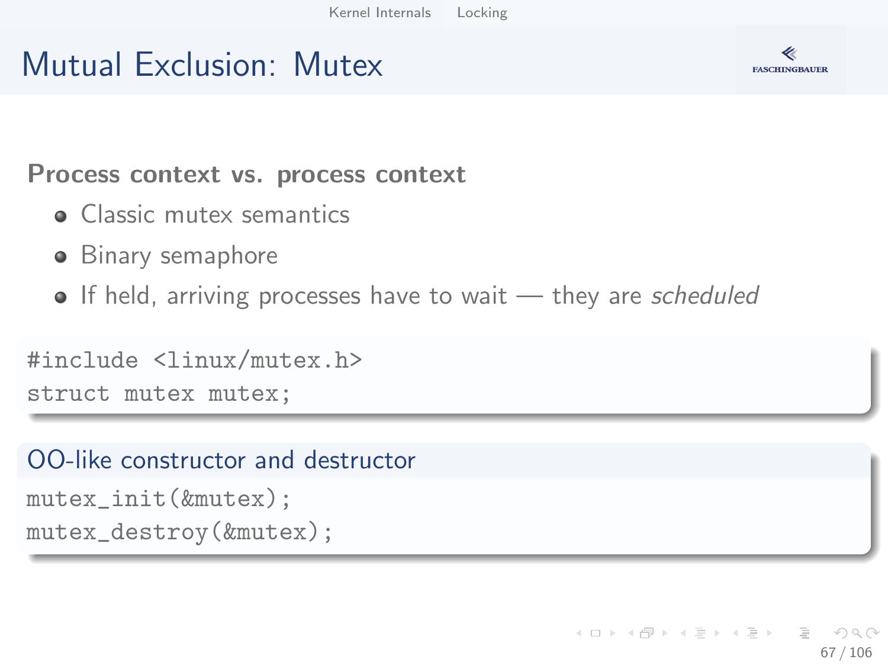# Mutual Exclusion: Mutex

**Process context vs. process context**

- Classic mutex semantics
- Binary semaphore
- If held, arriving processes have to wait — they are *scheduled*

```
#include <linux/mutex.h>
struct mutex mutex;
```

**OO-like constructor and destructor**

```
mutex_init(&mutex);
mutex_destroy(&mutex);
```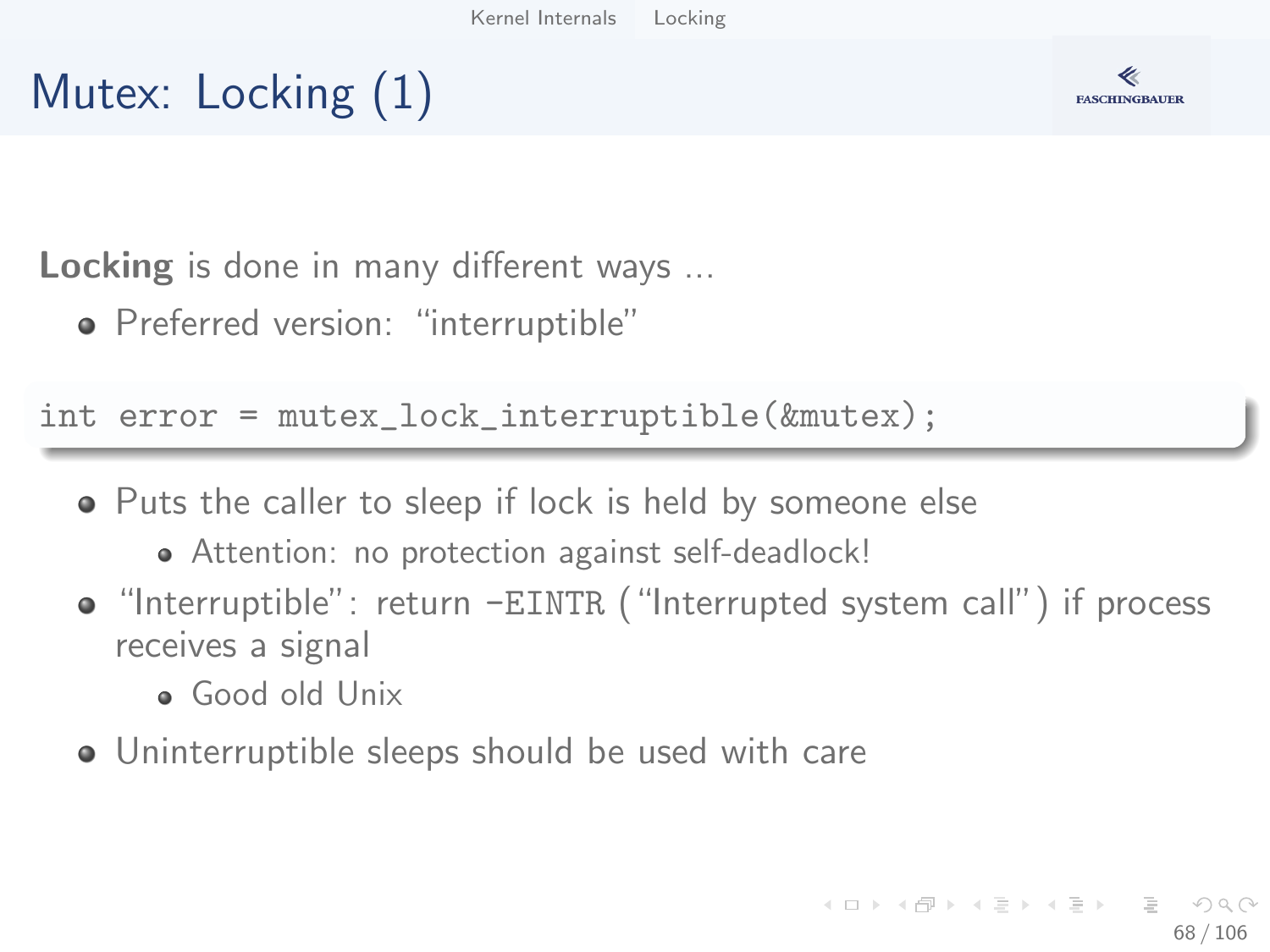# Mutex: Locking (1)

**Locking** is done in many different ways ...

- Preferred version: “interruptible”

```
int error = mutex_lock_interruptible(&mutex);
```

- Puts the caller to sleep if lock is held by someone else
  - Attention: no protection against self-deadlock!
- “Interruptible”: return `-EINTR` (“Interrupted system call”) if process receives a signal
  - Good old Unix
- Uninterruptible sleeps should be used with care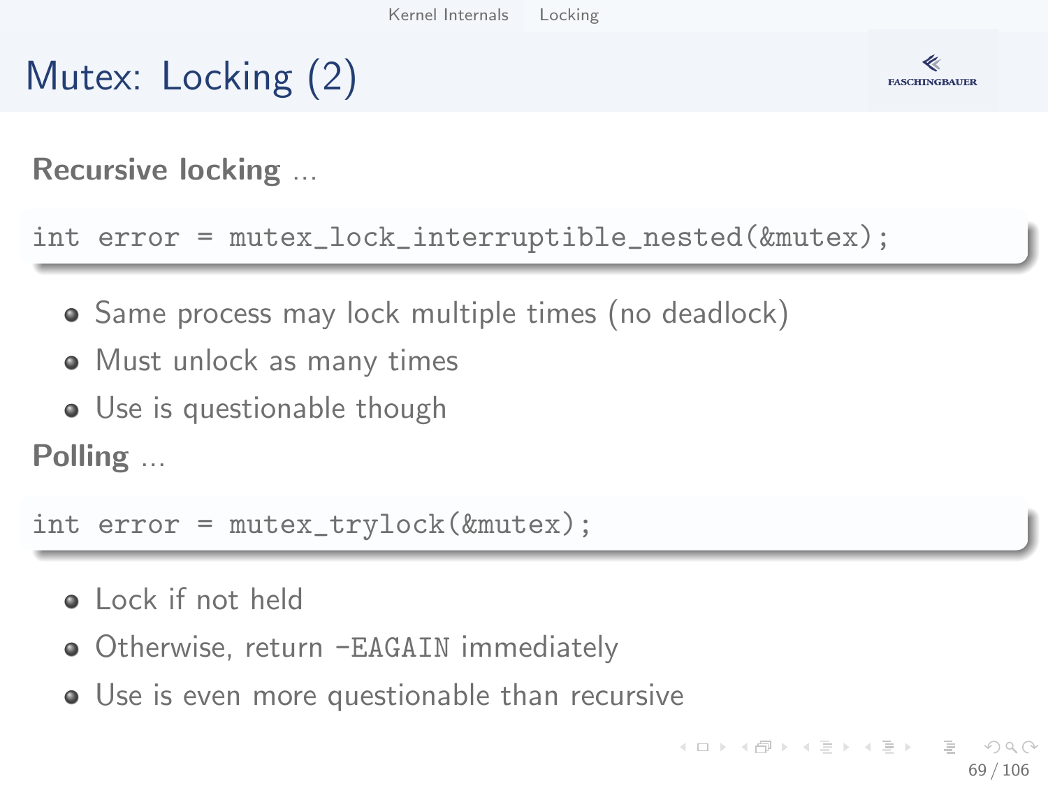# Mutex: Locking (2)

**Recursive locking** ...

```
int error = mutex_lock_interruptible_nested(&mutex);
```

- Same process may lock multiple times (no deadlock)
- Must unlock as many times
- Use is questionable though

**Polling** ...

```
int error = mutex_trylock(&mutex);
```

- Lock if not held
- Otherwise, return `-EAGAIN` immediately
- Use is even more questionable than recursive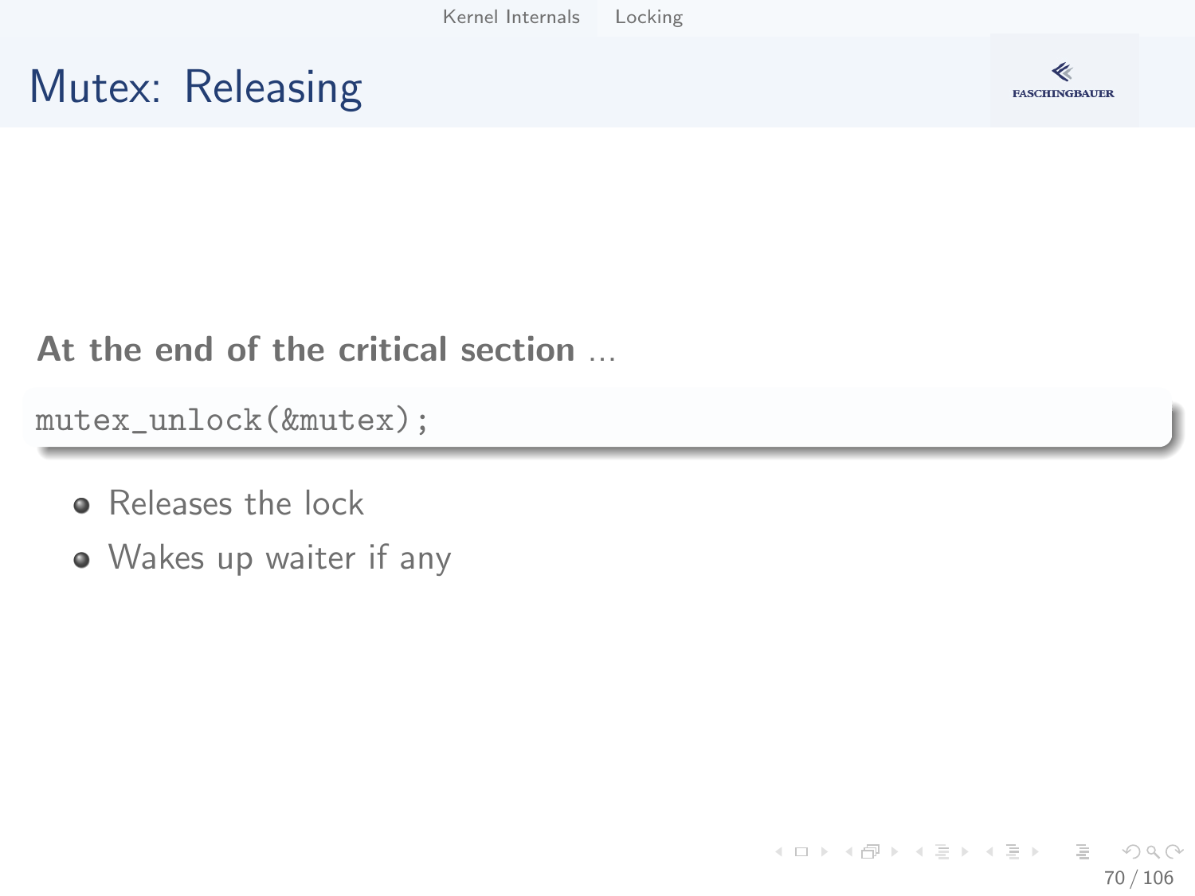# Mutex: Releasing

**At the end of the critical section ...**

```
mutex_unlock(&mutex);
```

- Releases the lock
- Wakes up waiter if any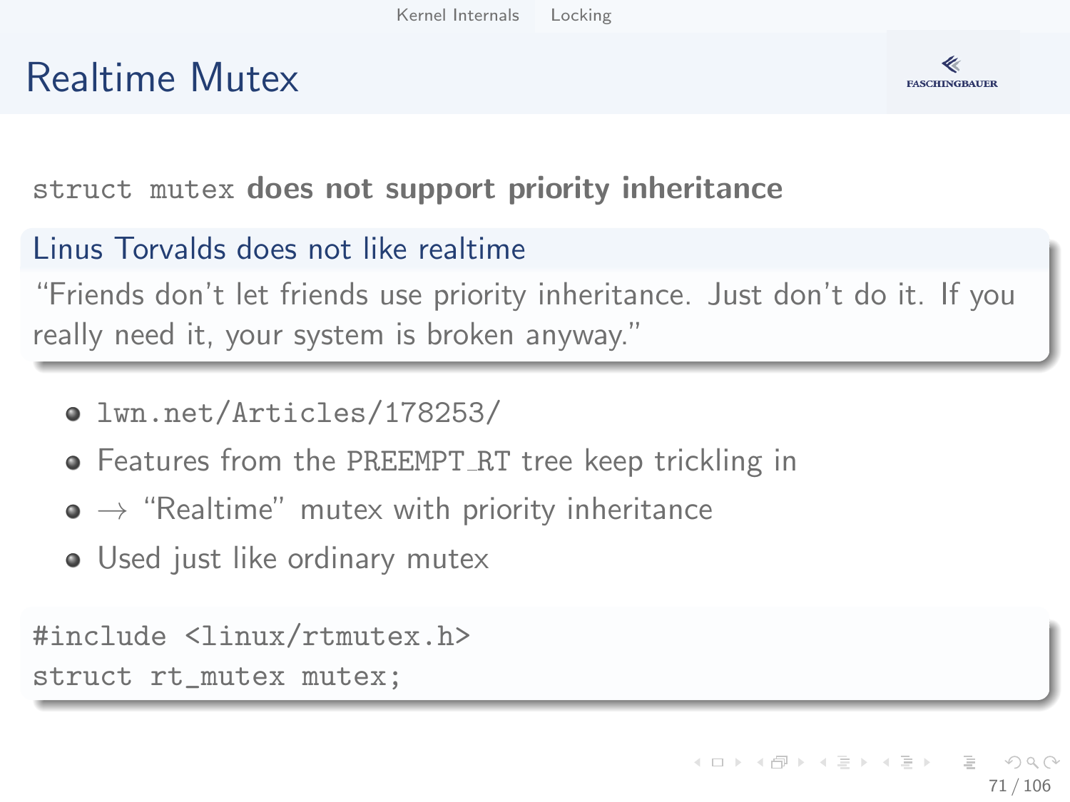# Realtime Mutex

`struct mutex` **does not support priority inheritance**

### Linus Torvalds does not like realtime

"Friends don't let friends use priority inheritance. Just don't do it. If you really need it, your system is broken anyway."

- `lwn.net/Articles/178253/`
- Features from the `PREEMPT_RT` tree keep trickling in
- → "Realtime" mutex with priority inheritance
- Used just like ordinary mutex

```
#include <linux/rtmutex.h>
struct rt_mutex mutex;
```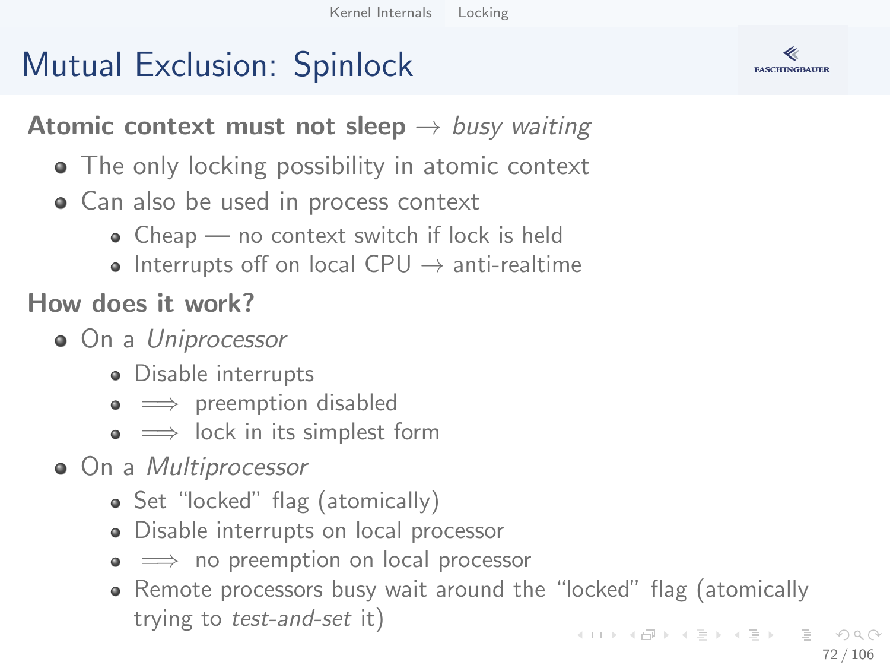# Mutual Exclusion: Spinlock

**Atomic context must not sleep** → *busy waiting*

- The only locking possibility in atomic context
- Can also be used in process context
  - Cheap — no context switch if lock is held
  - Interrupts off on local CPU → anti-realtime

**How does it work?**

- On a *Uniprocessor*
  - Disable interrupts
  - $\implies$ preemption disabled
  - $\implies$ lock in its simplest form
- On a *Multiprocessor*
  - Set "locked" flag (atomically)
  - Disable interrupts on local processor
  - $\implies$ no preemption on local processor
  - Remote processors busy wait around the "locked" flag (atomically trying to *test-and-set* it)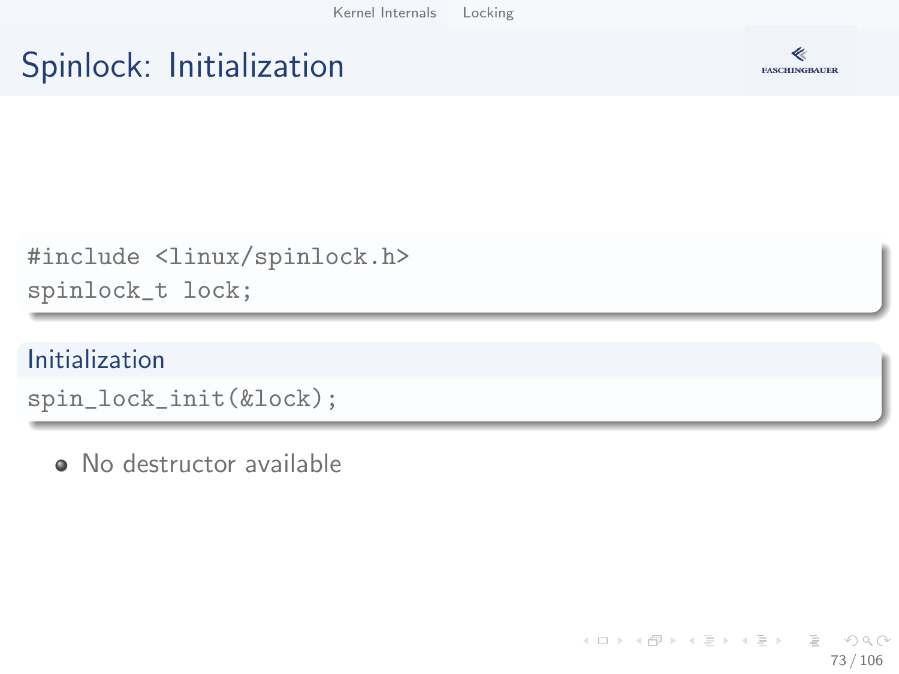# Spinlock: Initialization

```
#include <linux/spinlock.h>
spinlock_t lock;
```

**Initialization**

```
spin_lock_init(&lock);
```

- No destructor available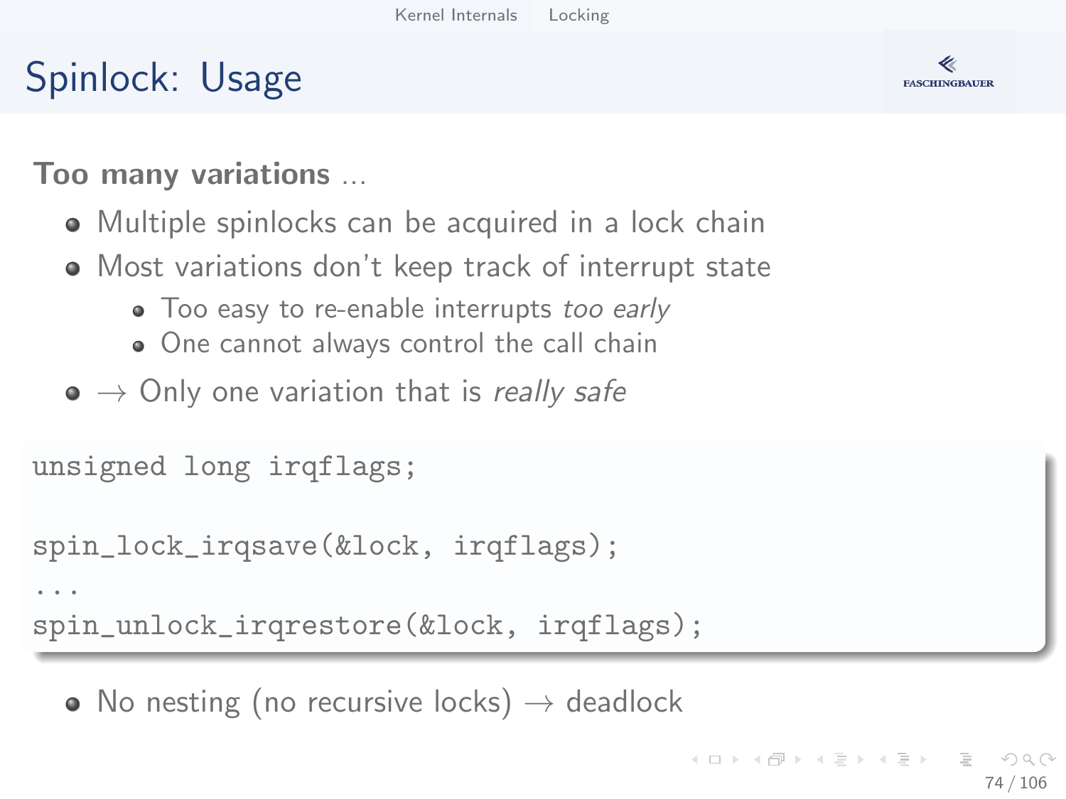# Spinlock: Usage

**Too many variations** …

- Multiple spinlocks can be acquired in a lock chain
- Most variations don't keep track of interrupt state
  - Too easy to re-enable interrupts *too early*
  - One cannot always control the call chain
- → Only one variation that is *really safe*

```
unsigned long irqflags;

spin_lock_irqsave(&lock, irqflags);
...
spin_unlock_irqrestore(&lock, irqflags);
```

- No nesting (no recursive locks) → deadlock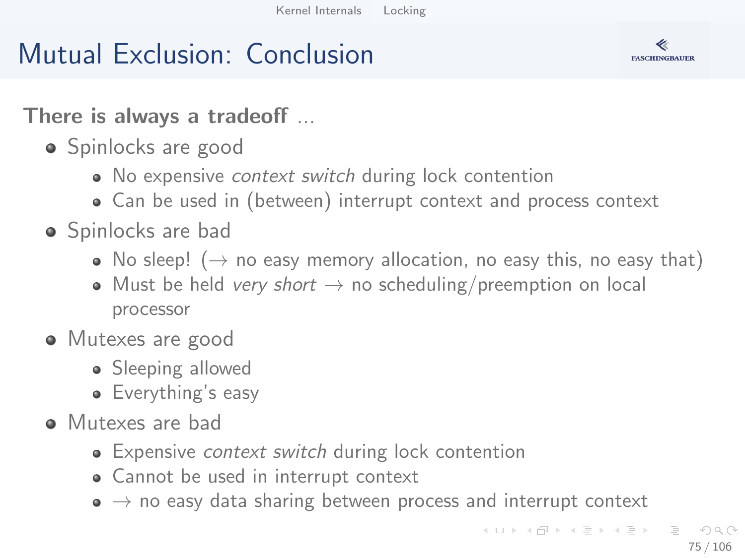# Mutual Exclusion: Conclusion

**There is always a tradeoff** ...

- Spinlocks are good
  - No expensive *context switch* during lock contention
  - Can be used in (between) interrupt context and process context
- Spinlocks are bad
  - No sleep! ($\rightarrow$ no easy memory allocation, no easy this, no easy that)
  - Must be held *very short* $\rightarrow$ no scheduling/preemption on local processor
- Mutexes are good
  - Sleeping allowed
  - Everything's easy
- Mutexes are bad
  - Expensive *context switch* during lock contention
  - Cannot be used in interrupt context
  - $\rightarrow$ no easy data sharing between process and interrupt context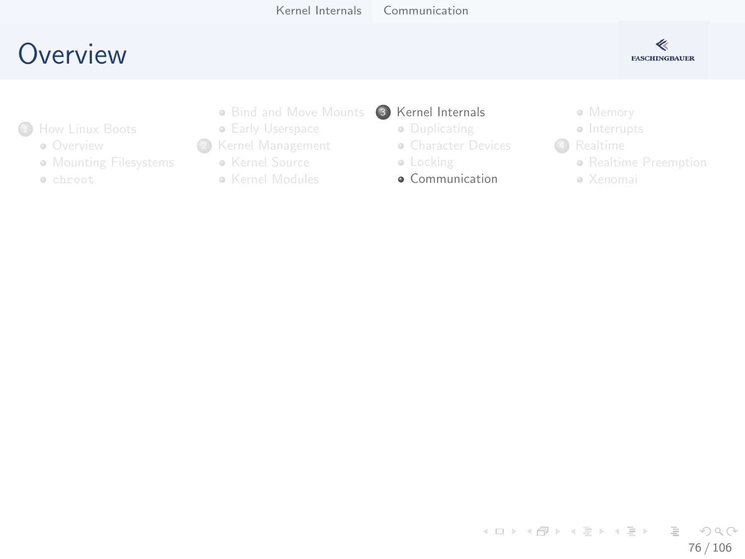# Overview

1. How Linux Boots
   - Overview
   - Mounting Filesystems
   - `chroot`
   - Bind and Move Mounts
   - Early Userspace
2. Kernel Management
   - Kernel Source
   - Kernel Modules
3. Kernel Internals
   - Duplicating
   - Character Devices
   - Locking
   - Communication
   - Memory
   - Interrupts
4. Realtime
   - Realtime Preemption
   - Xenomai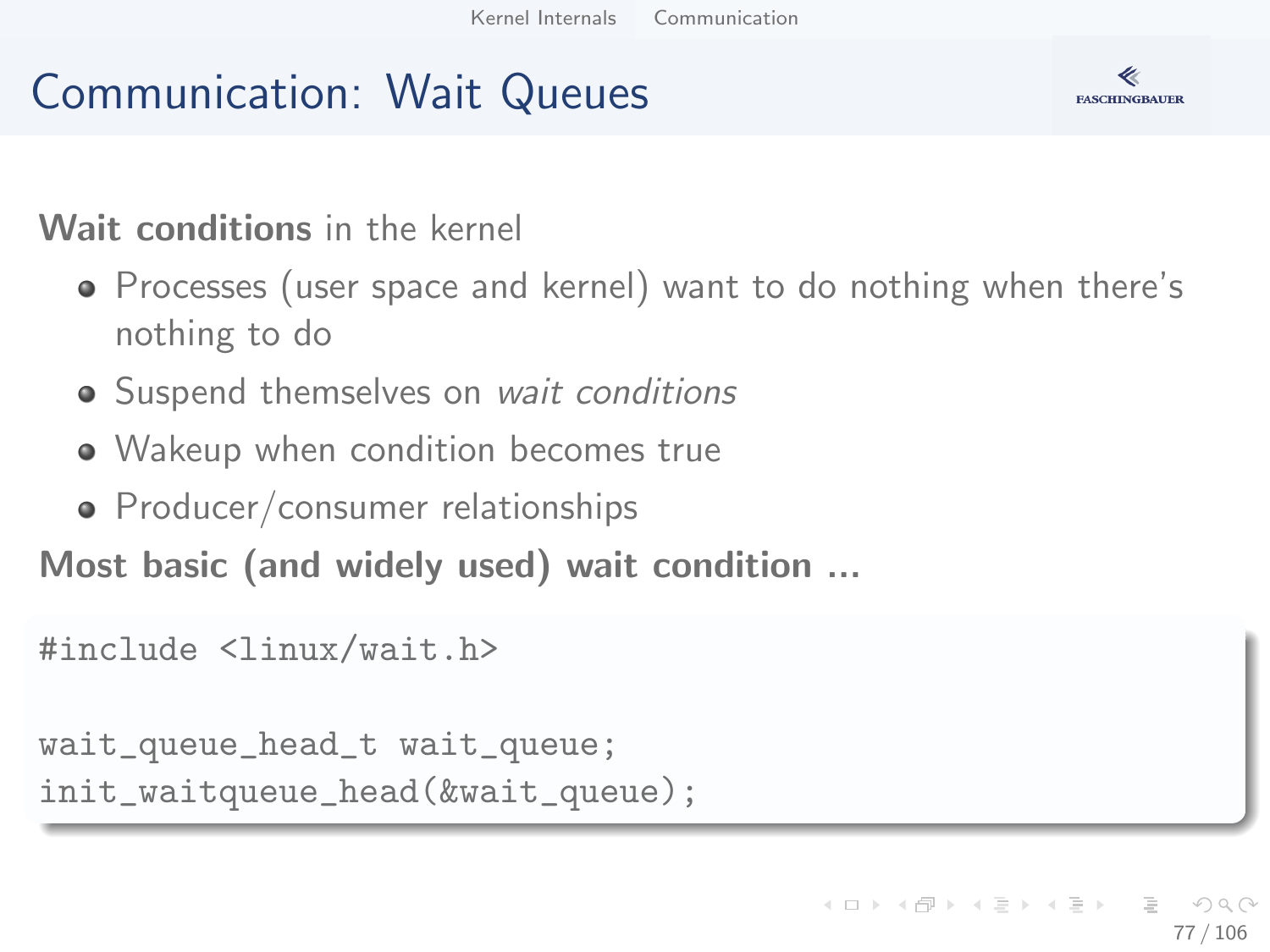# Communication: Wait Queues

**Wait conditions** in the kernel

- Processes (user space and kernel) want to do nothing when there's nothing to do
- Suspend themselves on *wait conditions*
- Wakeup when condition becomes true
- Producer/consumer relationships

**Most basic (and widely used) wait condition ...**

```
#include <linux/wait.h>

wait_queue_head_t wait_queue;
init_waitqueue_head(&wait_queue);
```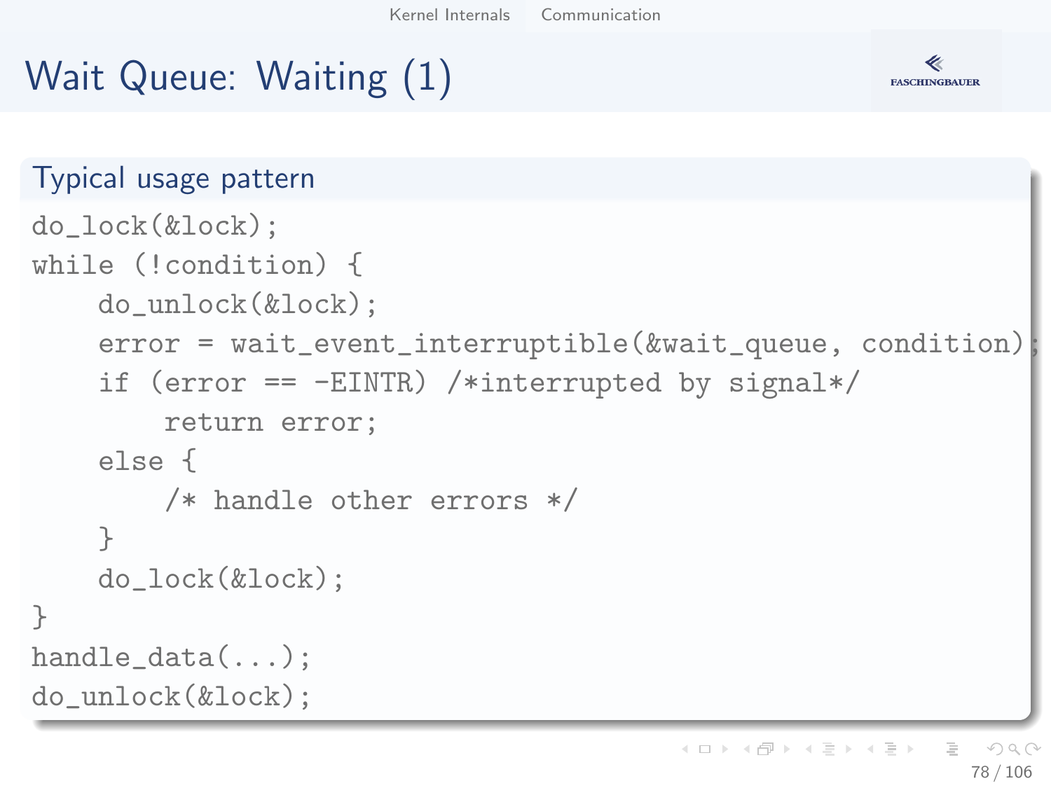# Wait Queue: Waiting (1)

## Typical usage pattern

```
do_lock(&lock);
while (!condition) {
    do_unlock(&lock);
    error = wait_event_interruptible(&wait_queue, condition);
    if (error == -EINTR) /*interrupted by signal*/
        return error;
    else {
        /* handle other errors */
    }
    do_lock(&lock);
}
handle_data(...);
do_unlock(&lock);
```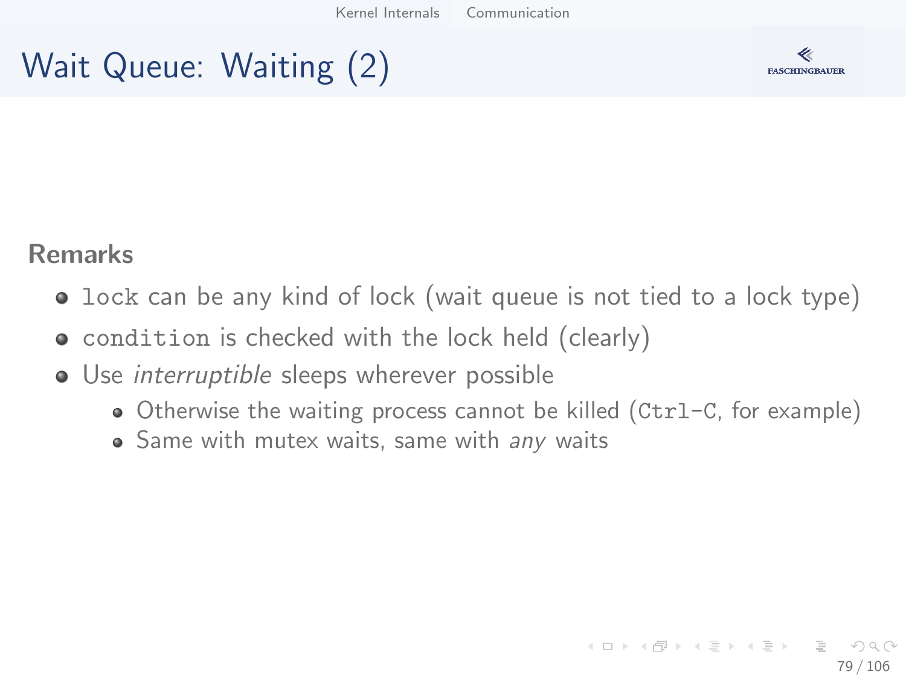# Wait Queue: Waiting (2)

## Remarks

- `lock` can be any kind of lock (wait queue is not tied to a lock type)
- `condition` is checked with the lock held (clearly)
- Use *interruptible* sleeps wherever possible
  - Otherwise the waiting process cannot be killed (`Ctrl-C`, for example)
  - Same with mutex waits, same with *any* waits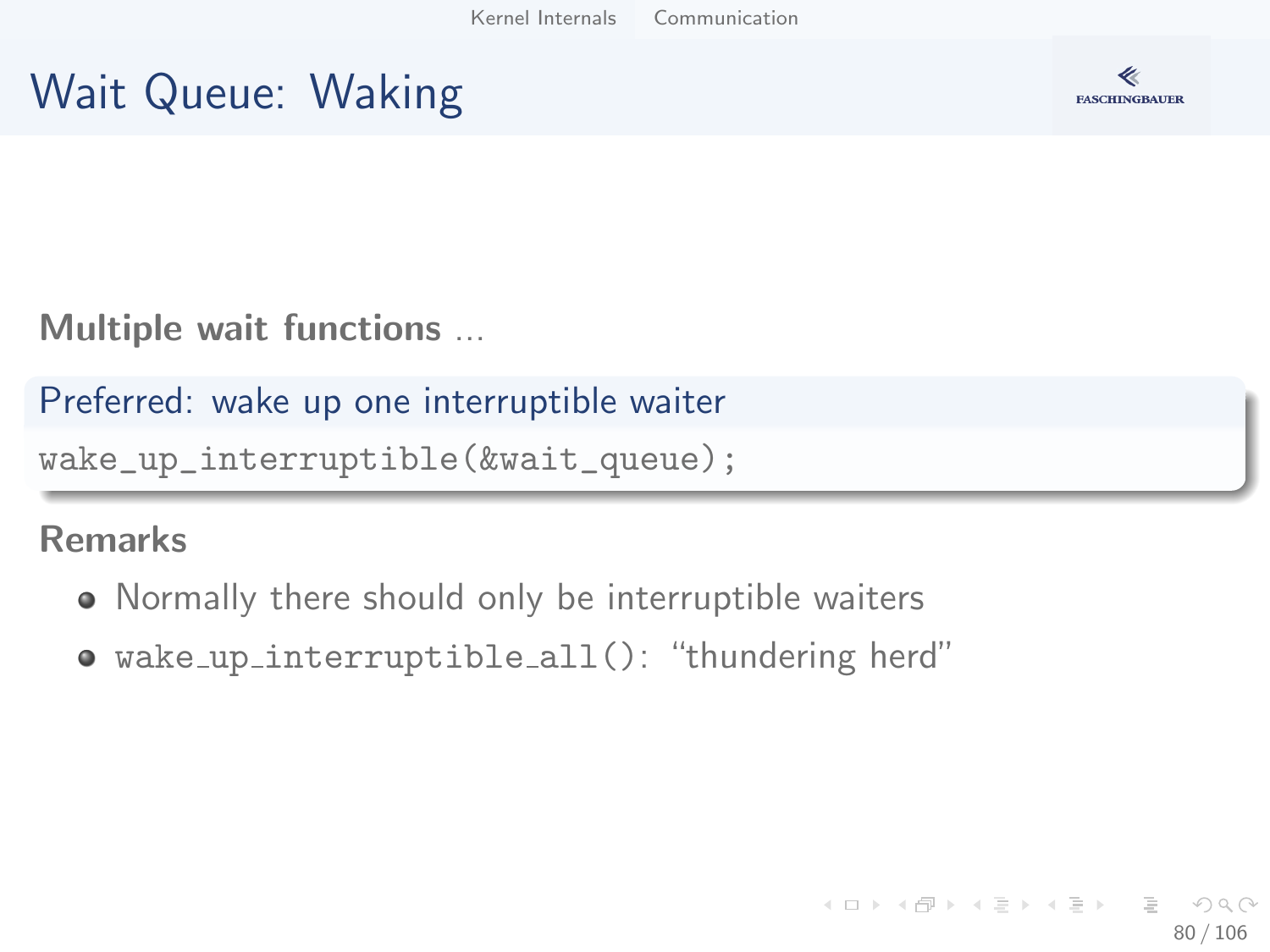# Wait Queue: Waking

**Multiple wait functions** ...

**Preferred: wake up one interruptible waiter**

```
wake_up_interruptible(&wait_queue);
```

**Remarks**

- Normally there should only be interruptible waiters
- `wake_up_interruptible_all()`: "thundering herd"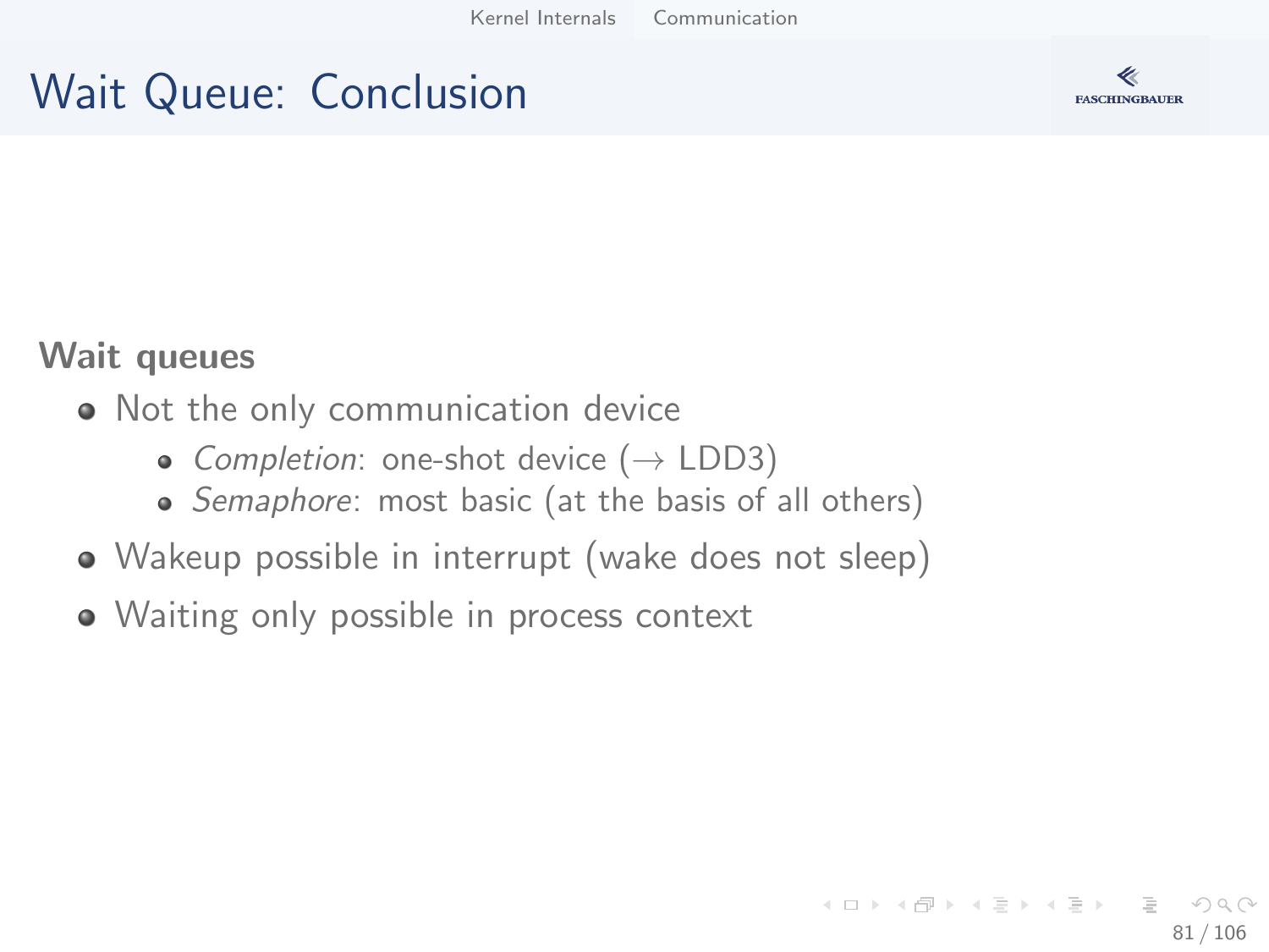# Wait Queue: Conclusion

**Wait queues**

- Not the only communication device
    - *Completion*: one-shot device ($\rightarrow$ LDD3)
    - *Semaphore*: most basic (at the basis of all others)
- Wakeup possible in interrupt (wake does not sleep)
- Waiting only possible in process context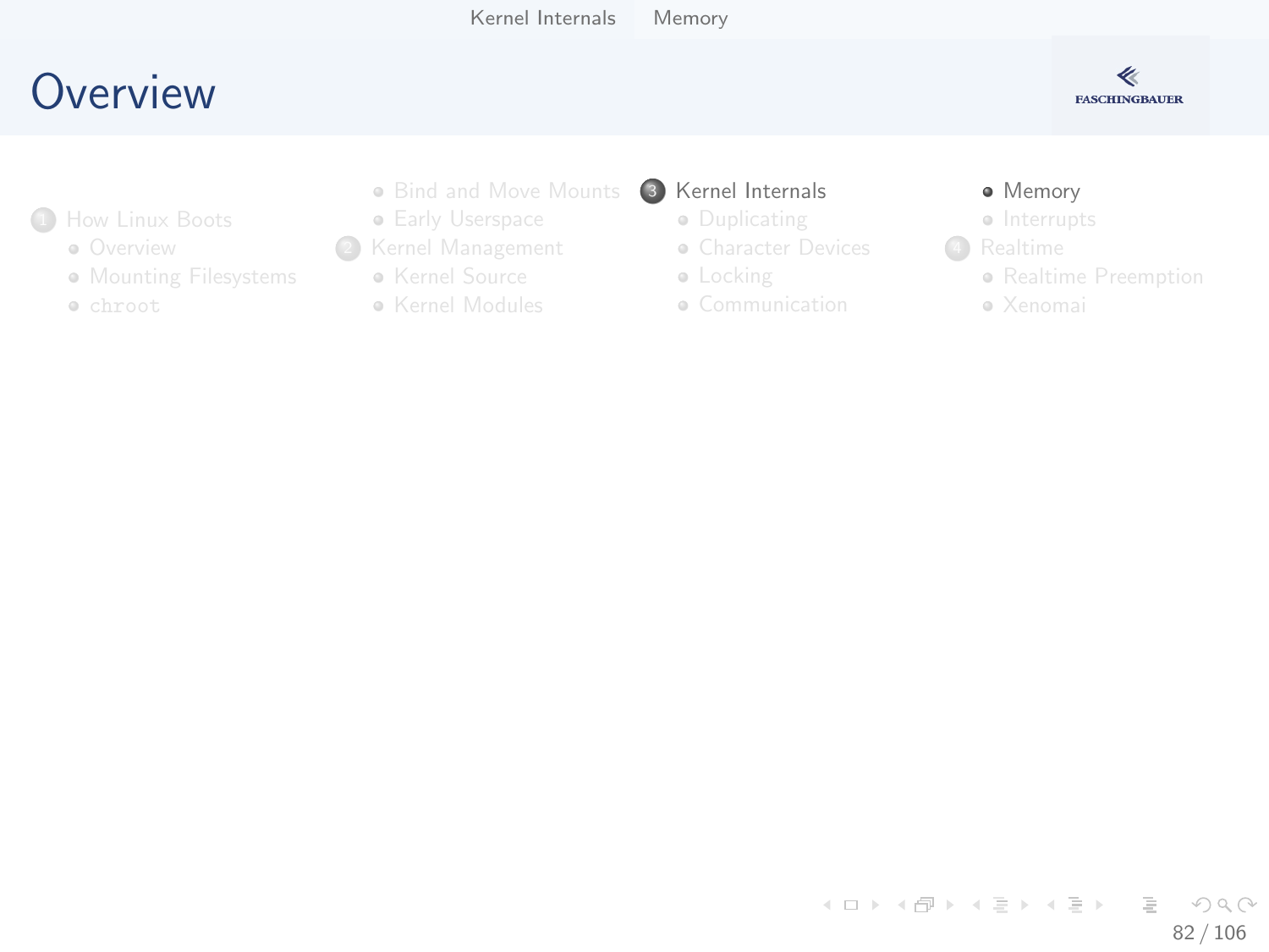# Overview

1. How Linux Boots
   - Overview
   - Mounting Filesystems
   - chroot
   - Bind and Move Mounts
   - Early Userspace
2. Kernel Management
   - Kernel Source
   - Kernel Modules
3. Kernel Internals
   - Duplicating
   - Character Devices
   - Locking
   - Communication
   - Memory
   - Interrupts
4. Realtime
   - Realtime Preemption
   - Xenomai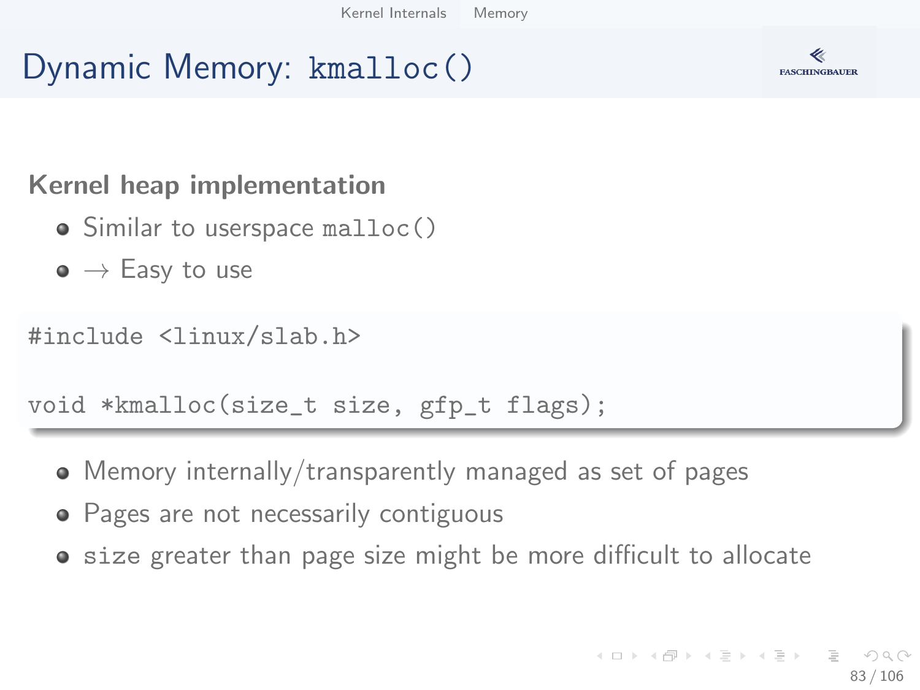# Dynamic Memory: `kmalloc()`

**Kernel heap implementation**

- Similar to userspace `malloc()`
- → Easy to use

```
#include <linux/slab.h>

void *kmalloc(size_t size, gfp_t flags);
```

- Memory internally/transparently managed as set of pages
- Pages are not necessarily contiguous
- `size` greater than page size might be more difficult to allocate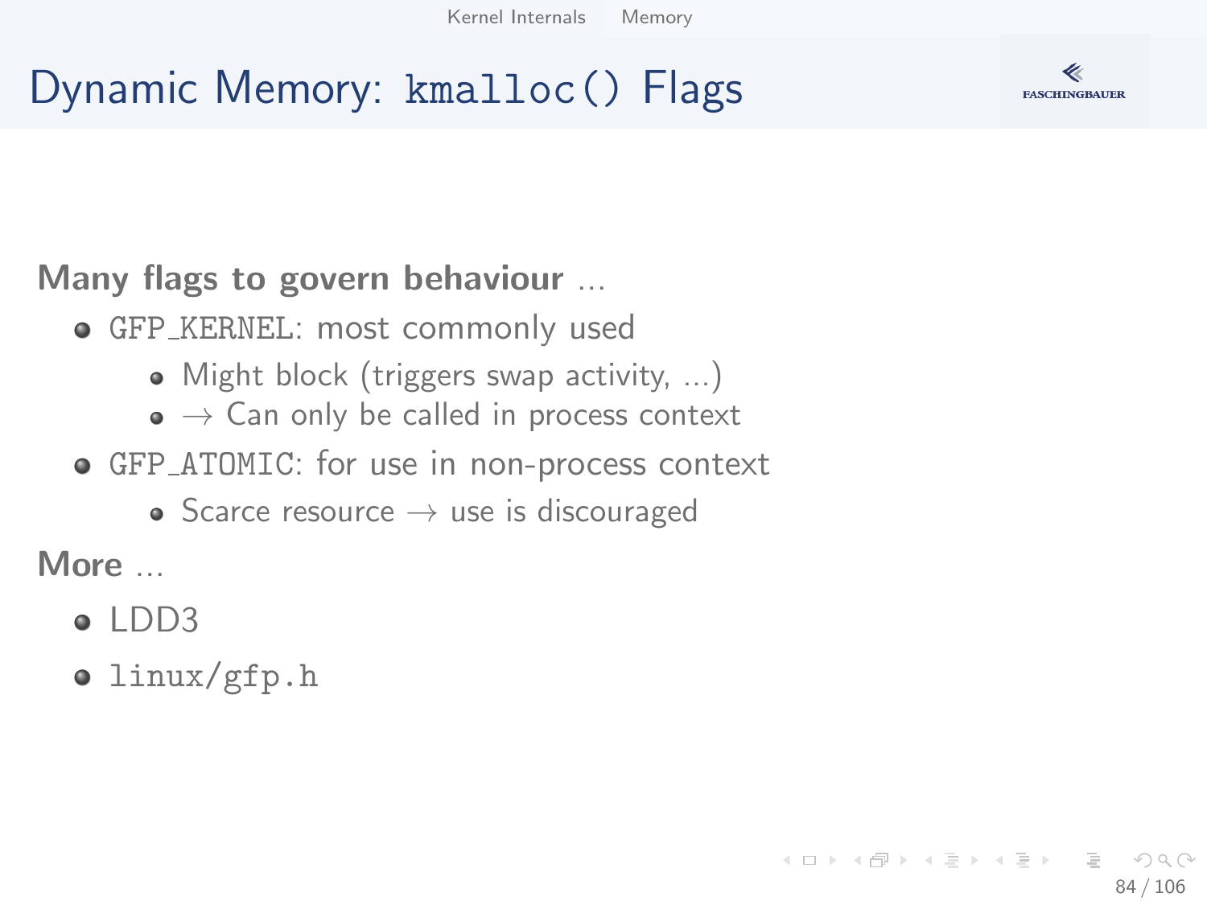# Dynamic Memory: `kmalloc()` Flags

**Many flags to govern behaviour ...**

- `GFP_KERNEL`: most commonly used
  - Might block (triggers swap activity, ...)
  - → Can only be called in process context
- `GFP_ATOMIC`: for use in non-process context
  - Scarce resource → use is discouraged

**More ...**

- LDD3
- `linux/gfp.h`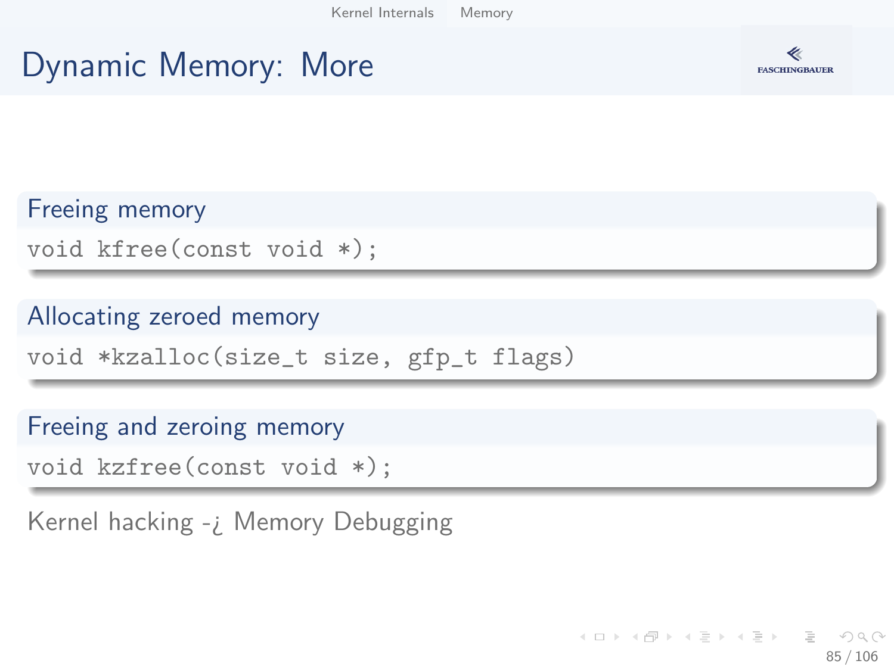# Dynamic Memory: More

### Freeing memory

```
void kfree(const void *);
```

### Allocating zeroed memory

```
void *kzalloc(size_t size, gfp_t flags)
```

### Freeing and zeroing memory

```
void kzfree(const void *);
```

Kernel hacking -¿ Memory Debugging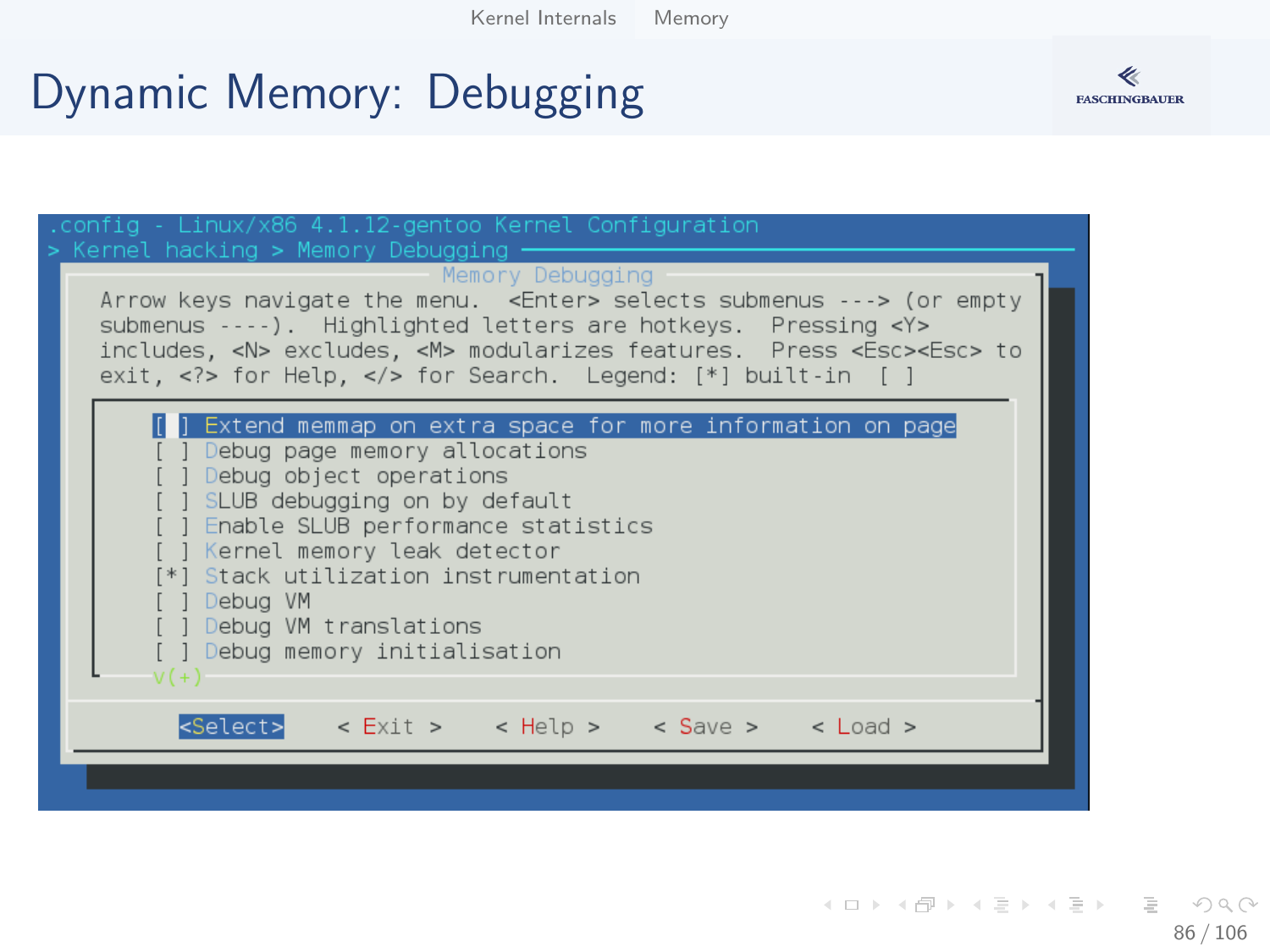# Dynamic Memory: Debugging

```
.config - Linux/x86 4.1.12-gentoo Kernel Configuration
> Kernel hacking > Memory Debugging
                        Memory Debugging
  Arrow keys navigate the menu.  <Enter> selects submenus ---> (or empty
  submenus ----).  Highlighted letters are hotkeys.  Pressing <Y>
  includes, <N> excludes, <M> modularizes features.  Press <Esc><Esc> to
  exit, <?> for Help, </> for Search.  Legend: [*] built-in  [ ]

        [ ] Extend memmap on extra space for more information on page
        [ ] Debug page memory allocations
        [ ] Debug object operations
        [ ] SLUB debugging on by default
        [ ] Enable SLUB performance statistics
        [ ] Kernel memory leak detector
        [*] Stack utilization instrumentation
        [ ] Debug VM
        [ ] Debug VM translations
        [ ] Debug memory initialisation
        v(+)

     <Select>    < Exit >    < Help >    < Save >    < Load >
```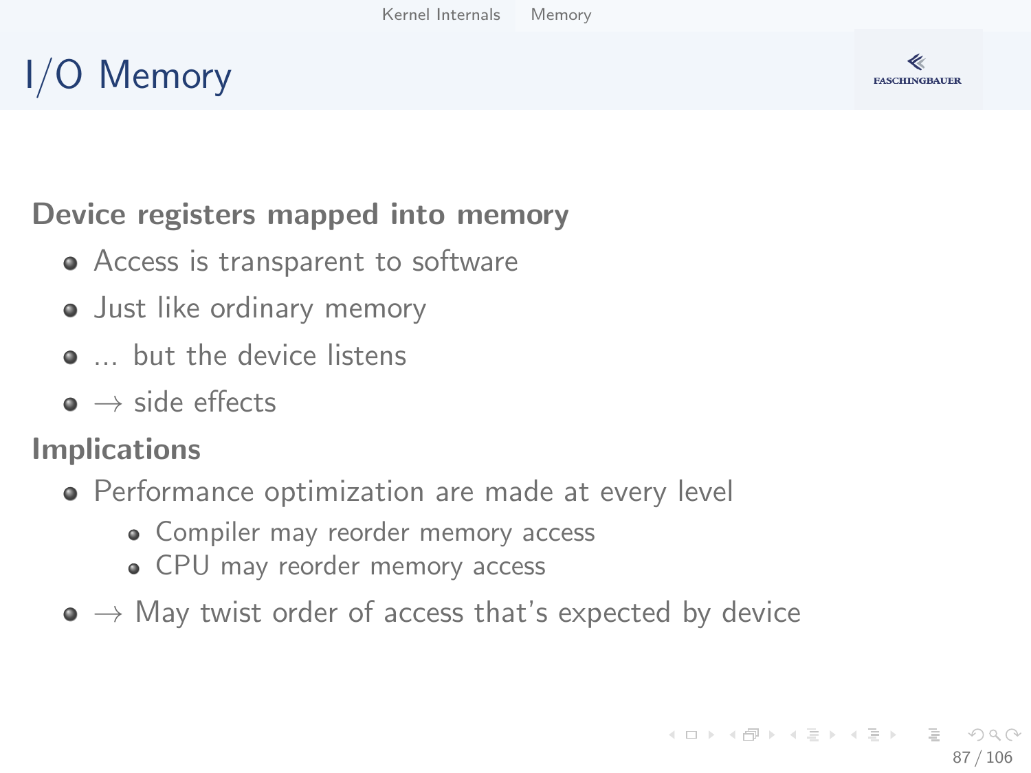# I/O Memory

**Device registers mapped into memory**

- Access is transparent to software
- Just like ordinary memory
- ... but the device listens
- $\rightarrow$ side effects

**Implications**

- Performance optimization are made at every level
  - Compiler may reorder memory access
  - CPU may reorder memory access
- $\rightarrow$ May twist order of access that's expected by device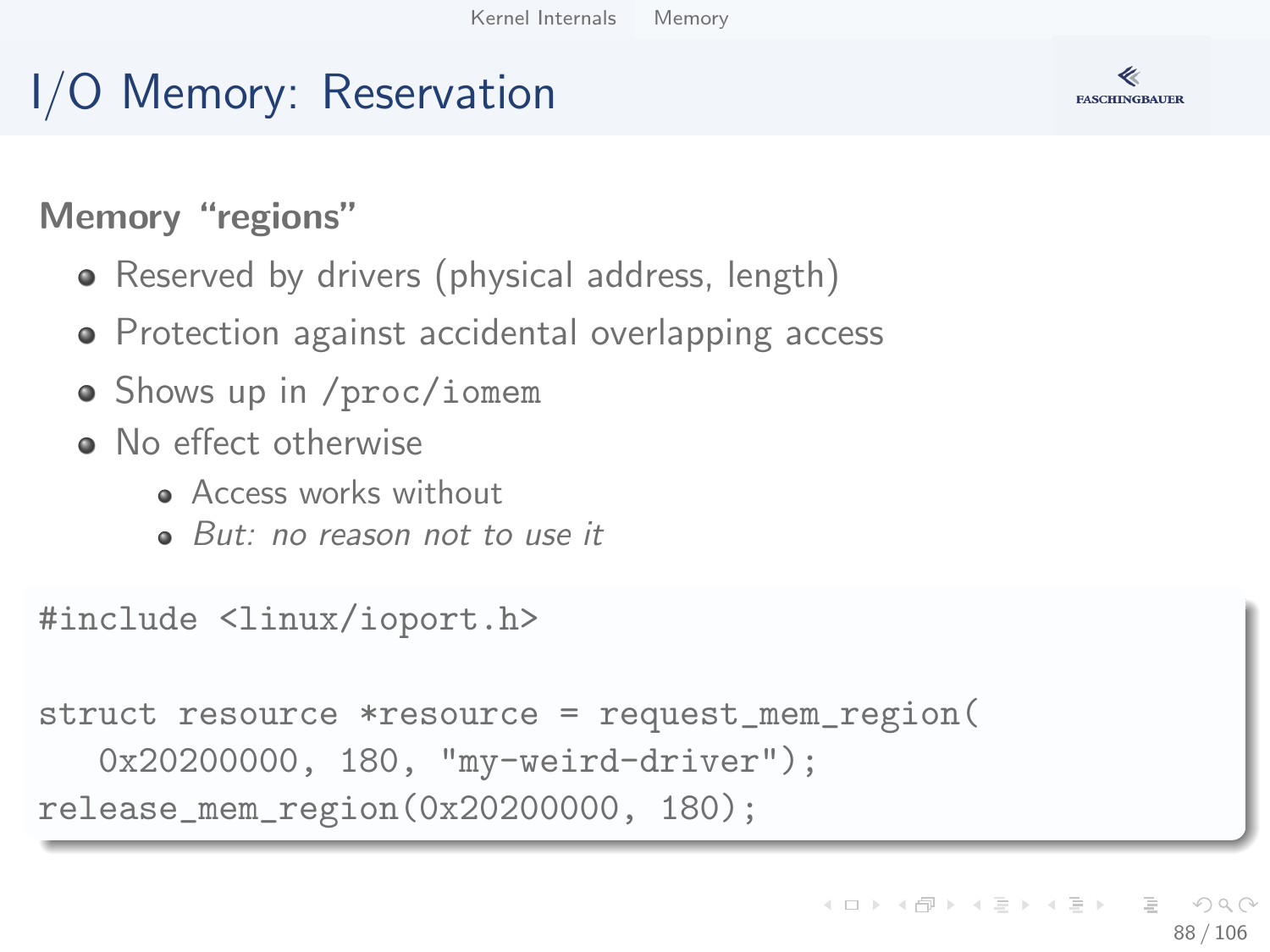# I/O Memory: Reservation

## Memory "regions"

- Reserved by drivers (physical address, length)
- Protection against accidental overlapping access
- Shows up in `/proc/iomem`
- No effect otherwise
  - Access works without
  - *But: no reason not to use it*

```
#include <linux/ioport.h>

struct resource *resource = request_mem_region(
   0x20200000, 180, "my-weird-driver");
release_mem_region(0x20200000, 180);
```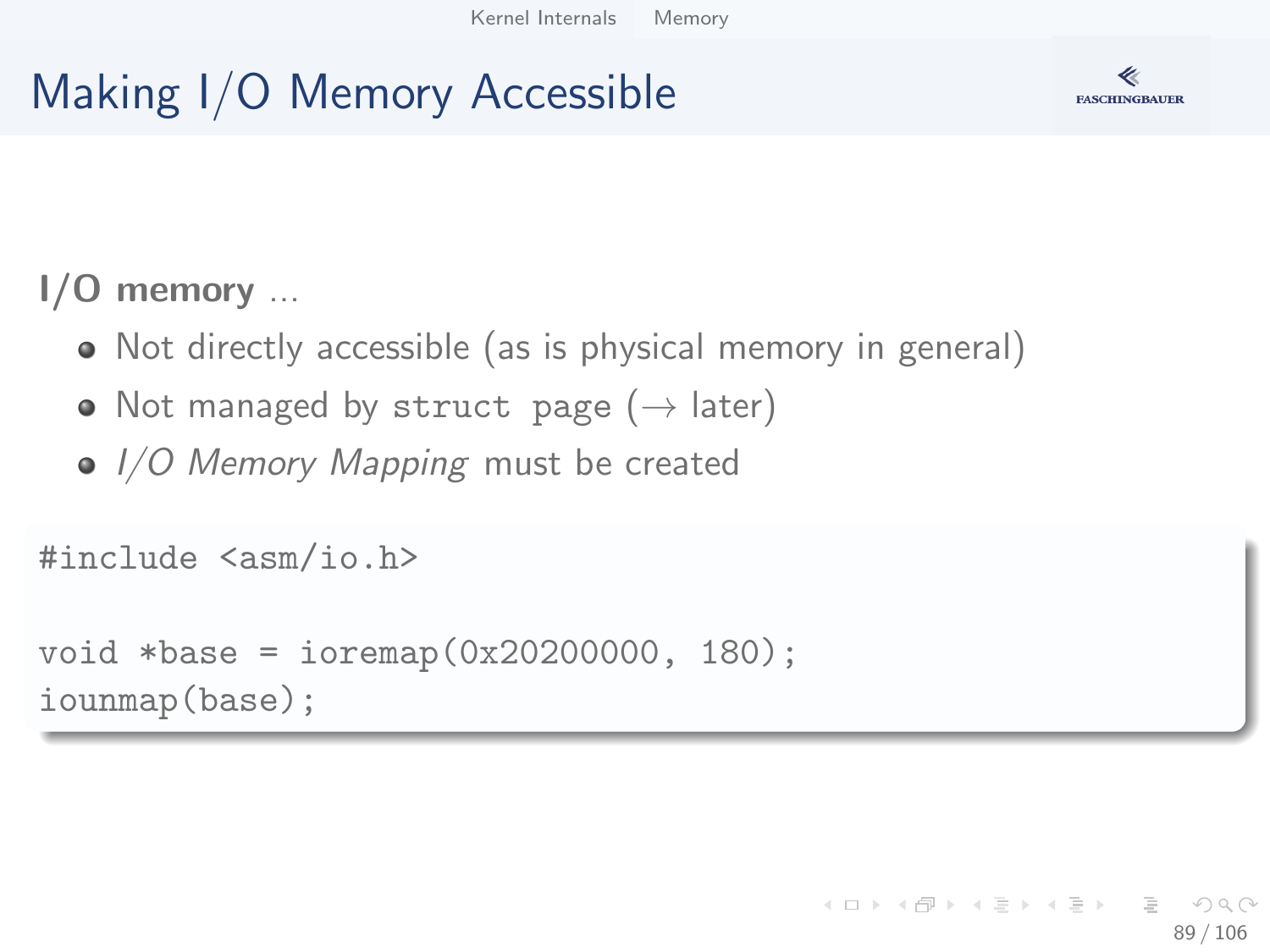# Making I/O Memory Accessible

**I/O memory** ...

- Not directly accessible (as is physical memory in general)
- Not managed by `struct page` (→ later)
- *I/O Memory Mapping* must be created

```
#include <asm/io.h>

void *base = ioremap(0x20200000, 180);
iounmap(base);
```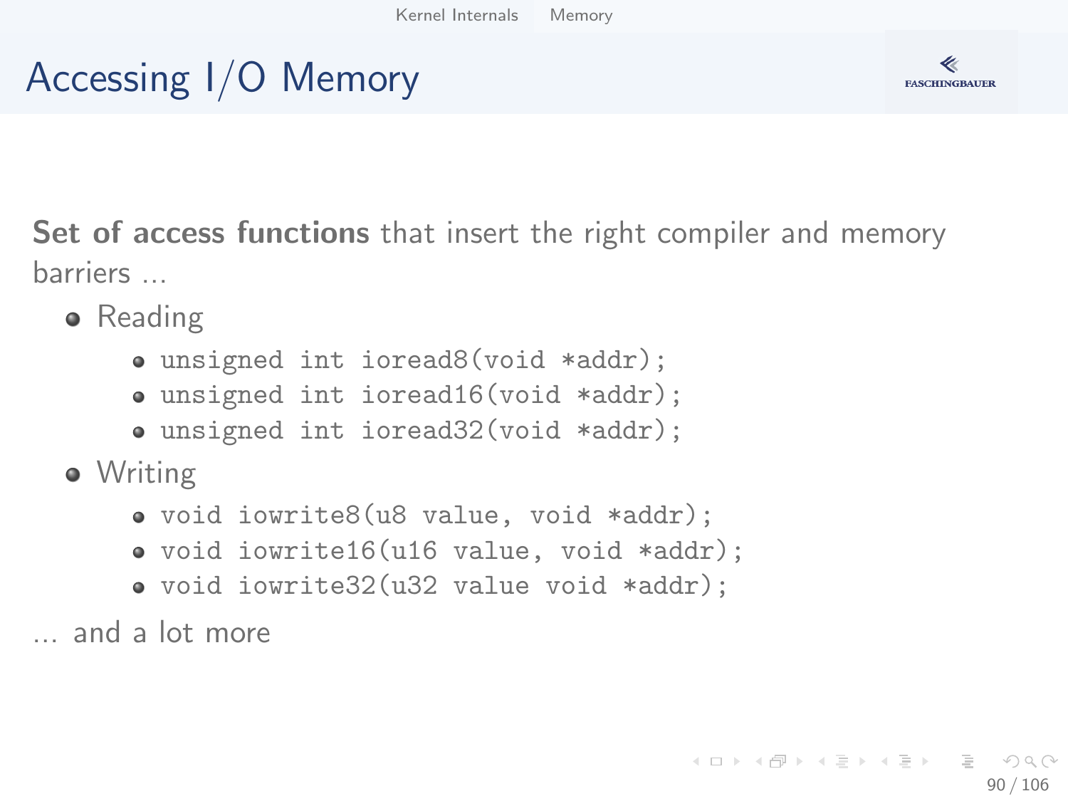# Accessing I/O Memory

**Set of access functions** that insert the right compiler and memory barriers ...

- Reading
  - `unsigned int ioread8(void *addr);`
  - `unsigned int ioread16(void *addr);`
  - `unsigned int ioread32(void *addr);`
- Writing
  - `void iowrite8(u8 value, void *addr);`
  - `void iowrite16(u16 value, void *addr);`
  - `void iowrite32(u32 value void *addr);`

... and a lot more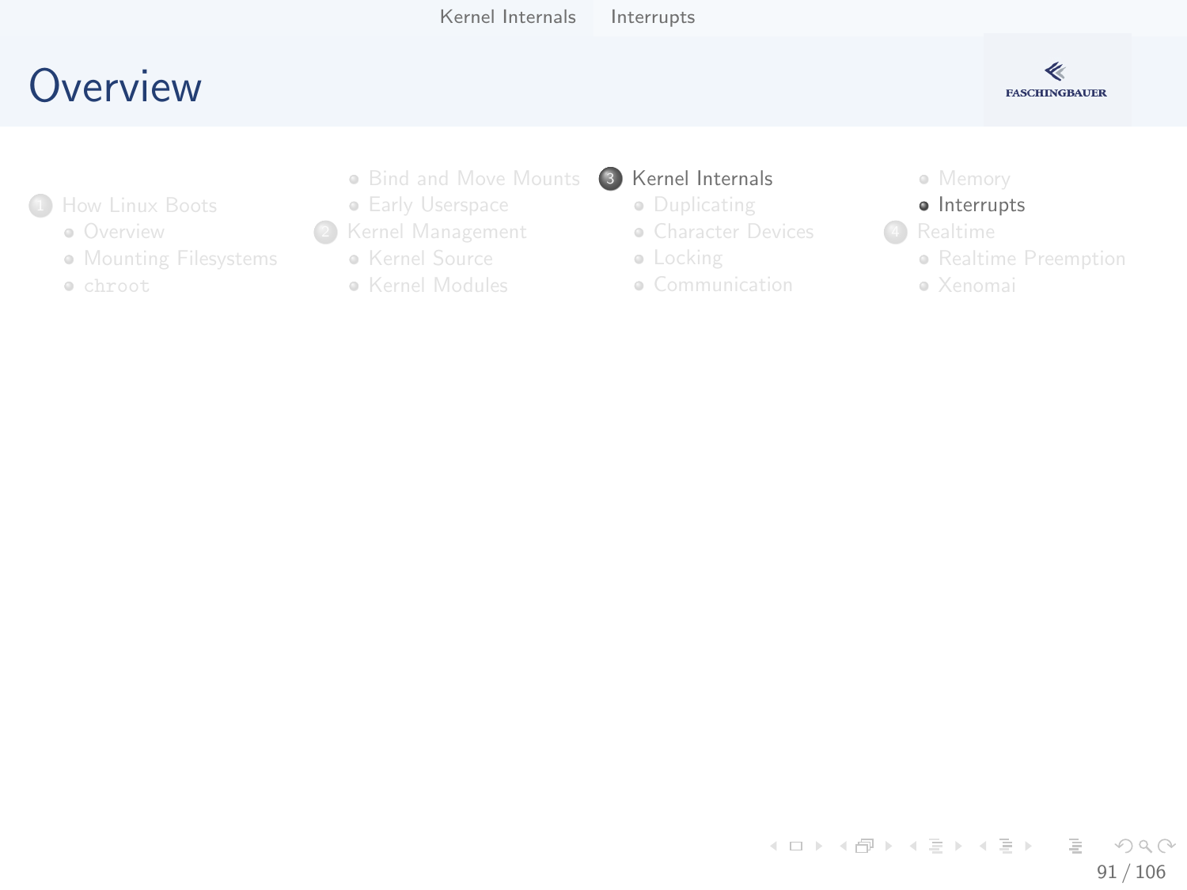# Overview

1. How Linux Boots
   - Overview
   - Mounting Filesystems
   - chroot
   - Bind and Move Mounts
   - Early Userspace
2. Kernel Management
   - Kernel Source
   - Kernel Modules
3. Kernel Internals
   - Duplicating
   - Character Devices
   - Locking
   - Communication
   - Memory
   - Interrupts
4. Realtime
   - Realtime Preemption
   - Xenomai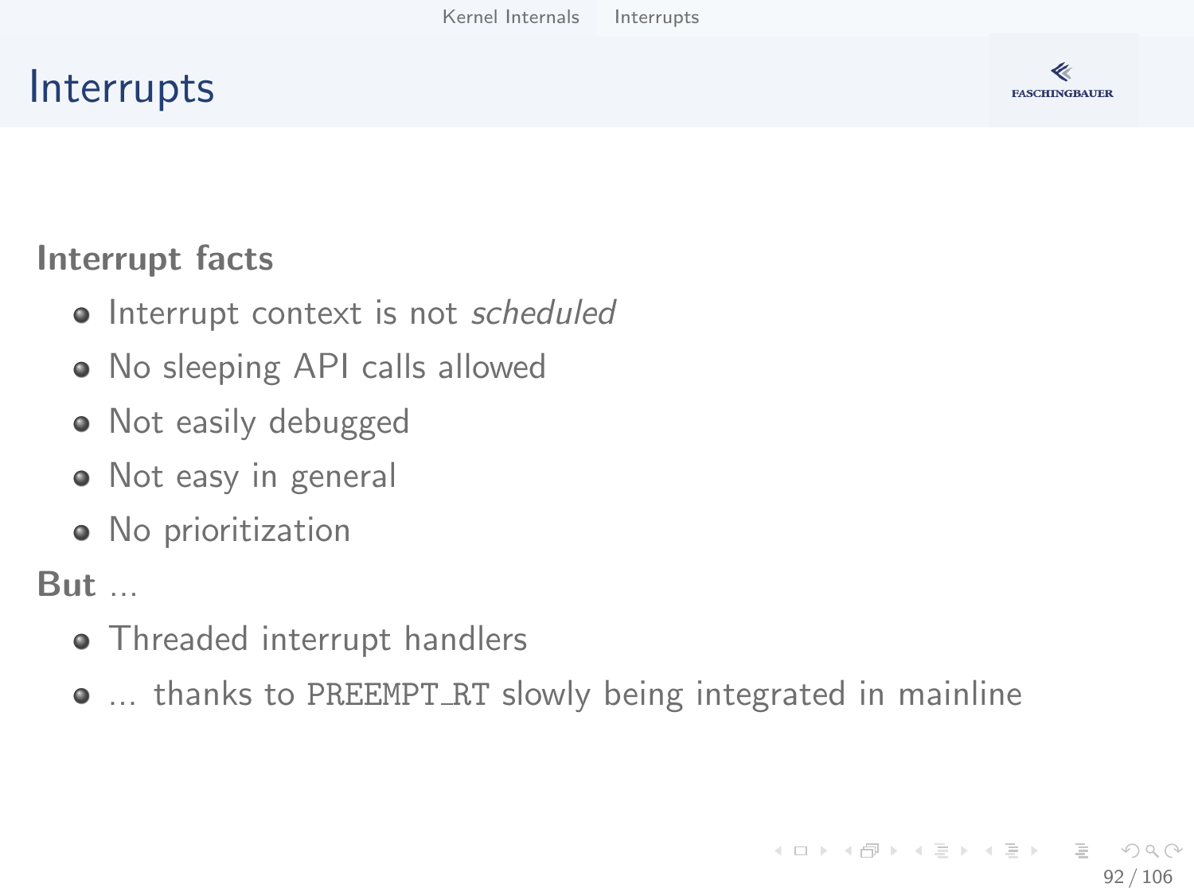# Interrupts

**Interrupt facts**

- Interrupt context is not *scheduled*
- No sleeping API calls allowed
- Not easily debugged
- Not easy in general
- No prioritization

**But** ...

- Threaded interrupt handlers
- ... thanks to `PREEMPT_RT` slowly being integrated in mainline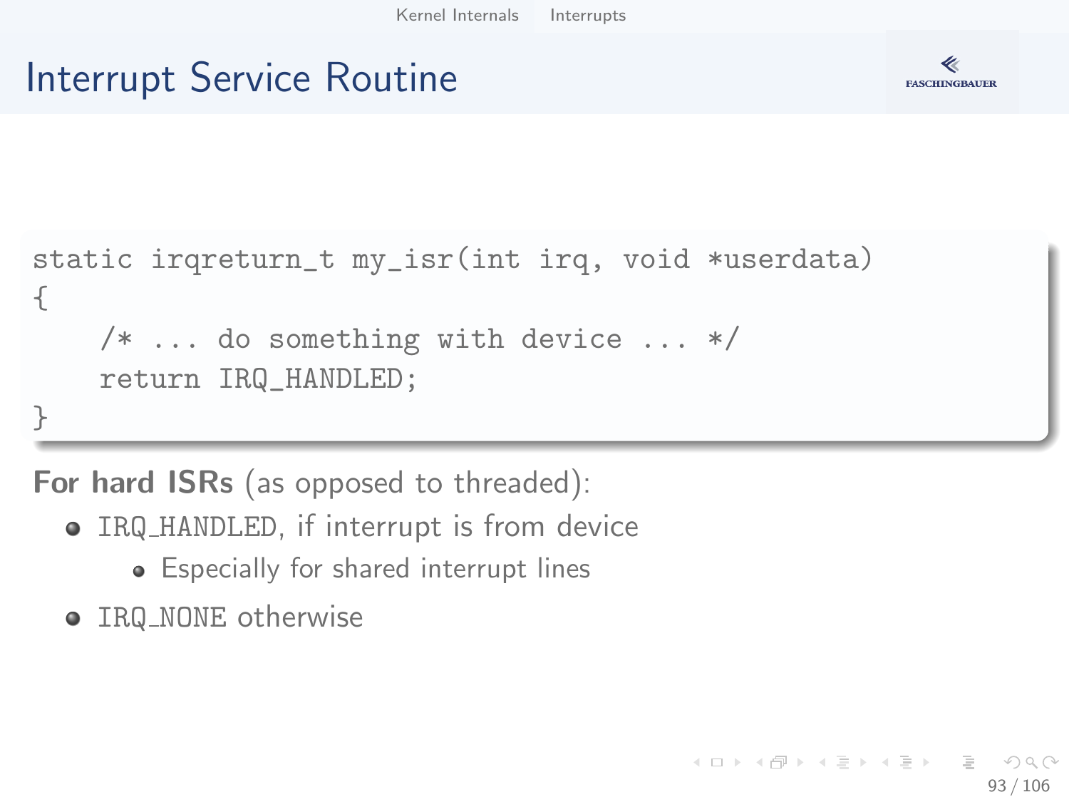# Interrupt Service Routine

```
static irqreturn_t my_isr(int irq, void *userdata)
{
    /* ... do something with device ... */
    return IRQ_HANDLED;
}
```

**For hard ISRs** (as opposed to threaded):

- `IRQ_HANDLED`, if interrupt is from device
  - Especially for shared interrupt lines
- `IRQ_NONE` otherwise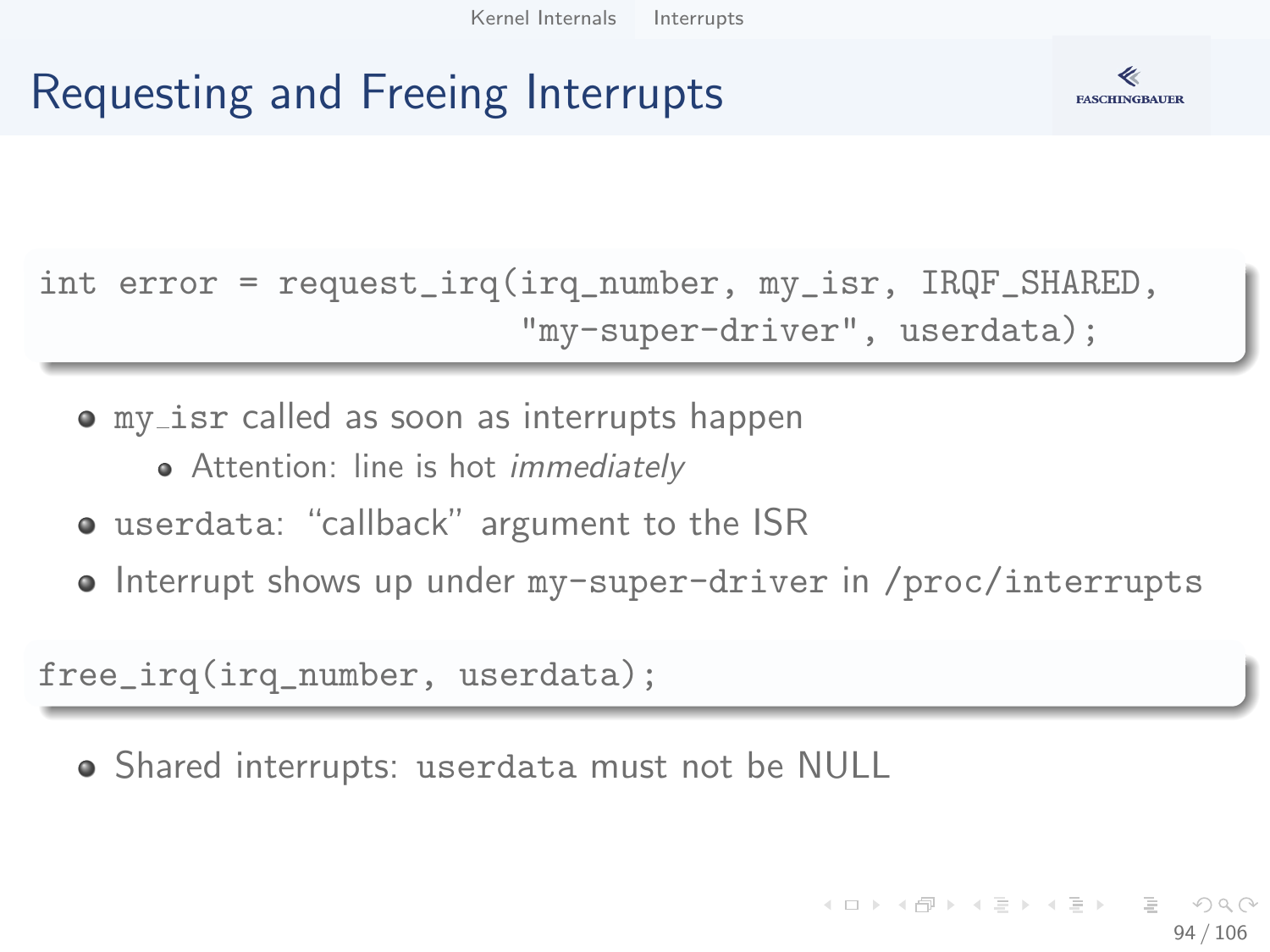# Requesting and Freeing Interrupts

```
int error = request_irq(irq_number, my_isr, IRQF_SHARED,
                        "my-super-driver", userdata);
```

- `my_isr` called as soon as interrupts happen
  - Attention: line is hot *immediately*
- `userdata`: "callback" argument to the ISR
- Interrupt shows up under `my-super-driver` in `/proc/interrupts`

```
free_irq(irq_number, userdata);
```

- Shared interrupts: `userdata` must not be NULL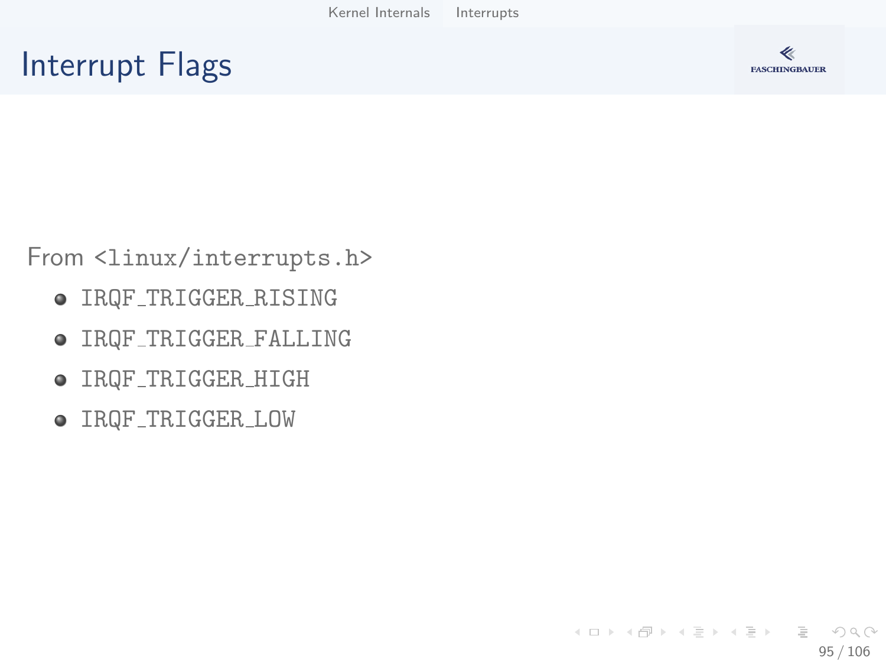# Interrupt Flags

From `<linux/interrupts.h>`

- `IRQF_TRIGGER_RISING`
- `IRQF_TRIGGER_FALLING`
- `IRQF_TRIGGER_HIGH`
- `IRQF_TRIGGER_LOW`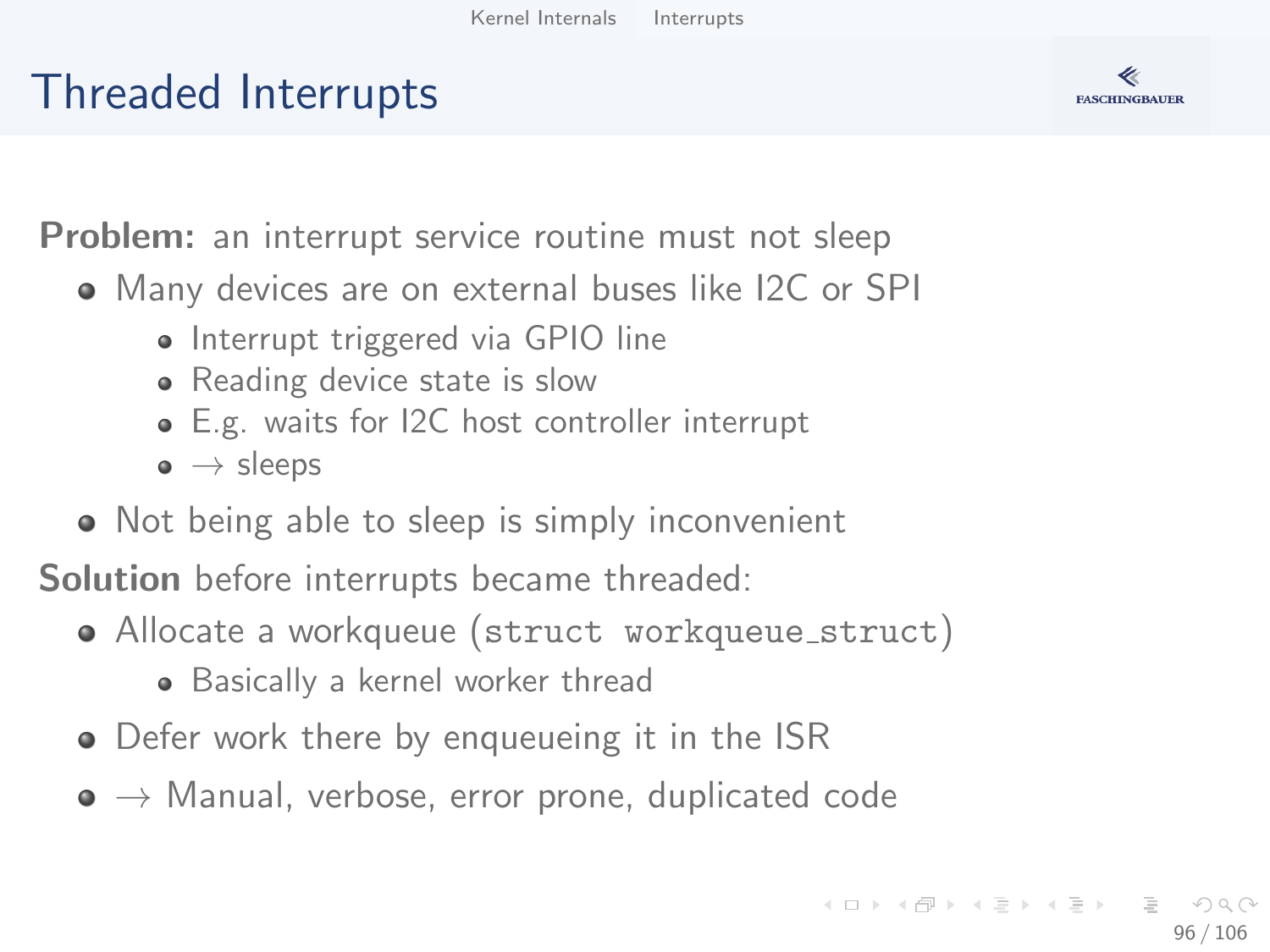# Threaded Interrupts

**Problem:** an interrupt service routine must not sleep

- Many devices are on external buses like I2C or SPI
  - Interrupt triggered via GPIO line
  - Reading device state is slow
  - E.g. waits for I2C host controller interrupt
  - $\rightarrow$ sleeps
- Not being able to sleep is simply inconvenient

**Solution** before interrupts became threaded:

- Allocate a workqueue (`struct workqueue_struct`)
  - Basically a kernel worker thread
- Defer work there by enqueueing it in the ISR
- $\rightarrow$ Manual, verbose, error prone, duplicated code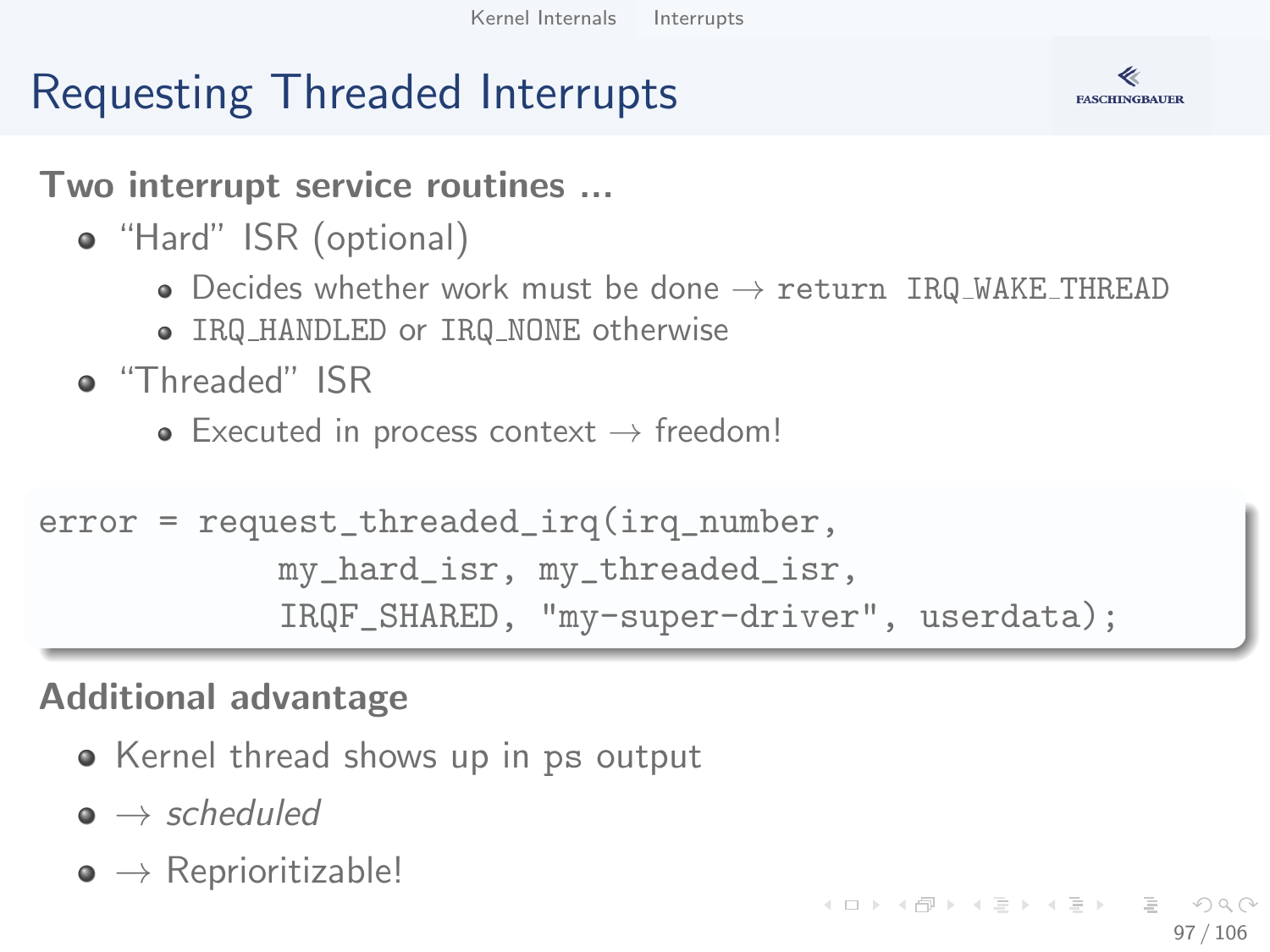# Requesting Threaded Interrupts

**Two interrupt service routines ...**

- "Hard" ISR (optional)
  - Decides whether work must be done → `return IRQ_WAKE_THREAD`
  - `IRQ_HANDLED` or `IRQ_NONE` otherwise
- "Threaded" ISR
  - Executed in process context → freedom!

```
error = request_threaded_irq(irq_number,
            my_hard_isr, my_threaded_isr,
            IRQF_SHARED, "my-super-driver", userdata);
```

**Additional advantage**

- Kernel thread shows up in ps output
- → *scheduled*
- → Reprioritizable!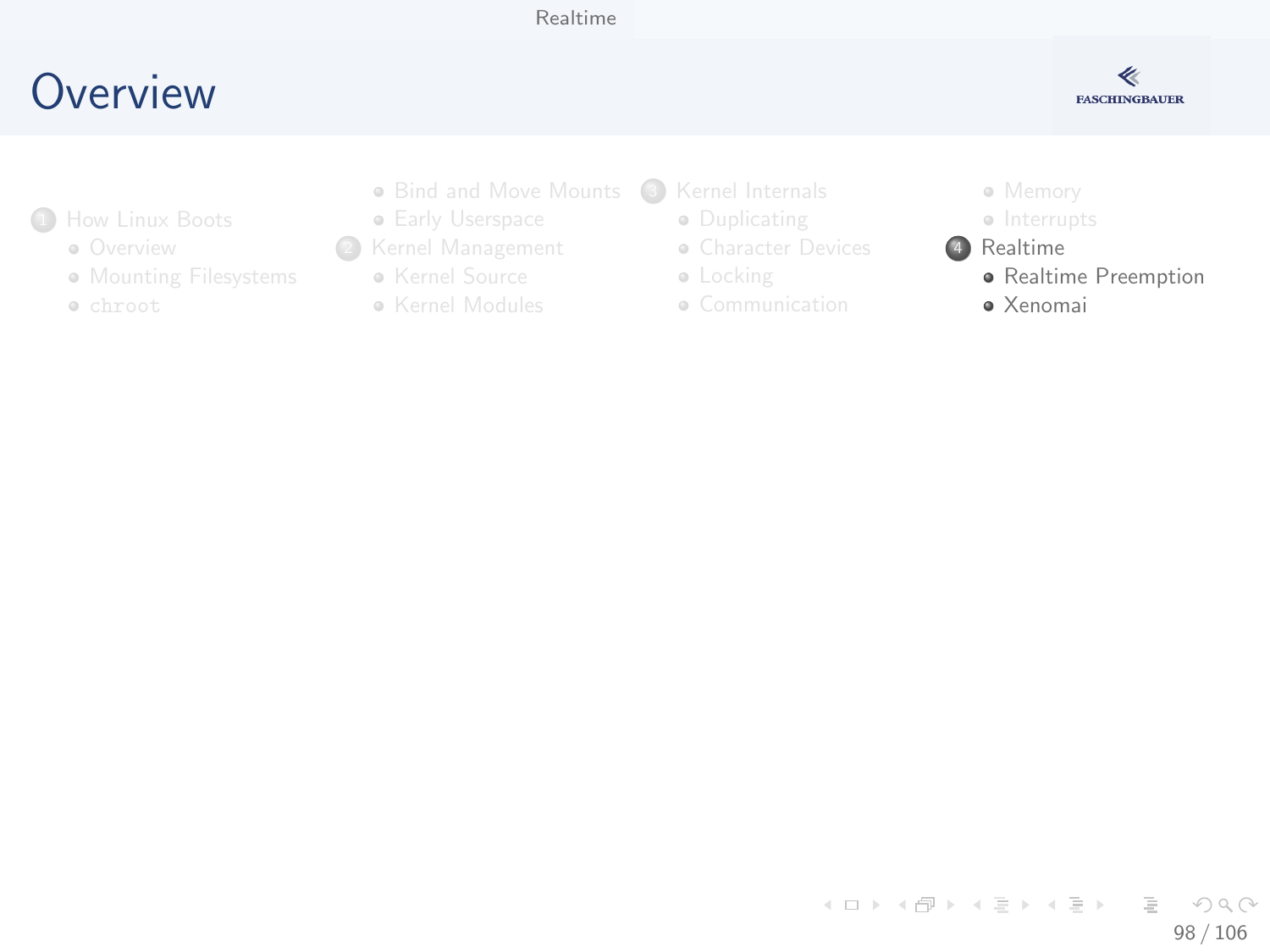# Overview

1. How Linux Boots
   - Overview
   - Mounting Filesystems
   - `chroot`
   - Bind and Move Mounts
   - Early Userspace
2. Kernel Management
   - Kernel Source
   - Kernel Modules
3. Kernel Internals
   - Duplicating
   - Character Devices
   - Locking
   - Communication
   - Memory
   - Interrupts
4. Realtime
   - Realtime Preemption
   - Xenomai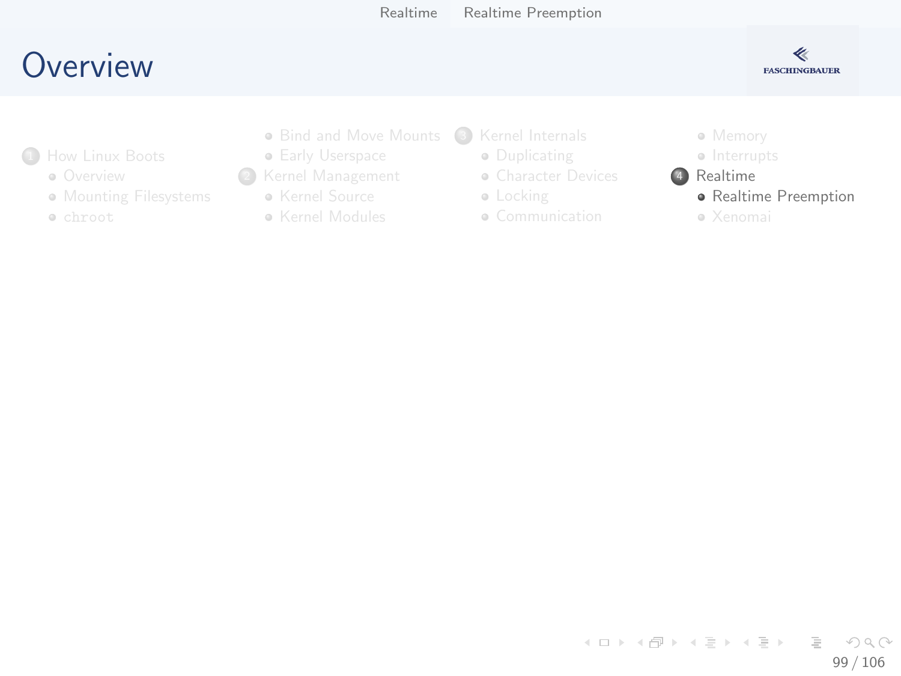# Overview

1. How Linux Boots
   - Overview
   - Mounting Filesystems
   - `chroot`
   - Bind and Move Mounts
   - Early Userspace
2. Kernel Management
   - Kernel Source
   - Kernel Modules
3. Kernel Internals
   - Duplicating
   - Character Devices
   - Locking
   - Communication
   - Memory
   - Interrupts
4. Realtime
   - Realtime Preemption
   - Xenomai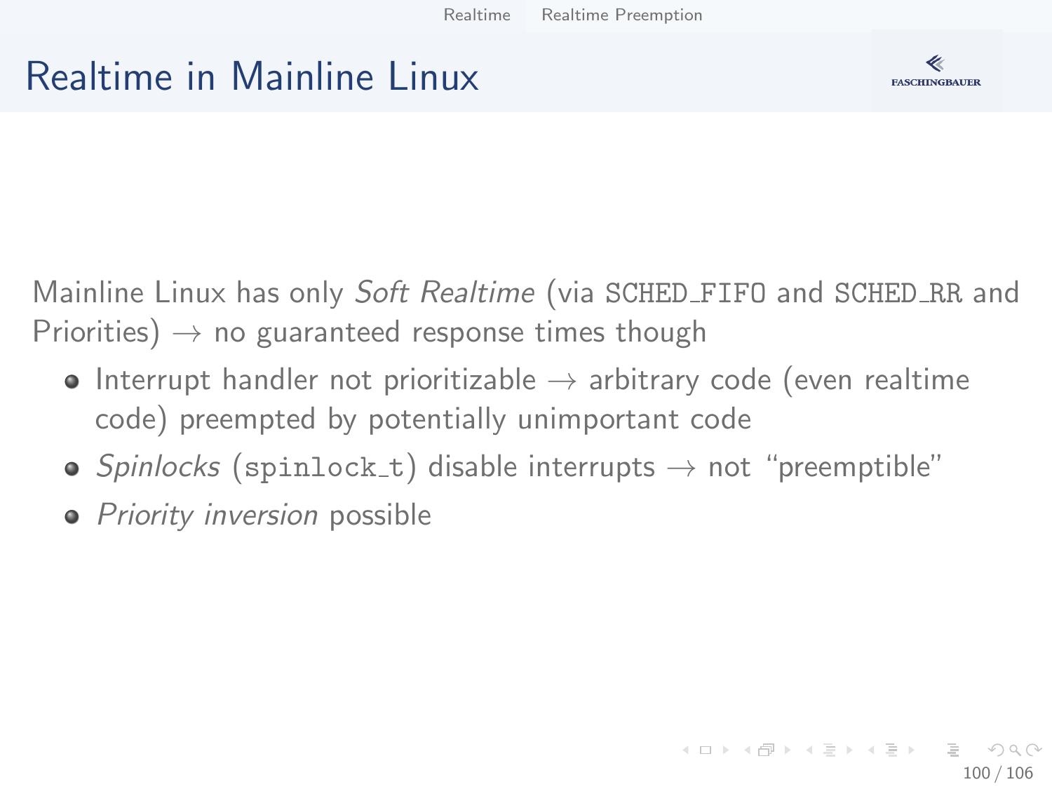# Realtime in Mainline Linux

Mainline Linux has only *Soft Realtime* (via `SCHED_FIFO` and `SCHED_RR` and Priorities) → no guaranteed response times though

- Interrupt handler not prioritizable → arbitrary code (even realtime code) preempted by potentially unimportant code
- *Spinlocks* (`spinlock_t`) disable interrupts → not "preemptible"
- *Priority inversion* possible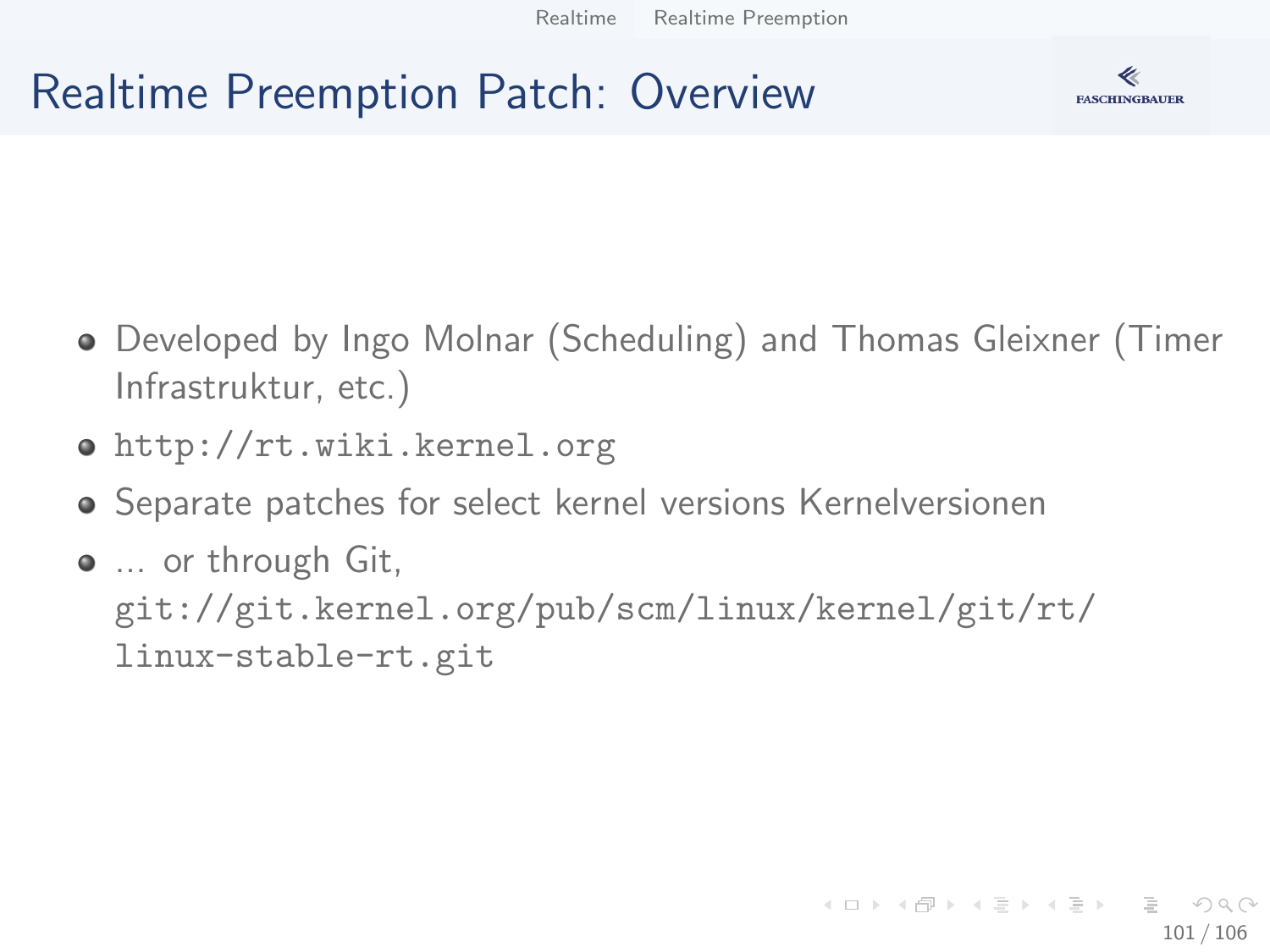# Realtime Preemption Patch: Overview

- Developed by Ingo Molnar (Scheduling) and Thomas Gleixner (Timer Infrastruktur, etc.)
- `http://rt.wiki.kernel.org`
- Separate patches for select kernel versions Kernelversionen
- ... or through Git, `git://git.kernel.org/pub/scm/linux/kernel/git/rt/linux-stable-rt.git`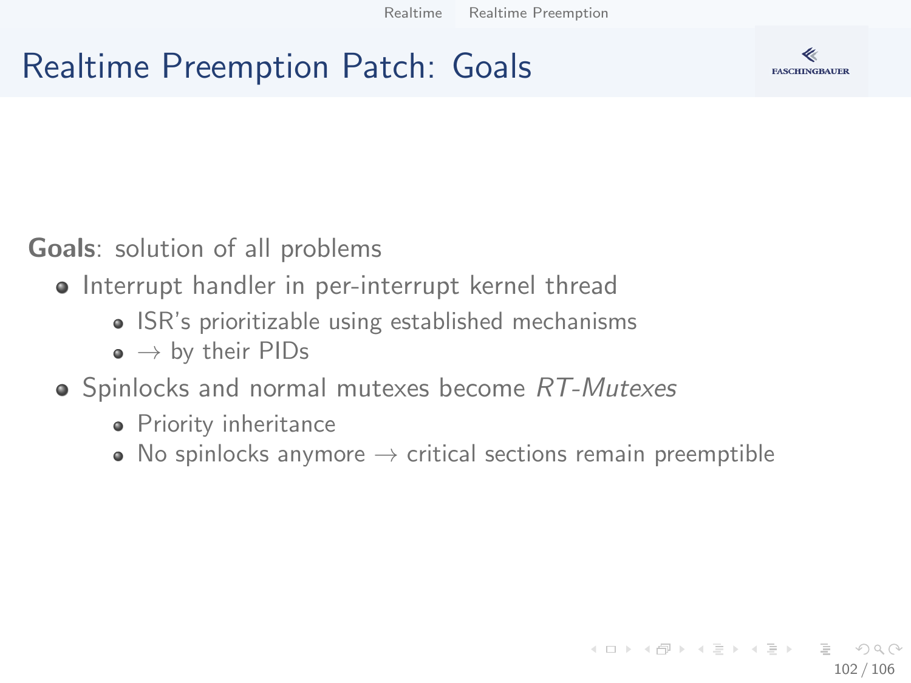# Realtime Preemption Patch: Goals

**Goals**: solution of all problems

- Interrupt handler in per-interrupt kernel thread
  - ISR's prioritizable using established mechanisms
  - $\rightarrow$ by their PIDs
- Spinlocks and normal mutexes become *RT-Mutexes*
  - Priority inheritance
  - No spinlocks anymore $\rightarrow$ critical sections remain preemptible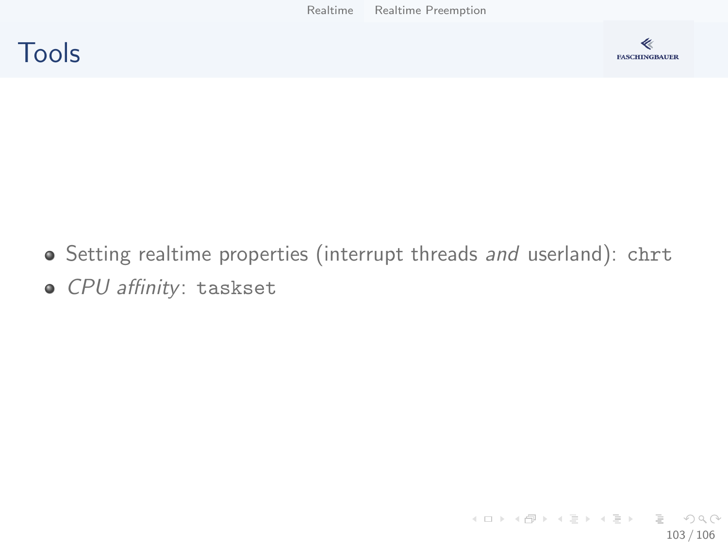# Tools

- Setting realtime properties (interrupt threads *and* userland): `chrt`
- *CPU affinity*: `taskset`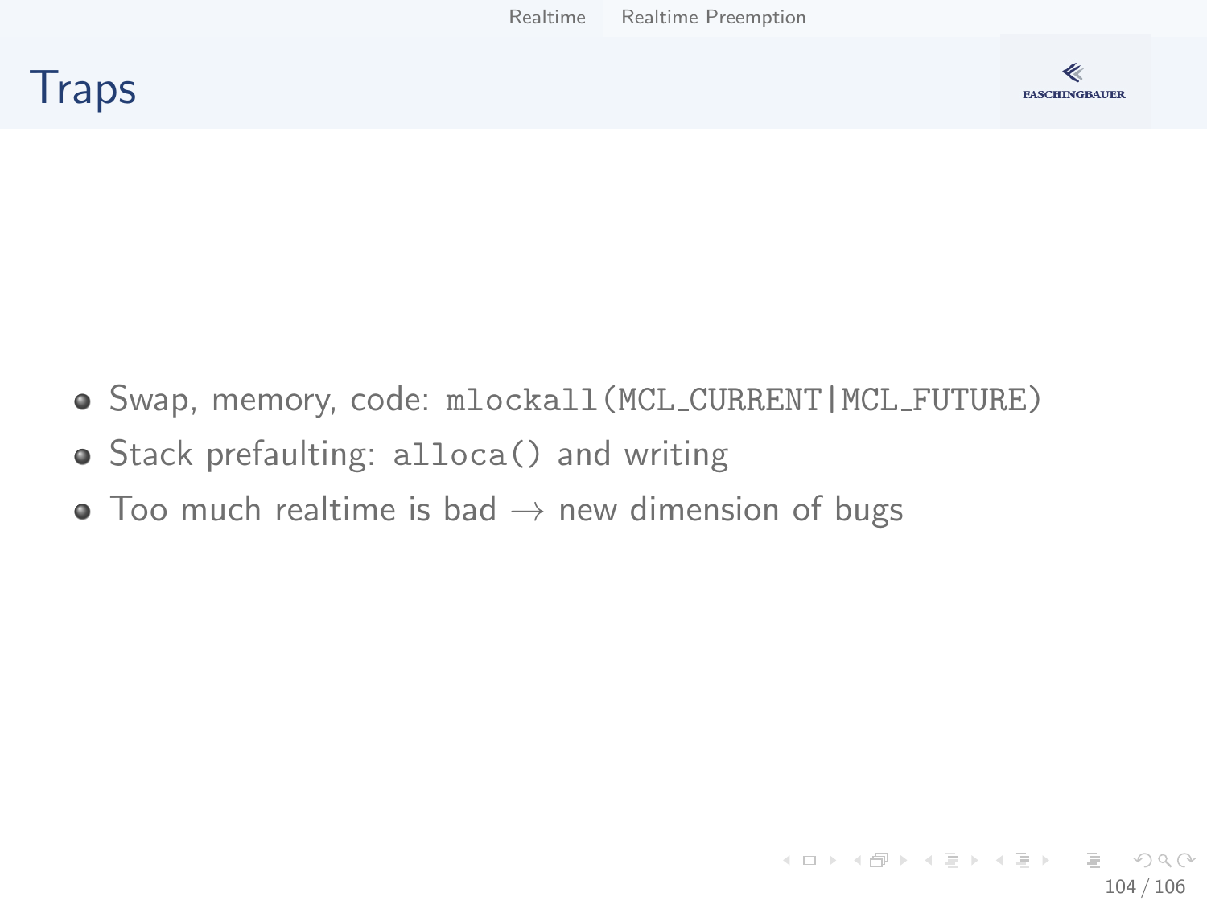# Traps

- Swap, memory, code: `mlockall(MCL_CURRENT|MCL_FUTURE)`
- Stack prefaulting: `alloca()` and writing
- Too much realtime is bad → new dimension of bugs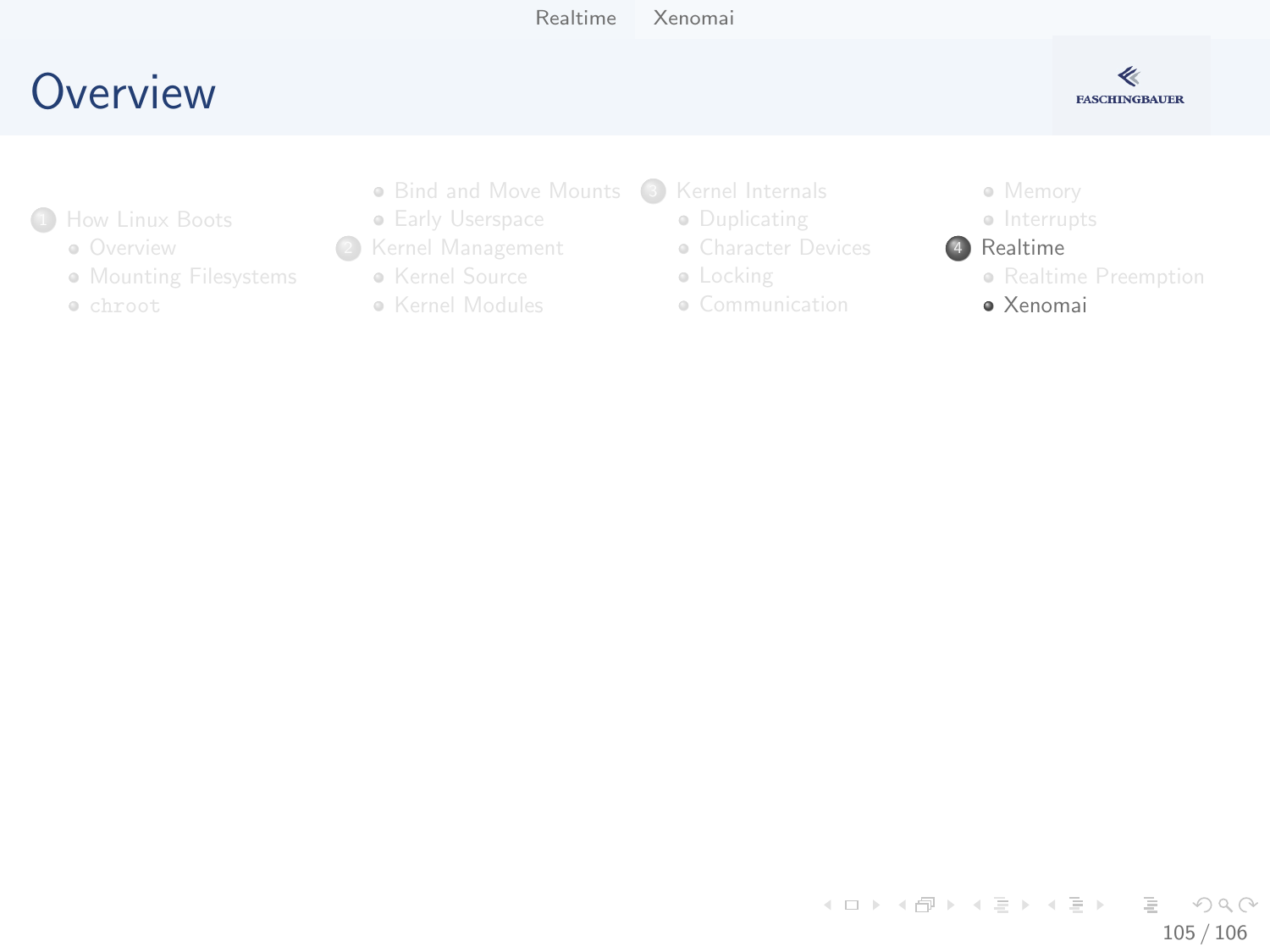# Overview

1. How Linux Boots
   - Overview
   - Mounting Filesystems
   - `chroot`
   - Bind and Move Mounts
   - Early Userspace
2. Kernel Management
   - Kernel Source
   - Kernel Modules
3. Kernel Internals
   - Duplicating
   - Character Devices
   - Locking
   - Communication
   - Memory
   - Interrupts
4. Realtime
   - Realtime Preemption
   - Xenomai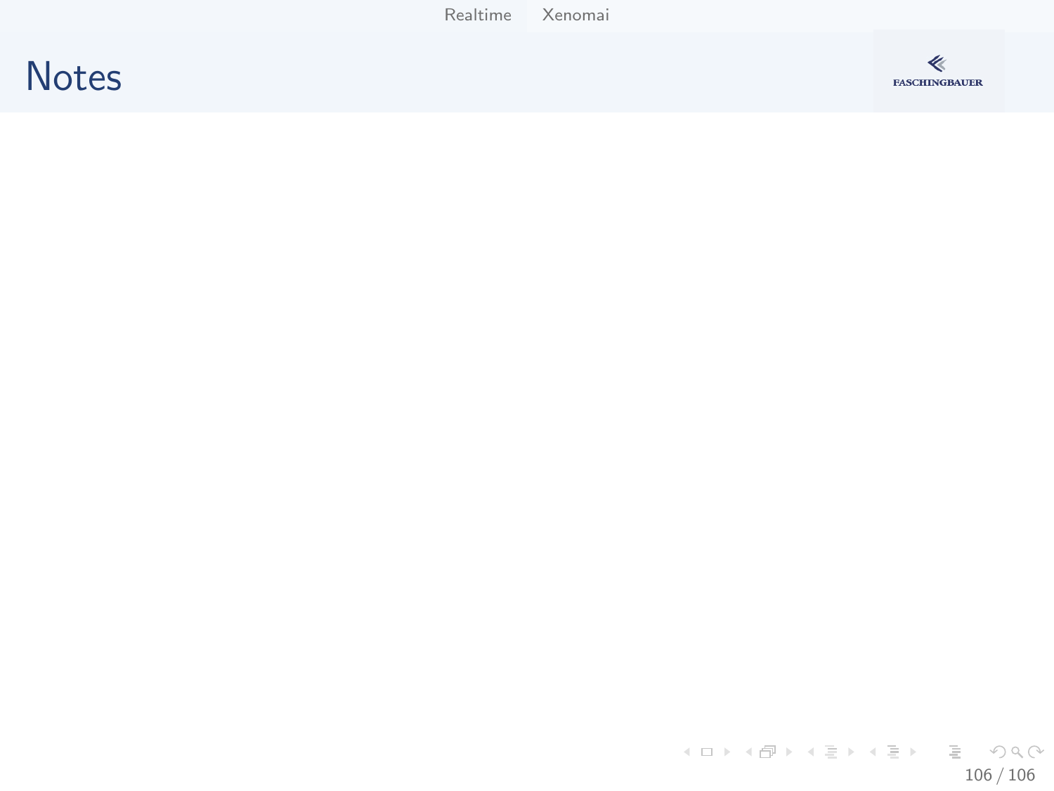# Notes